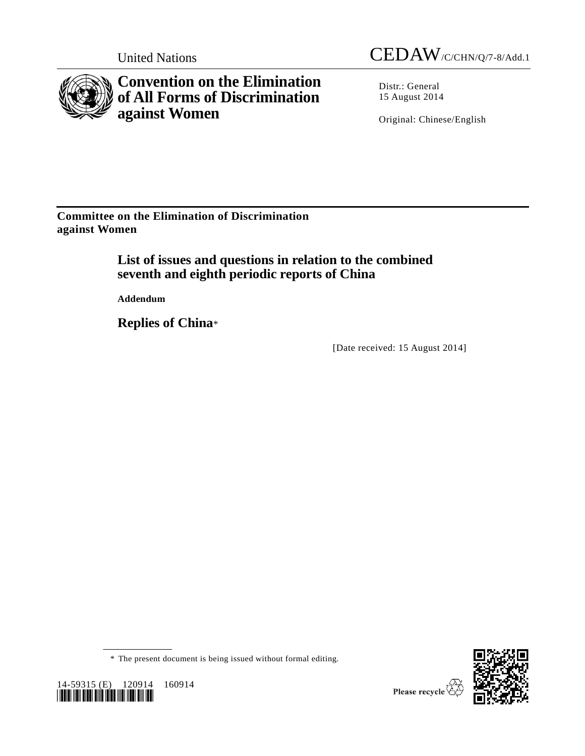United Nations

CEDAW/C/CHN/Q/7-8/Add.1

# Convention on the Elimination of All Forms of Discrimination against Women

Distr.: General
15 August 2014

Original: Chinese/English

**Committee on the Elimination of Discrimination against Women**

## List of issues and questions in relation to the combined seventh and eighth periodic reports of China

**Addendum**

## Replies of China*

[Date received: 15 August 2014]

\* The present document is being issued without formal editing.

14-59315 (E) 120914 160914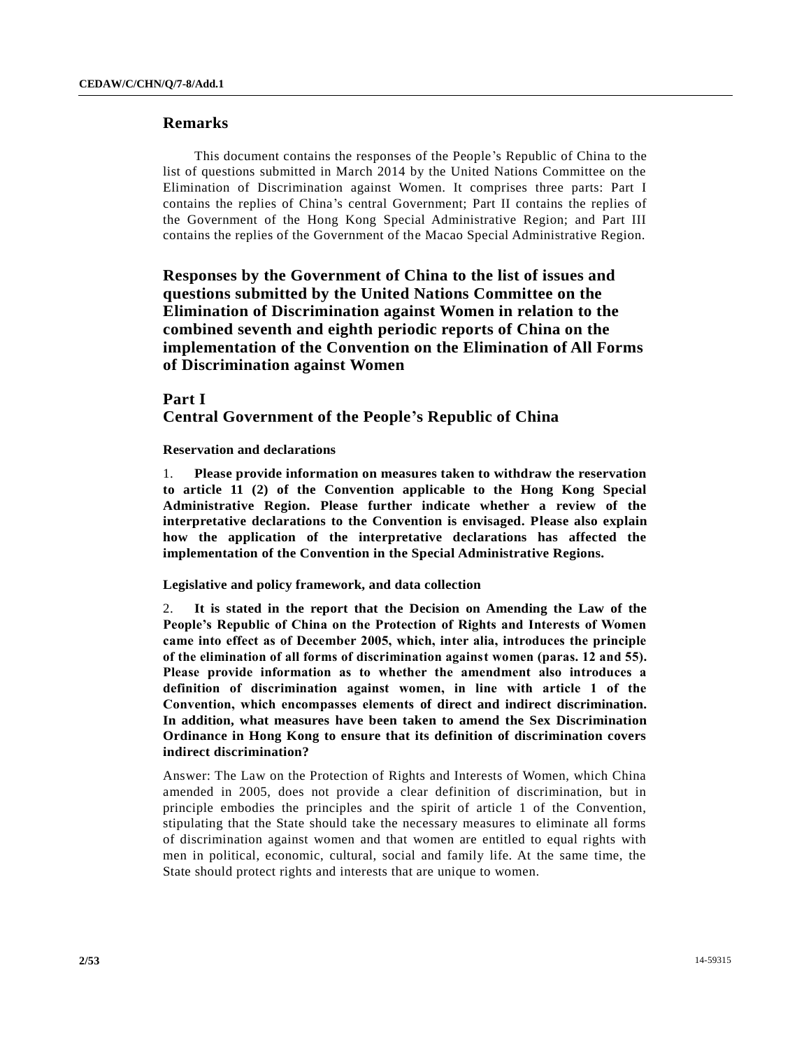## Remarks

This document contains the responses of the People's Republic of China to the list of questions submitted in March 2014 by the United Nations Committee on the Elimination of Discrimination against Women. It comprises three parts: Part I contains the replies of China's central Government; Part II contains the replies of the Government of the Hong Kong Special Administrative Region; and Part III contains the replies of the Government of the Macao Special Administrative Region.

# Responses by the Government of China to the list of issues and questions submitted by the United Nations Committee on the Elimination of Discrimination against Women in relation to the combined seventh and eighth periodic reports of China on the implementation of the Convention on the Elimination of All Forms of Discrimination against Women

## Part I
## Central Government of the People's Republic of China

### Reservation and declarations

1. **Please provide information on measures taken to withdraw the reservation to article 11 (2) of the Convention applicable to the Hong Kong Special Administrative Region. Please further indicate whether a review of the interpretative declarations to the Convention is envisaged. Please also explain how the application of the interpretative declarations has affected the implementation of the Convention in the Special Administrative Regions.**

### Legislative and policy framework, and data collection

2. **It is stated in the report that the Decision on Amending the Law of the People's Republic of China on the Protection of Rights and Interests of Women came into effect as of December 2005, which, inter alia, introduces the principle of the elimination of all forms of discrimination against women (paras. 12 and 55). Please provide information as to whether the amendment also introduces a definition of discrimination against women, in line with article 1 of the Convention, which encompasses elements of direct and indirect discrimination. In addition, what measures have been taken to amend the Sex Discrimination Ordinance in Hong Kong to ensure that its definition of discrimination covers indirect discrimination?**

Answer: The Law on the Protection of Rights and Interests of Women, which China amended in 2005, does not provide a clear definition of discrimination, but in principle embodies the principles and the spirit of article 1 of the Convention, stipulating that the State should take the necessary measures to eliminate all forms of discrimination against women and that women are entitled to equal rights with men in political, economic, cultural, social and family life. At the same time, the State should protect rights and interests that are unique to women.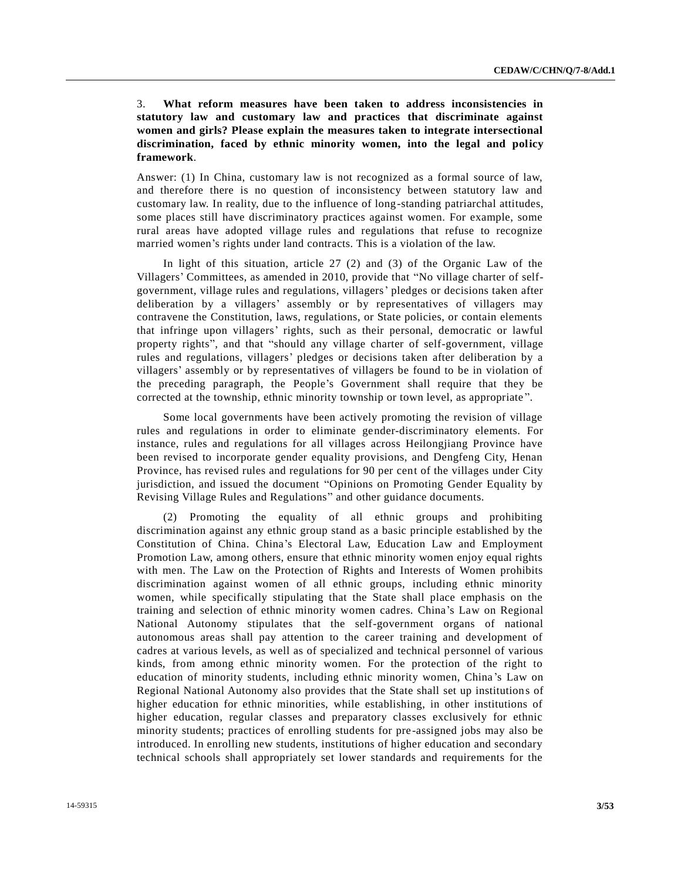3. **What reform measures have been taken to address inconsistencies in statutory law and customary law and practices that discriminate against women and girls? Please explain the measures taken to integrate intersectional discrimination, faced by ethnic minority women, into the legal and policy framework**.

Answer: (1) In China, customary law is not recognized as a formal source of law, and therefore there is no question of inconsistency between statutory law and customary law. In reality, due to the influence of long-standing patriarchal attitudes, some places still have discriminatory practices against women. For example, some rural areas have adopted village rules and regulations that refuse to recognize married women's rights under land contracts. This is a violation of the law.

In light of this situation, article 27 (2) and (3) of the Organic Law of the Villagers' Committees, as amended in 2010, provide that "No village charter of self-government, village rules and regulations, villagers' pledges or decisions taken after deliberation by a villagers' assembly or by representatives of villagers may contravene the Constitution, laws, regulations, or State policies, or contain elements that infringe upon villagers' rights, such as their personal, democratic or lawful property rights", and that "should any village charter of self-government, village rules and regulations, villagers' pledges or decisions taken after deliberation by a villagers' assembly or by representatives of villagers be found to be in violation of the preceding paragraph, the People's Government shall require that they be corrected at the township, ethnic minority township or town level, as appropriate".

Some local governments have been actively promoting the revision of village rules and regulations in order to eliminate gender-discriminatory elements. For instance, rules and regulations for all villages across Heilongjiang Province have been revised to incorporate gender equality provisions, and Dengfeng City, Henan Province, has revised rules and regulations for 90 per cent of the villages under City jurisdiction, and issued the document "Opinions on Promoting Gender Equality by Revising Village Rules and Regulations" and other guidance documents.

(2) Promoting the equality of all ethnic groups and prohibiting discrimination against any ethnic group stand as a basic principle established by the Constitution of China. China's Electoral Law, Education Law and Employment Promotion Law, among others, ensure that ethnic minority women enjoy equal rights with men. The Law on the Protection of Rights and Interests of Women prohibits discrimination against women of all ethnic groups, including ethnic minority women, while specifically stipulating that the State shall place emphasis on the training and selection of ethnic minority women cadres. China's Law on Regional National Autonomy stipulates that the self-government organs of national autonomous areas shall pay attention to the career training and development of cadres at various levels, as well as of specialized and technical personnel of various kinds, from among ethnic minority women. For the protection of the right to education of minority students, including ethnic minority women, China's Law on Regional National Autonomy also provides that the State shall set up institutions of higher education for ethnic minorities, while establishing, in other institutions of higher education, regular classes and preparatory classes exclusively for ethnic minority students; practices of enrolling students for pre-assigned jobs may also be introduced. In enrolling new students, institutions of higher education and secondary technical schools shall appropriately set lower standards and requirements for the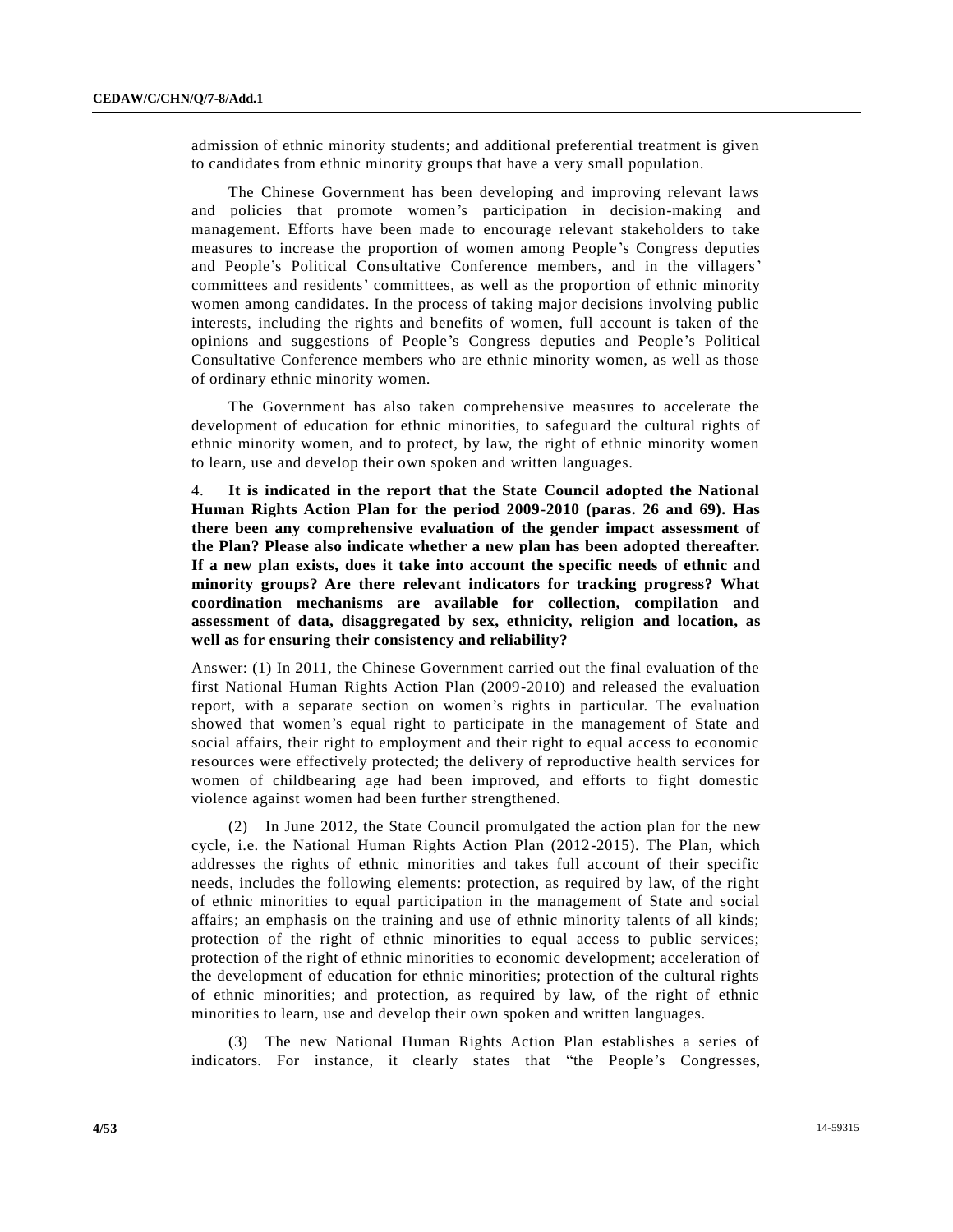admission of ethnic minority students; and additional preferential treatment is given to candidates from ethnic minority groups that have a very small population.

The Chinese Government has been developing and improving relevant laws and policies that promote women's participation in decision-making and management. Efforts have been made to encourage relevant stakeholders to take measures to increase the proportion of women among People's Congress deputies and People's Political Consultative Conference members, and in the villagers' committees and residents' committees, as well as the proportion of ethnic minority women among candidates. In the process of taking major decisions involving public interests, including the rights and benefits of women, full account is taken of the opinions and suggestions of People's Congress deputies and People's Political Consultative Conference members who are ethnic minority women, as well as those of ordinary ethnic minority women.

The Government has also taken comprehensive measures to accelerate the development of education for ethnic minorities, to safeguard the cultural rights of ethnic minority women, and to protect, by law, the right of ethnic minority women to learn, use and develop their own spoken and written languages.

4. **It is indicated in the report that the State Council adopted the National Human Rights Action Plan for the period 2009-2010 (paras. 26 and 69). Has there been any comprehensive evaluation of the gender impact assessment of the Plan? Please also indicate whether a new plan has been adopted thereafter. If a new plan exists, does it take into account the specific needs of ethnic and minority groups? Are there relevant indicators for tracking progress? What coordination mechanisms are available for collection, compilation and assessment of data, disaggregated by sex, ethnicity, religion and location, as well as for ensuring their consistency and reliability?**

Answer: (1) In 2011, the Chinese Government carried out the final evaluation of the first National Human Rights Action Plan (2009-2010) and released the evaluation report, with a separate section on women's rights in particular. The evaluation showed that women's equal right to participate in the management of State and social affairs, their right to employment and their right to equal access to economic resources were effectively protected; the delivery of reproductive health services for women of childbearing age had been improved, and efforts to fight domestic violence against women had been further strengthened.

(2) In June 2012, the State Council promulgated the action plan for the new cycle, i.e. the National Human Rights Action Plan (2012-2015). The Plan, which addresses the rights of ethnic minorities and takes full account of their specific needs, includes the following elements: protection, as required by law, of the right of ethnic minorities to equal participation in the management of State and social affairs; an emphasis on the training and use of ethnic minority talents of all kinds; protection of the right of ethnic minorities to equal access to public services; protection of the right of ethnic minorities to economic development; acceleration of the development of education for ethnic minorities; protection of the cultural rights of ethnic minorities; and protection, as required by law, of the right of ethnic minorities to learn, use and develop their own spoken and written languages.

(3) The new National Human Rights Action Plan establishes a series of indicators. For instance, it clearly states that "the People's Congresses,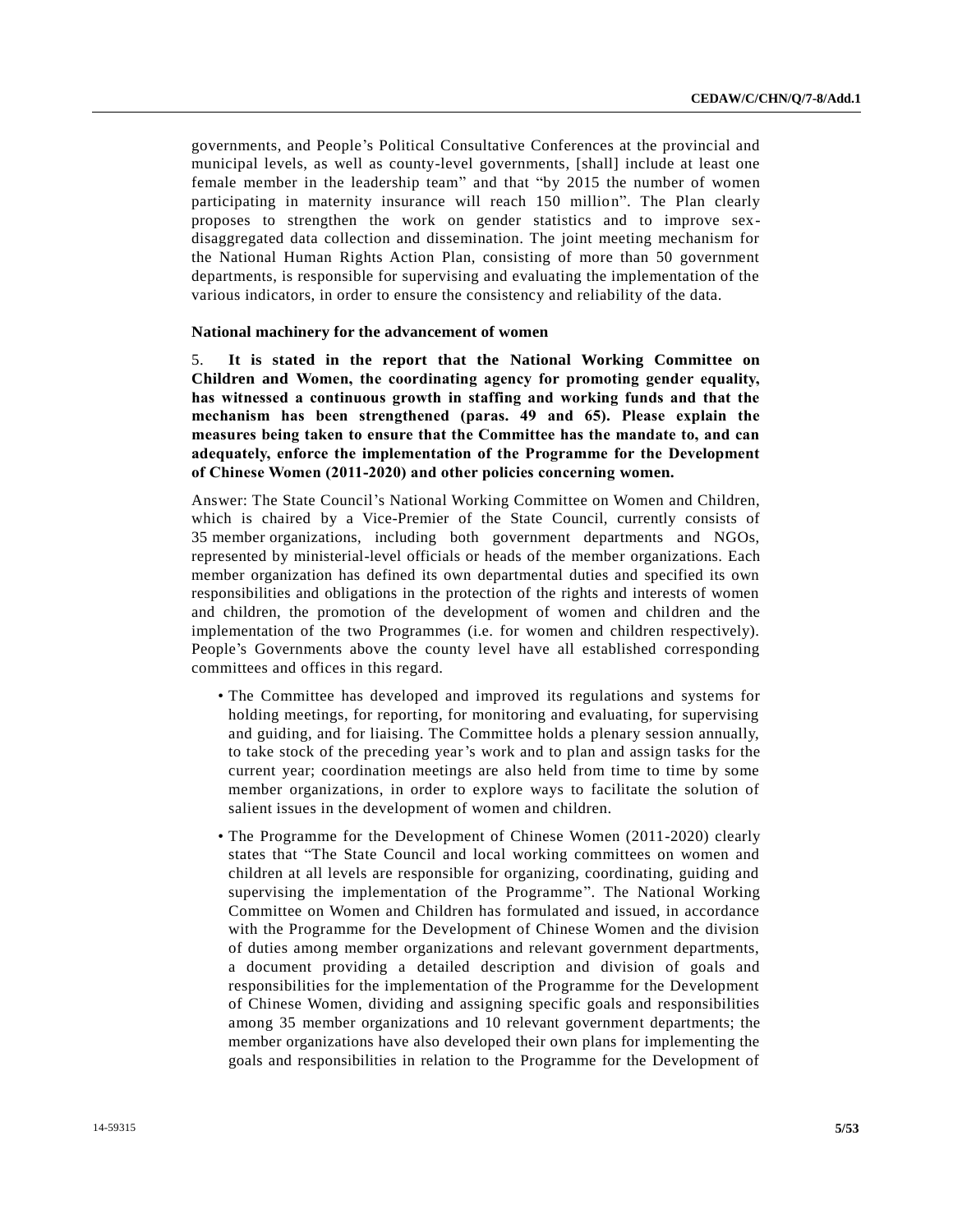governments, and People's Political Consultative Conferences at the provincial and municipal levels, as well as county-level governments, [shall] include at least one female member in the leadership team" and that "by 2015 the number of women participating in maternity insurance will reach 150 million". The Plan clearly proposes to strengthen the work on gender statistics and to improve sex-disaggregated data collection and dissemination. The joint meeting mechanism for the National Human Rights Action Plan, consisting of more than 50 government departments, is responsible for supervising and evaluating the implementation of the various indicators, in order to ensure the consistency and reliability of the data.

**National machinery for the advancement of women**

5. **It is stated in the report that the National Working Committee on Children and Women, the coordinating agency for promoting gender equality, has witnessed a continuous growth in staffing and working funds and that the mechanism has been strengthened (paras. 49 and 65). Please explain the measures being taken to ensure that the Committee has the mandate to, and can adequately, enforce the implementation of the Programme for the Development of Chinese Women (2011-2020) and other policies concerning women.**

Answer: The State Council's National Working Committee on Women and Children, which is chaired by a Vice-Premier of the State Council, currently consists of 35 member organizations, including both government departments and NGOs, represented by ministerial-level officials or heads of the member organizations. Each member organization has defined its own departmental duties and specified its own responsibilities and obligations in the protection of the rights and interests of women and children, the promotion of the development of women and children and the implementation of the two Programmes (i.e. for women and children respectively). People's Governments above the county level have all established corresponding committees and offices in this regard.

- The Committee has developed and improved its regulations and systems for holding meetings, for reporting, for monitoring and evaluating, for supervising and guiding, and for liaising. The Committee holds a plenary session annually, to take stock of the preceding year's work and to plan and assign tasks for the current year; coordination meetings are also held from time to time by some member organizations, in order to explore ways to facilitate the solution of salient issues in the development of women and children.
- The Programme for the Development of Chinese Women (2011-2020) clearly states that "The State Council and local working committees on women and children at all levels are responsible for organizing, coordinating, guiding and supervising the implementation of the Programme". The National Working Committee on Women and Children has formulated and issued, in accordance with the Programme for the Development of Chinese Women and the division of duties among member organizations and relevant government departments, a document providing a detailed description and division of goals and responsibilities for the implementation of the Programme for the Development of Chinese Women, dividing and assigning specific goals and responsibilities among 35 member organizations and 10 relevant government departments; the member organizations have also developed their own plans for implementing the goals and responsibilities in relation to the Programme for the Development of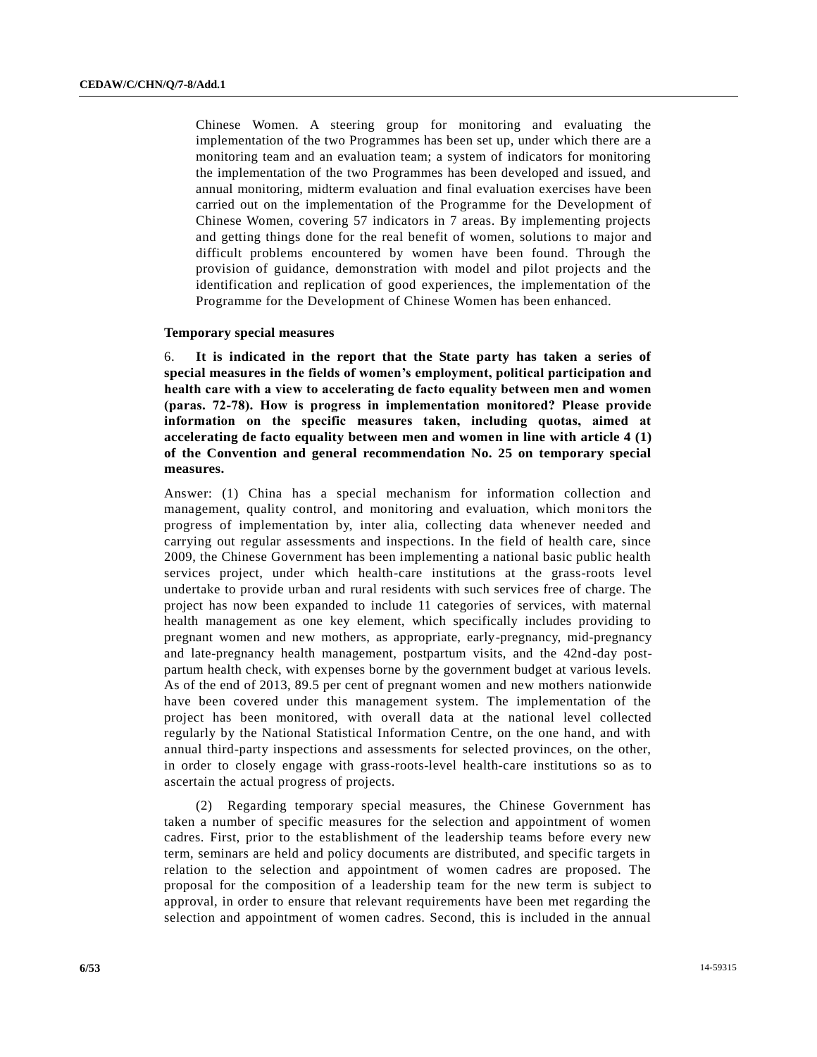Chinese Women. A steering group for monitoring and evaluating the implementation of the two Programmes has been set up, under which there are a monitoring team and an evaluation team; a system of indicators for monitoring the implementation of the two Programmes has been developed and issued, and annual monitoring, midterm evaluation and final evaluation exercises have been carried out on the implementation of the Programme for the Development of Chinese Women, covering 57 indicators in 7 areas. By implementing projects and getting things done for the real benefit of women, solutions to major and difficult problems encountered by women have been found. Through the provision of guidance, demonstration with model and pilot projects and the identification and replication of good experiences, the implementation of the Programme for the Development of Chinese Women has been enhanced.

**Temporary special measures**

6. **It is indicated in the report that the State party has taken a series of special measures in the fields of women's employment, political participation and health care with a view to accelerating de facto equality between men and women (paras. 72-78). How is progress in implementation monitored? Please provide information on the specific measures taken, including quotas, aimed at accelerating de facto equality between men and women in line with article 4 (1) of the Convention and general recommendation No. 25 on temporary special measures.**

Answer: (1) China has a special mechanism for information collection and management, quality control, and monitoring and evaluation, which monitors the progress of implementation by, inter alia, collecting data whenever needed and carrying out regular assessments and inspections. In the field of health care, since 2009, the Chinese Government has been implementing a national basic public health services project, under which health-care institutions at the grass-roots level undertake to provide urban and rural residents with such services free of charge. The project has now been expanded to include 11 categories of services, with maternal health management as one key element, which specifically includes providing to pregnant women and new mothers, as appropriate, early-pregnancy, mid-pregnancy and late-pregnancy health management, postpartum visits, and the 42nd-day post-partum health check, with expenses borne by the government budget at various levels. As of the end of 2013, 89.5 per cent of pregnant women and new mothers nationwide have been covered under this management system. The implementation of the project has been monitored, with overall data at the national level collected regularly by the National Statistical Information Centre, on the one hand, and with annual third-party inspections and assessments for selected provinces, on the other, in order to closely engage with grass-roots-level health-care institutions so as to ascertain the actual progress of projects.

(2) Regarding temporary special measures, the Chinese Government has taken a number of specific measures for the selection and appointment of women cadres. First, prior to the establishment of the leadership teams before every new term, seminars are held and policy documents are distributed, and specific targets in relation to the selection and appointment of women cadres are proposed. The proposal for the composition of a leadership team for the new term is subject to approval, in order to ensure that relevant requirements have been met regarding the selection and appointment of women cadres. Second, this is included in the annual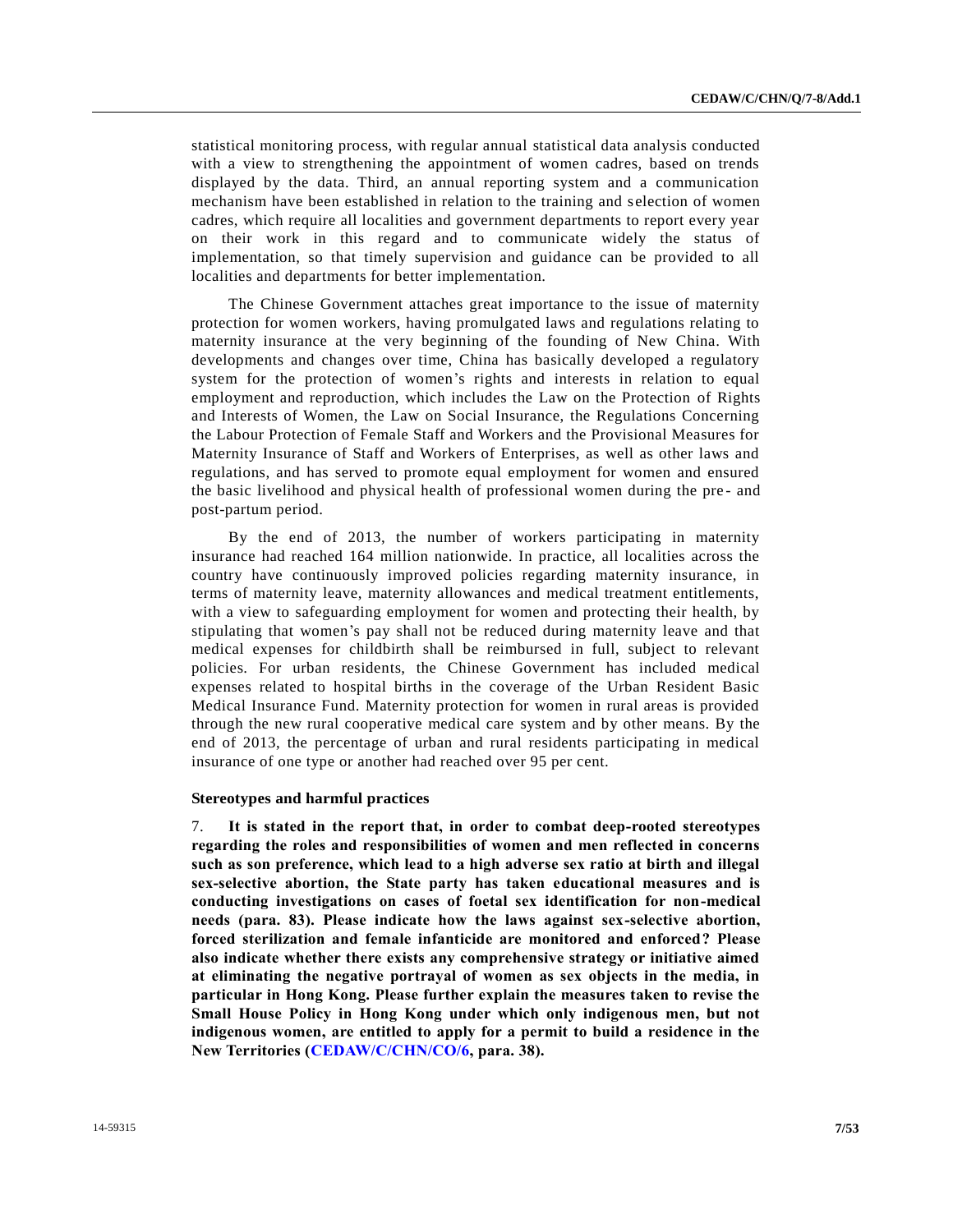statistical monitoring process, with regular annual statistical data analysis conducted with a view to strengthening the appointment of women cadres, based on trends displayed by the data. Third, an annual reporting system and a communication mechanism have been established in relation to the training and selection of women cadres, which require all localities and government departments to report every year on their work in this regard and to communicate widely the status of implementation, so that timely supervision and guidance can be provided to all localities and departments for better implementation.

The Chinese Government attaches great importance to the issue of maternity protection for women workers, having promulgated laws and regulations relating to maternity insurance at the very beginning of the founding of New China. With developments and changes over time, China has basically developed a regulatory system for the protection of women's rights and interests in relation to equal employment and reproduction, which includes the Law on the Protection of Rights and Interests of Women, the Law on Social Insurance, the Regulations Concerning the Labour Protection of Female Staff and Workers and the Provisional Measures for Maternity Insurance of Staff and Workers of Enterprises, as well as other laws and regulations, and has served to promote equal employment for women and ensured the basic livelihood and physical health of professional women during the pre- and post-partum period.

By the end of 2013, the number of workers participating in maternity insurance had reached 164 million nationwide. In practice, all localities across the country have continuously improved policies regarding maternity insurance, in terms of maternity leave, maternity allowances and medical treatment entitlements, with a view to safeguarding employment for women and protecting their health, by stipulating that women's pay shall not be reduced during maternity leave and that medical expenses for childbirth shall be reimbursed in full, subject to relevant policies. For urban residents, the Chinese Government has included medical expenses related to hospital births in the coverage of the Urban Resident Basic Medical Insurance Fund. Maternity protection for women in rural areas is provided through the new rural cooperative medical care system and by other means. By the end of 2013, the percentage of urban and rural residents participating in medical insurance of one type or another had reached over 95 per cent.

### Stereotypes and harmful practices

7. **It is stated in the report that, in order to combat deep-rooted stereotypes regarding the roles and responsibilities of women and men reflected in concerns such as son preference, which lead to a high adverse sex ratio at birth and illegal sex-selective abortion, the State party has taken educational measures and is conducting investigations on cases of foetal sex identification for non-medical needs (para. 83). Please indicate how the laws against sex-selective abortion, forced sterilization and female infanticide are monitored and enforced? Please also indicate whether there exists any comprehensive strategy or initiative aimed at eliminating the negative portrayal of women as sex objects in the media, in particular in Hong Kong. Please further explain the measures taken to revise the Small House Policy in Hong Kong under which only indigenous men, but not indigenous women, are entitled to apply for a permit to build a residence in the New Territories (CEDAW/C/CHN/CO/6, para. 38).**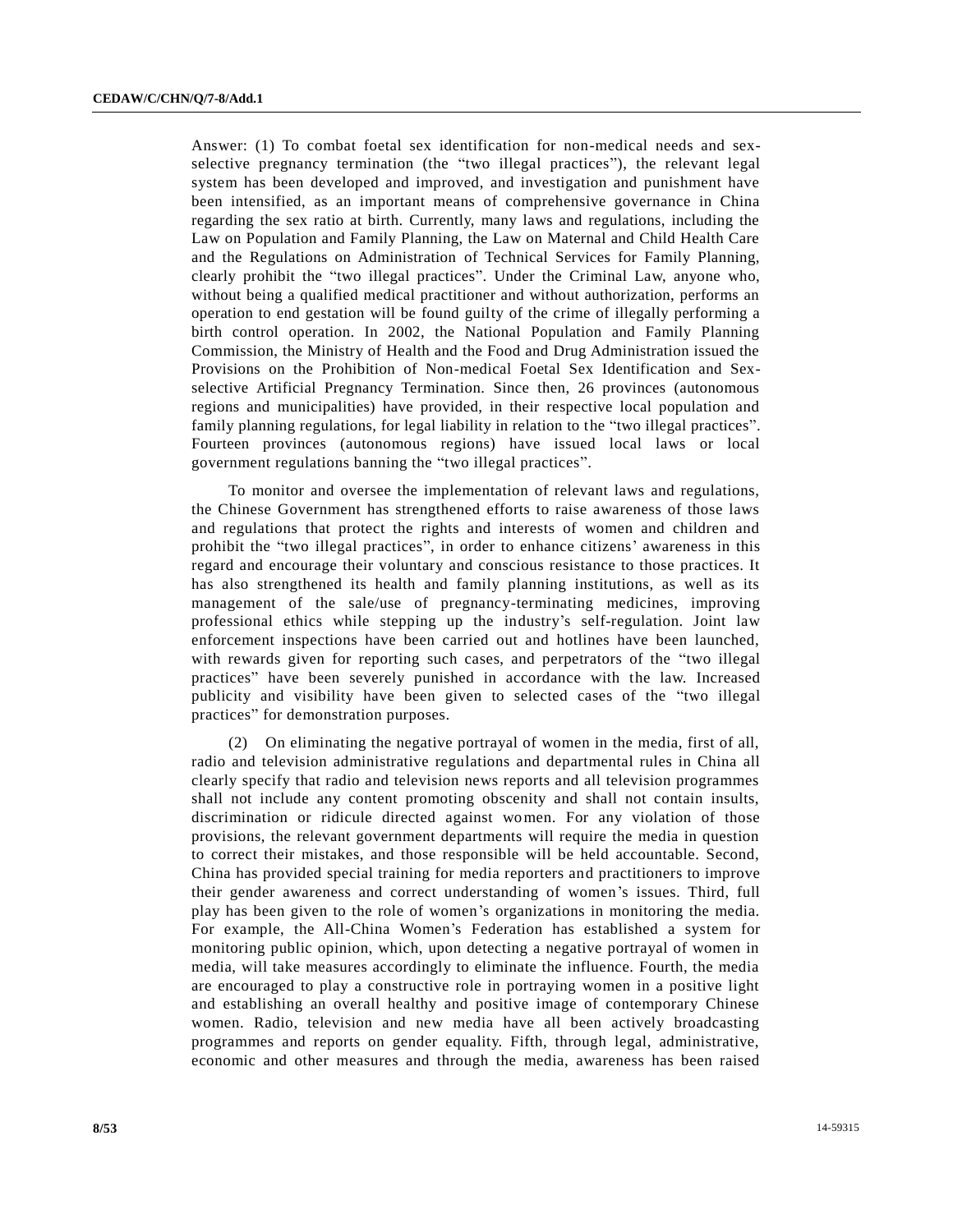Answer: (1) To combat foetal sex identification for non-medical needs and sex-selective pregnancy termination (the "two illegal practices"), the relevant legal system has been developed and improved, and investigation and punishment have been intensified, as an important means of comprehensive governance in China regarding the sex ratio at birth. Currently, many laws and regulations, including the Law on Population and Family Planning, the Law on Maternal and Child Health Care and the Regulations on Administration of Technical Services for Family Planning, clearly prohibit the "two illegal practices". Under the Criminal Law, anyone who, without being a qualified medical practitioner and without authorization, performs an operation to end gestation will be found guilty of the crime of illegally performing a birth control operation. In 2002, the National Population and Family Planning Commission, the Ministry of Health and the Food and Drug Administration issued the Provisions on the Prohibition of Non-medical Foetal Sex Identification and Sex-selective Artificial Pregnancy Termination. Since then, 26 provinces (autonomous regions and municipalities) have provided, in their respective local population and family planning regulations, for legal liability in relation to the "two illegal practices". Fourteen provinces (autonomous regions) have issued local laws or local government regulations banning the "two illegal practices".

To monitor and oversee the implementation of relevant laws and regulations, the Chinese Government has strengthened efforts to raise awareness of those laws and regulations that protect the rights and interests of women and children and prohibit the "two illegal practices", in order to enhance citizens' awareness in this regard and encourage their voluntary and conscious resistance to those practices. It has also strengthened its health and family planning institutions, as well as its management of the sale/use of pregnancy-terminating medicines, improving professional ethics while stepping up the industry's self-regulation. Joint law enforcement inspections have been carried out and hotlines have been launched, with rewards given for reporting such cases, and perpetrators of the "two illegal practices" have been severely punished in accordance with the law. Increased publicity and visibility have been given to selected cases of the "two illegal practices" for demonstration purposes.

(2) On eliminating the negative portrayal of women in the media, first of all, radio and television administrative regulations and departmental rules in China all clearly specify that radio and television news reports and all television programmes shall not include any content promoting obscenity and shall not contain insults, discrimination or ridicule directed against women. For any violation of those provisions, the relevant government departments will require the media in question to correct their mistakes, and those responsible will be held accountable. Second, China has provided special training for media reporters and practitioners to improve their gender awareness and correct understanding of women's issues. Third, full play has been given to the role of women's organizations in monitoring the media. For example, the All-China Women's Federation has established a system for monitoring public opinion, which, upon detecting a negative portrayal of women in media, will take measures accordingly to eliminate the influence. Fourth, the media are encouraged to play a constructive role in portraying women in a positive light and establishing an overall healthy and positive image of contemporary Chinese women. Radio, television and new media have all been actively broadcasting programmes and reports on gender equality. Fifth, through legal, administrative, economic and other measures and through the media, awareness has been raised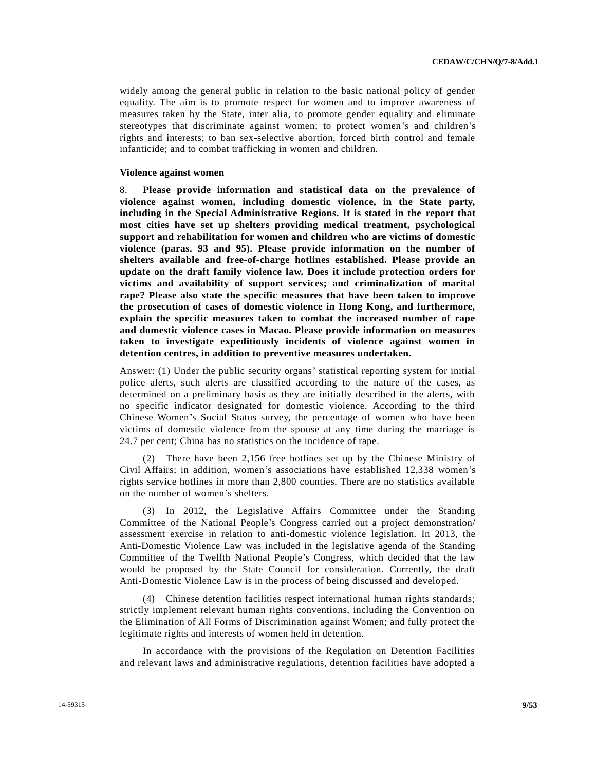widely among the general public in relation to the basic national policy of gender equality. The aim is to promote respect for women and to improve awareness of measures taken by the State, inter alia, to promote gender equality and eliminate stereotypes that discriminate against women; to protect women's and children's rights and interests; to ban sex-selective abortion, forced birth control and female infanticide; and to combat trafficking in women and children.

**Violence against women**

8. **Please provide information and statistical data on the prevalence of violence against women, including domestic violence, in the State party, including in the Special Administrative Regions. It is stated in the report that most cities have set up shelters providing medical treatment, psychological support and rehabilitation for women and children who are victims of domestic violence (paras. 93 and 95). Please provide information on the number of shelters available and free-of-charge hotlines established. Please provide an update on the draft family violence law. Does it include protection orders for victims and availability of support services; and criminalization of marital rape? Please also state the specific measures that have been taken to improve the prosecution of cases of domestic violence in Hong Kong, and furthermore, explain the specific measures taken to combat the increased number of rape and domestic violence cases in Macao. Please provide information on measures taken to investigate expeditiously incidents of violence against women in detention centres, in addition to preventive measures undertaken.**

Answer: (1) Under the public security organs' statistical reporting system for initial police alerts, such alerts are classified according to the nature of the cases, as determined on a preliminary basis as they are initially described in the alerts, with no specific indicator designated for domestic violence. According to the third Chinese Women's Social Status survey, the percentage of women who have been victims of domestic violence from the spouse at any time during the marriage is 24.7 per cent; China has no statistics on the incidence of rape.

(2) There have been 2,156 free hotlines set up by the Chinese Ministry of Civil Affairs; in addition, women's associations have established 12,338 women's rights service hotlines in more than 2,800 counties. There are no statistics available on the number of women's shelters.

(3) In 2012, the Legislative Affairs Committee under the Standing Committee of the National People's Congress carried out a project demonstration/assessment exercise in relation to anti-domestic violence legislation. In 2013, the Anti-Domestic Violence Law was included in the legislative agenda of the Standing Committee of the Twelfth National People's Congress, which decided that the law would be proposed by the State Council for consideration. Currently, the draft Anti-Domestic Violence Law is in the process of being discussed and developed.

(4) Chinese detention facilities respect international human rights standards; strictly implement relevant human rights conventions, including the Convention on the Elimination of All Forms of Discrimination against Women; and fully protect the legitimate rights and interests of women held in detention.

In accordance with the provisions of the Regulation on Detention Facilities and relevant laws and administrative regulations, detention facilities have adopted a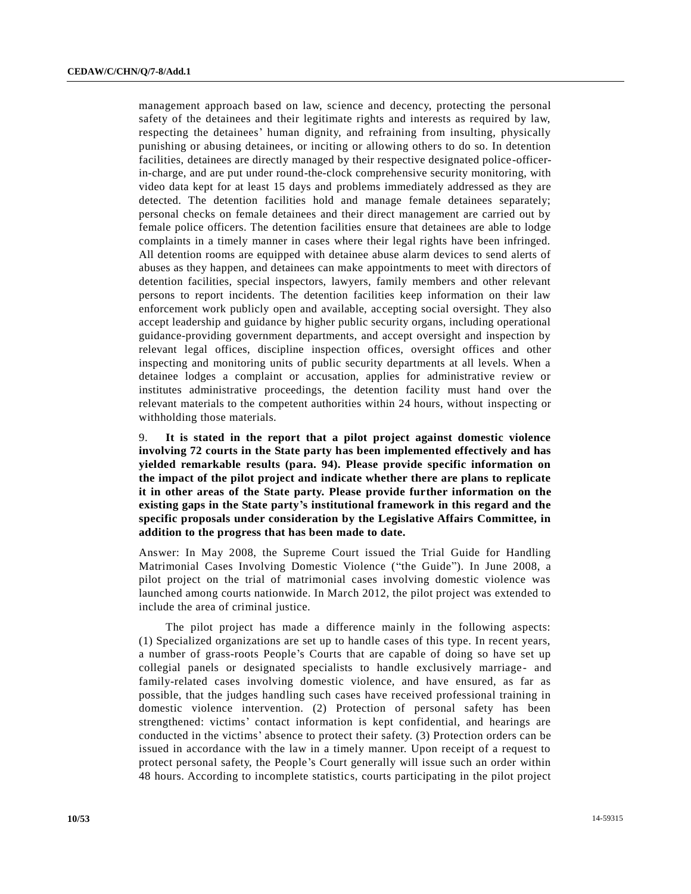management approach based on law, science and decency, protecting the personal safety of the detainees and their legitimate rights and interests as required by law, respecting the detainees' human dignity, and refraining from insulting, physically punishing or abusing detainees, or inciting or allowing others to do so. In detention facilities, detainees are directly managed by their respective designated police-officer-in-charge, and are put under round-the-clock comprehensive security monitoring, with video data kept for at least 15 days and problems immediately addressed as they are detected. The detention facilities hold and manage female detainees separately; personal checks on female detainees and their direct management are carried out by female police officers. The detention facilities ensure that detainees are able to lodge complaints in a timely manner in cases where their legal rights have been infringed. All detention rooms are equipped with detainee abuse alarm devices to send alerts of abuses as they happen, and detainees can make appointments to meet with directors of detention facilities, special inspectors, lawyers, family members and other relevant persons to report incidents. The detention facilities keep information on their law enforcement work publicly open and available, accepting social oversight. They also accept leadership and guidance by higher public security organs, including operational guidance-providing government departments, and accept oversight and inspection by relevant legal offices, discipline inspection offices, oversight offices and other inspecting and monitoring units of public security departments at all levels. When a detainee lodges a complaint or accusation, applies for administrative review or institutes administrative proceedings, the detention facility must hand over the relevant materials to the competent authorities within 24 hours, without inspecting or withholding those materials.

9. **It is stated in the report that a pilot project against domestic violence involving 72 courts in the State party has been implemented effectively and has yielded remarkable results (para. 94). Please provide specific information on the impact of the pilot project and indicate whether there are plans to replicate it in other areas of the State party. Please provide further information on the existing gaps in the State party's institutional framework in this regard and the specific proposals under consideration by the Legislative Affairs Committee, in addition to the progress that has been made to date.**

Answer: In May 2008, the Supreme Court issued the Trial Guide for Handling Matrimonial Cases Involving Domestic Violence ("the Guide"). In June 2008, a pilot project on the trial of matrimonial cases involving domestic violence was launched among courts nationwide. In March 2012, the pilot project was extended to include the area of criminal justice.

The pilot project has made a difference mainly in the following aspects: (1) Specialized organizations are set up to handle cases of this type. In recent years, a number of grass-roots People's Courts that are capable of doing so have set up collegial panels or designated specialists to handle exclusively marriage- and family-related cases involving domestic violence, and have ensured, as far as possible, that the judges handling such cases have received professional training in domestic violence intervention. (2) Protection of personal safety has been strengthened: victims' contact information is kept confidential, and hearings are conducted in the victims' absence to protect their safety. (3) Protection orders can be issued in accordance with the law in a timely manner. Upon receipt of a request to protect personal safety, the People's Court generally will issue such an order within 48 hours. According to incomplete statistics, courts participating in the pilot project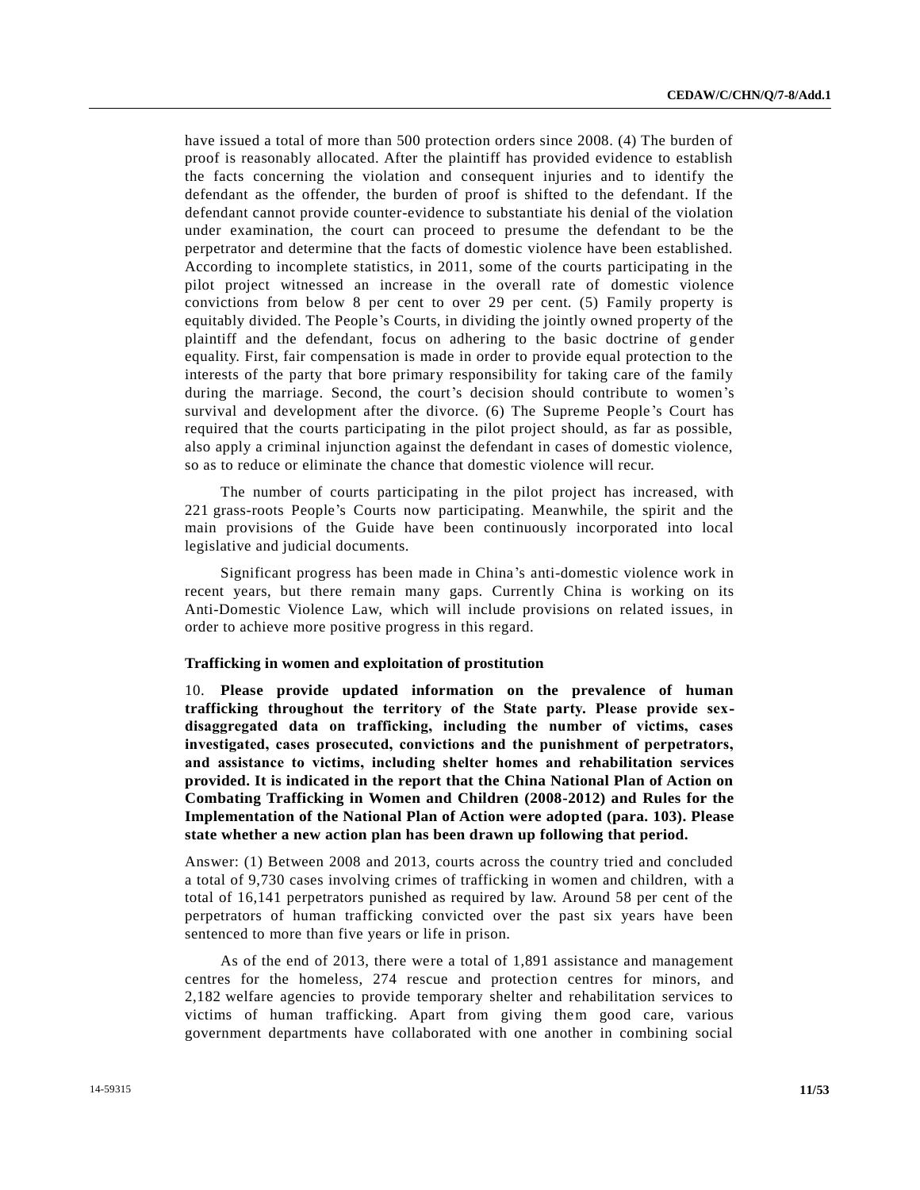have issued a total of more than 500 protection orders since 2008. (4) The burden of proof is reasonably allocated. After the plaintiff has provided evidence to establish the facts concerning the violation and consequent injuries and to identify the defendant as the offender, the burden of proof is shifted to the defendant. If the defendant cannot provide counter-evidence to substantiate his denial of the violation under examination, the court can proceed to presume the defendant to be the perpetrator and determine that the facts of domestic violence have been established. According to incomplete statistics, in 2011, some of the courts participating in the pilot project witnessed an increase in the overall rate of domestic violence convictions from below 8 per cent to over 29 per cent. (5) Family property is equitably divided. The People's Courts, in dividing the jointly owned property of the plaintiff and the defendant, focus on adhering to the basic doctrine of gender equality. First, fair compensation is made in order to provide equal protection to the interests of the party that bore primary responsibility for taking care of the family during the marriage. Second, the court's decision should contribute to women's survival and development after the divorce. (6) The Supreme People's Court has required that the courts participating in the pilot project should, as far as possible, also apply a criminal injunction against the defendant in cases of domestic violence, so as to reduce or eliminate the chance that domestic violence will recur.

The number of courts participating in the pilot project has increased, with 221 grass-roots People's Courts now participating. Meanwhile, the spirit and the main provisions of the Guide have been continuously incorporated into local legislative and judicial documents.

Significant progress has been made in China's anti-domestic violence work in recent years, but there remain many gaps. Currently China is working on its Anti-Domestic Violence Law, which will include provisions on related issues, in order to achieve more positive progress in this regard.

### Trafficking in women and exploitation of prostitution

10. **Please provide updated information on the prevalence of human trafficking throughout the territory of the State party. Please provide sex-disaggregated data on trafficking, including the number of victims, cases investigated, cases prosecuted, convictions and the punishment of perpetrators, and assistance to victims, including shelter homes and rehabilitation services provided. It is indicated in the report that the China National Plan of Action on Combating Trafficking in Women and Children (2008-2012) and Rules for the Implementation of the National Plan of Action were adopted (para. 103). Please state whether a new action plan has been drawn up following that period.**

Answer: (1) Between 2008 and 2013, courts across the country tried and concluded a total of 9,730 cases involving crimes of trafficking in women and children, with a total of 16,141 perpetrators punished as required by law. Around 58 per cent of the perpetrators of human trafficking convicted over the past six years have been sentenced to more than five years or life in prison.

As of the end of 2013, there were a total of 1,891 assistance and management centres for the homeless, 274 rescue and protection centres for minors, and 2,182 welfare agencies to provide temporary shelter and rehabilitation services to victims of human trafficking. Apart from giving them good care, various government departments have collaborated with one another in combining social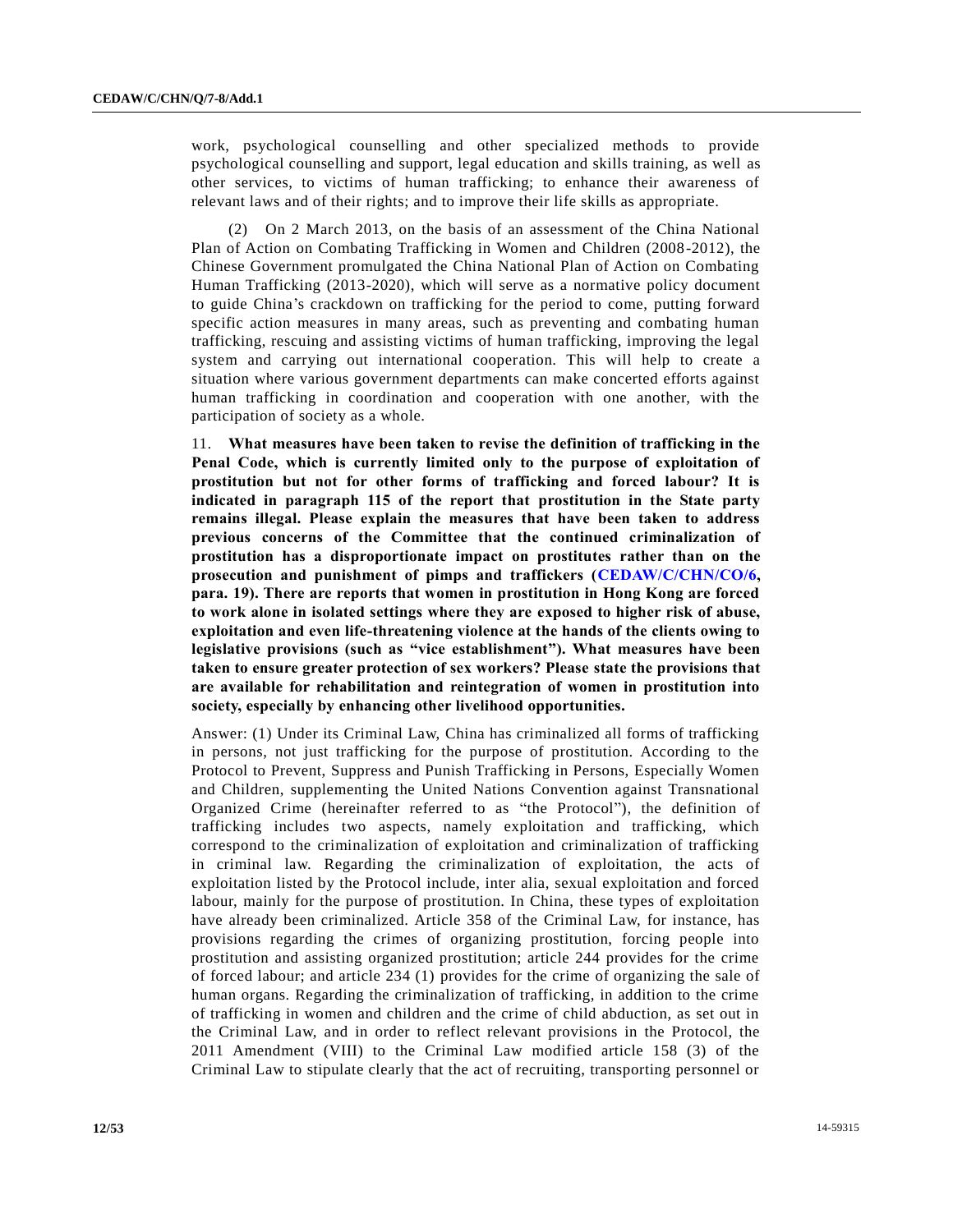work, psychological counselling and other specialized methods to provide psychological counselling and support, legal education and skills training, as well as other services, to victims of human trafficking; to enhance their awareness of relevant laws and of their rights; and to improve their life skills as appropriate.

(2) On 2 March 2013, on the basis of an assessment of the China National Plan of Action on Combating Trafficking in Women and Children (2008-2012), the Chinese Government promulgated the China National Plan of Action on Combating Human Trafficking (2013-2020), which will serve as a normative policy document to guide China's crackdown on trafficking for the period to come, putting forward specific action measures in many areas, such as preventing and combating human trafficking, rescuing and assisting victims of human trafficking, improving the legal system and carrying out international cooperation. This will help to create a situation where various government departments can make concerted efforts against human trafficking in coordination and cooperation with one another, with the participation of society as a whole.

11. **What measures have been taken to revise the definition of trafficking in the Penal Code, which is currently limited only to the purpose of exploitation of prostitution but not for other forms of trafficking and forced labour? It is indicated in paragraph 115 of the report that prostitution in the State party remains illegal. Please explain the measures that have been taken to address previous concerns of the Committee that the continued criminalization of prostitution has a disproportionate impact on prostitutes rather than on the prosecution and punishment of pimps and traffickers (CEDAW/C/CHN/CO/6, para. 19). There are reports that women in prostitution in Hong Kong are forced to work alone in isolated settings where they are exposed to higher risk of abuse, exploitation and even life-threatening violence at the hands of the clients owing to legislative provisions (such as "vice establishment"). What measures have been taken to ensure greater protection of sex workers? Please state the provisions that are available for rehabilitation and reintegration of women in prostitution into society, especially by enhancing other livelihood opportunities.**

Answer: (1) Under its Criminal Law, China has criminalized all forms of trafficking in persons, not just trafficking for the purpose of prostitution. According to the Protocol to Prevent, Suppress and Punish Trafficking in Persons, Especially Women and Children, supplementing the United Nations Convention against Transnational Organized Crime (hereinafter referred to as "the Protocol"), the definition of trafficking includes two aspects, namely exploitation and trafficking, which correspond to the criminalization of exploitation and criminalization of trafficking in criminal law. Regarding the criminalization of exploitation, the acts of exploitation listed by the Protocol include, inter alia, sexual exploitation and forced labour, mainly for the purpose of prostitution. In China, these types of exploitation have already been criminalized. Article 358 of the Criminal Law, for instance, has provisions regarding the crimes of organizing prostitution, forcing people into prostitution and assisting organized prostitution; article 244 provides for the crime of forced labour; and article 234 (1) provides for the crime of organizing the sale of human organs. Regarding the criminalization of trafficking, in addition to the crime of trafficking in women and children and the crime of child abduction, as set out in the Criminal Law, and in order to reflect relevant provisions in the Protocol, the 2011 Amendment (VIII) to the Criminal Law modified article 158 (3) of the Criminal Law to stipulate clearly that the act of recruiting, transporting personnel or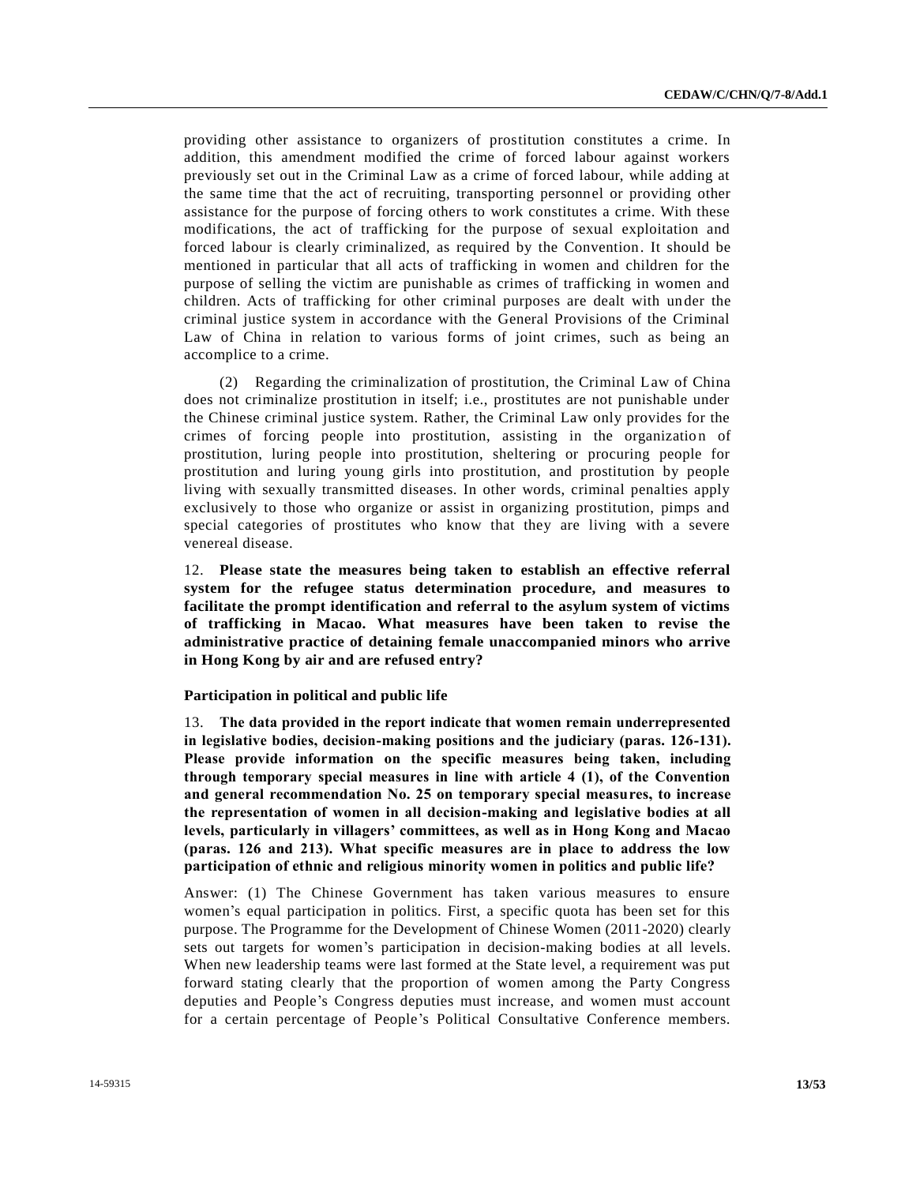providing other assistance to organizers of prostitution constitutes a crime. In addition, this amendment modified the crime of forced labour against workers previously set out in the Criminal Law as a crime of forced labour, while adding at the same time that the act of recruiting, transporting personnel or providing other assistance for the purpose of forcing others to work constitutes a crime. With these modifications, the act of trafficking for the purpose of sexual exploitation and forced labour is clearly criminalized, as required by the Convention. It should be mentioned in particular that all acts of trafficking in women and children for the purpose of selling the victim are punishable as crimes of trafficking in women and children. Acts of trafficking for other criminal purposes are dealt with under the criminal justice system in accordance with the General Provisions of the Criminal Law of China in relation to various forms of joint crimes, such as being an accomplice to a crime.

(2) Regarding the criminalization of prostitution, the Criminal Law of China does not criminalize prostitution in itself; i.e., prostitutes are not punishable under the Chinese criminal justice system. Rather, the Criminal Law only provides for the crimes of forcing people into prostitution, assisting in the organization of prostitution, luring people into prostitution, sheltering or procuring people for prostitution and luring young girls into prostitution, and prostitution by people living with sexually transmitted diseases. In other words, criminal penalties apply exclusively to those who organize or assist in organizing prostitution, pimps and special categories of prostitutes who know that they are living with a severe venereal disease.

12. **Please state the measures being taken to establish an effective referral system for the refugee status determination procedure, and measures to facilitate the prompt identification and referral to the asylum system of victims of trafficking in Macao. What measures have been taken to revise the administrative practice of detaining female unaccompanied minors who arrive in Hong Kong by air and are refused entry?**

### Participation in political and public life

13. **The data provided in the report indicate that women remain underrepresented in legislative bodies, decision-making positions and the judiciary (paras. 126-131). Please provide information on the specific measures being taken, including through temporary special measures in line with article 4 (1), of the Convention and general recommendation No. 25 on temporary special measures, to increase the representation of women in all decision-making and legislative bodies at all levels, particularly in villagers' committees, as well as in Hong Kong and Macao (paras. 126 and 213). What specific measures are in place to address the low participation of ethnic and religious minority women in politics and public life?**

Answer: (1) The Chinese Government has taken various measures to ensure women's equal participation in politics. First, a specific quota has been set for this purpose. The Programme for the Development of Chinese Women (2011-2020) clearly sets out targets for women's participation in decision-making bodies at all levels. When new leadership teams were last formed at the State level, a requirement was put forward stating clearly that the proportion of women among the Party Congress deputies and People's Congress deputies must increase, and women must account for a certain percentage of People's Political Consultative Conference members.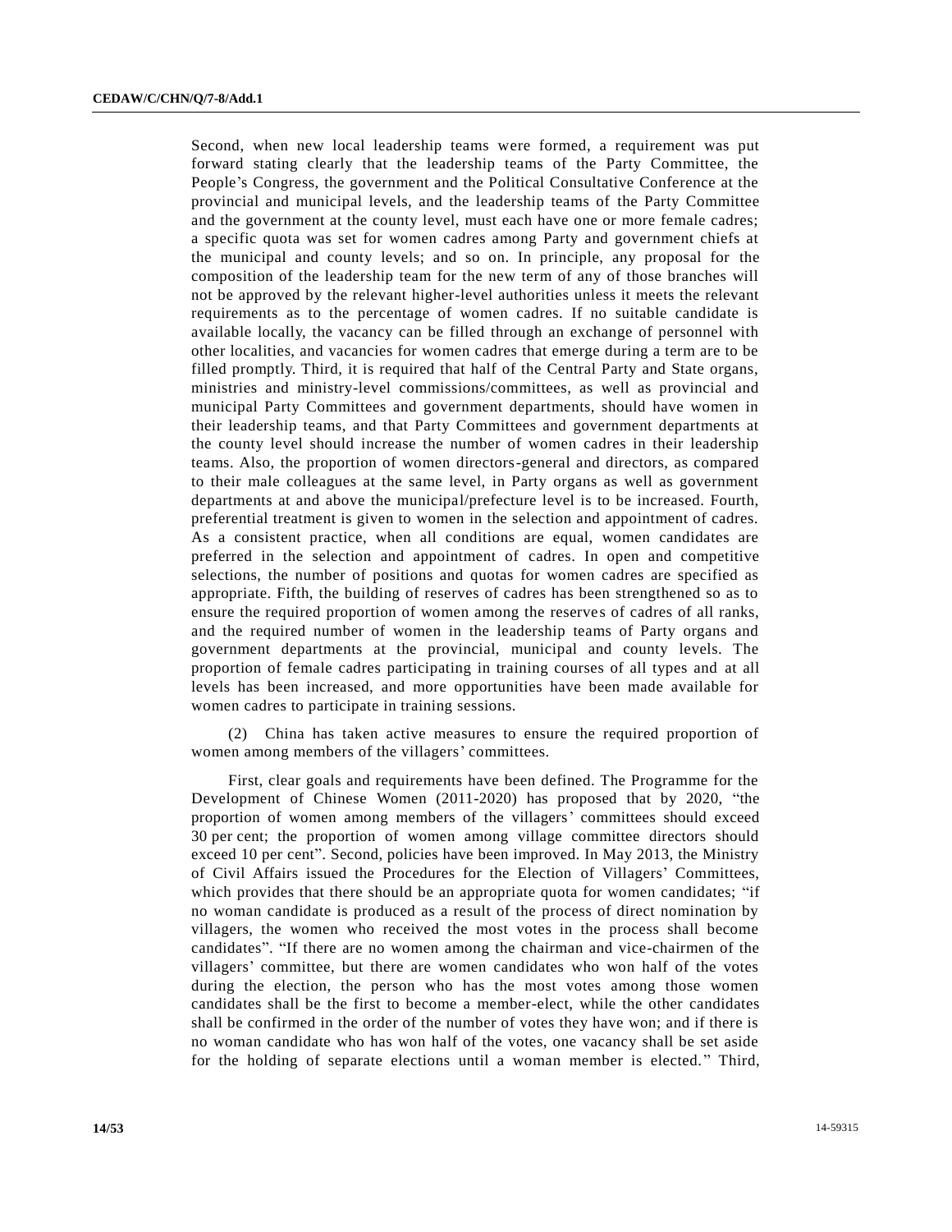Second, when new local leadership teams were formed, a requirement was put forward stating clearly that the leadership teams of the Party Committee, the People's Congress, the government and the Political Consultative Conference at the provincial and municipal levels, and the leadership teams of the Party Committee and the government at the county level, must each have one or more female cadres; a specific quota was set for women cadres among Party and government chiefs at the municipal and county levels; and so on. In principle, any proposal for the composition of the leadership team for the new term of any of those branches will not be approved by the relevant higher-level authorities unless it meets the relevant requirements as to the percentage of women cadres. If no suitable candidate is available locally, the vacancy can be filled through an exchange of personnel with other localities, and vacancies for women cadres that emerge during a term are to be filled promptly. Third, it is required that half of the Central Party and State organs, ministries and ministry-level commissions/committees, as well as provincial and municipal Party Committees and government departments, should have women in their leadership teams, and that Party Committees and government departments at the county level should increase the number of women cadres in their leadership teams. Also, the proportion of women directors-general and directors, as compared to their male colleagues at the same level, in Party organs as well as government departments at and above the municipal/prefecture level is to be increased. Fourth, preferential treatment is given to women in the selection and appointment of cadres. As a consistent practice, when all conditions are equal, women candidates are preferred in the selection and appointment of cadres. In open and competitive selections, the number of positions and quotas for women cadres are specified as appropriate. Fifth, the building of reserves of cadres has been strengthened so as to ensure the required proportion of women among the reserves of cadres of all ranks, and the required number of women in the leadership teams of Party organs and government departments at the provincial, municipal and county levels. The proportion of female cadres participating in training courses of all types and at all levels has been increased, and more opportunities have been made available for women cadres to participate in training sessions.

(2) China has taken active measures to ensure the required proportion of women among members of the villagers' committees.

First, clear goals and requirements have been defined. The Programme for the Development of Chinese Women (2011-2020) has proposed that by 2020, "the proportion of women among members of the villagers' committees should exceed 30 per cent; the proportion of women among village committee directors should exceed 10 per cent". Second, policies have been improved. In May 2013, the Ministry of Civil Affairs issued the Procedures for the Election of Villagers' Committees, which provides that there should be an appropriate quota for women candidates; "if no woman candidate is produced as a result of the process of direct nomination by villagers, the women who received the most votes in the process shall become candidates". "If there are no women among the chairman and vice-chairmen of the villagers' committee, but there are women candidates who won half of the votes during the election, the person who has the most votes among those women candidates shall be the first to become a member-elect, while the other candidates shall be confirmed in the order of the number of votes they have won; and if there is no woman candidate who has won half of the votes, one vacancy shall be set aside for the holding of separate elections until a woman member is elected." Third,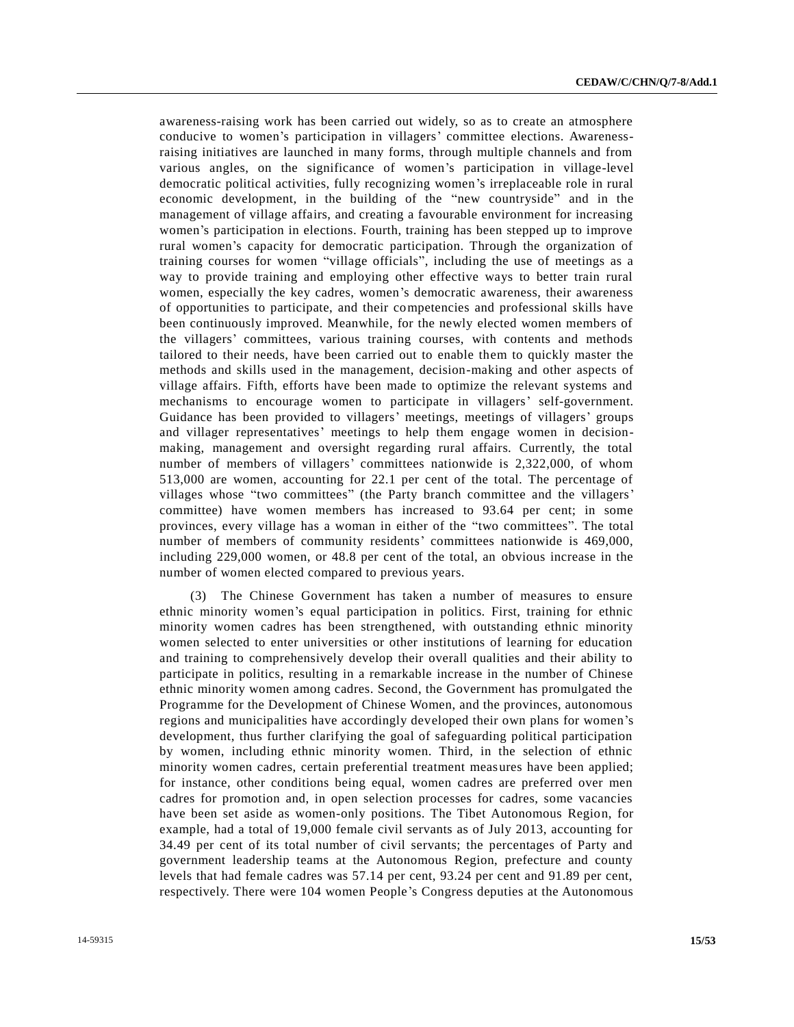awareness-raising work has been carried out widely, so as to create an atmosphere conducive to women's participation in villagers' committee elections. Awareness-raising initiatives are launched in many forms, through multiple channels and from various angles, on the significance of women's participation in village-level democratic political activities, fully recognizing women's irreplaceable role in rural economic development, in the building of the "new countryside" and in the management of village affairs, and creating a favourable environment for increasing women's participation in elections. Fourth, training has been stepped up to improve rural women's capacity for democratic participation. Through the organization of training courses for women "village officials", including the use of meetings as a way to provide training and employing other effective ways to better train rural women, especially the key cadres, women's democratic awareness, their awareness of opportunities to participate, and their competencies and professional skills have been continuously improved. Meanwhile, for the newly elected women members of the villagers' committees, various training courses, with contents and methods tailored to their needs, have been carried out to enable them to quickly master the methods and skills used in the management, decision-making and other aspects of village affairs. Fifth, efforts have been made to optimize the relevant systems and mechanisms to encourage women to participate in villagers' self-government. Guidance has been provided to villagers' meetings, meetings of villagers' groups and villager representatives' meetings to help them engage women in decision-making, management and oversight regarding rural affairs. Currently, the total number of members of villagers' committees nationwide is 2,322,000, of whom 513,000 are women, accounting for 22.1 per cent of the total. The percentage of villages whose "two committees" (the Party branch committee and the villagers' committee) have women members has increased to 93.64 per cent; in some provinces, every village has a woman in either of the "two committees". The total number of members of community residents' committees nationwide is 469,000, including 229,000 women, or 48.8 per cent of the total, an obvious increase in the number of women elected compared to previous years.

(3) The Chinese Government has taken a number of measures to ensure ethnic minority women's equal participation in politics. First, training for ethnic minority women cadres has been strengthened, with outstanding ethnic minority women selected to enter universities or other institutions of learning for education and training to comprehensively develop their overall qualities and their ability to participate in politics, resulting in a remarkable increase in the number of Chinese ethnic minority women among cadres. Second, the Government has promulgated the Programme for the Development of Chinese Women, and the provinces, autonomous regions and municipalities have accordingly developed their own plans for women's development, thus further clarifying the goal of safeguarding political participation by women, including ethnic minority women. Third, in the selection of ethnic minority women cadres, certain preferential treatment measures have been applied; for instance, other conditions being equal, women cadres are preferred over men cadres for promotion and, in open selection processes for cadres, some vacancies have been set aside as women-only positions. The Tibet Autonomous Region, for example, had a total of 19,000 female civil servants as of July 2013, accounting for 34.49 per cent of its total number of civil servants; the percentages of Party and government leadership teams at the Autonomous Region, prefecture and county levels that had female cadres was 57.14 per cent, 93.24 per cent and 91.89 per cent, respectively. There were 104 women People's Congress deputies at the Autonomous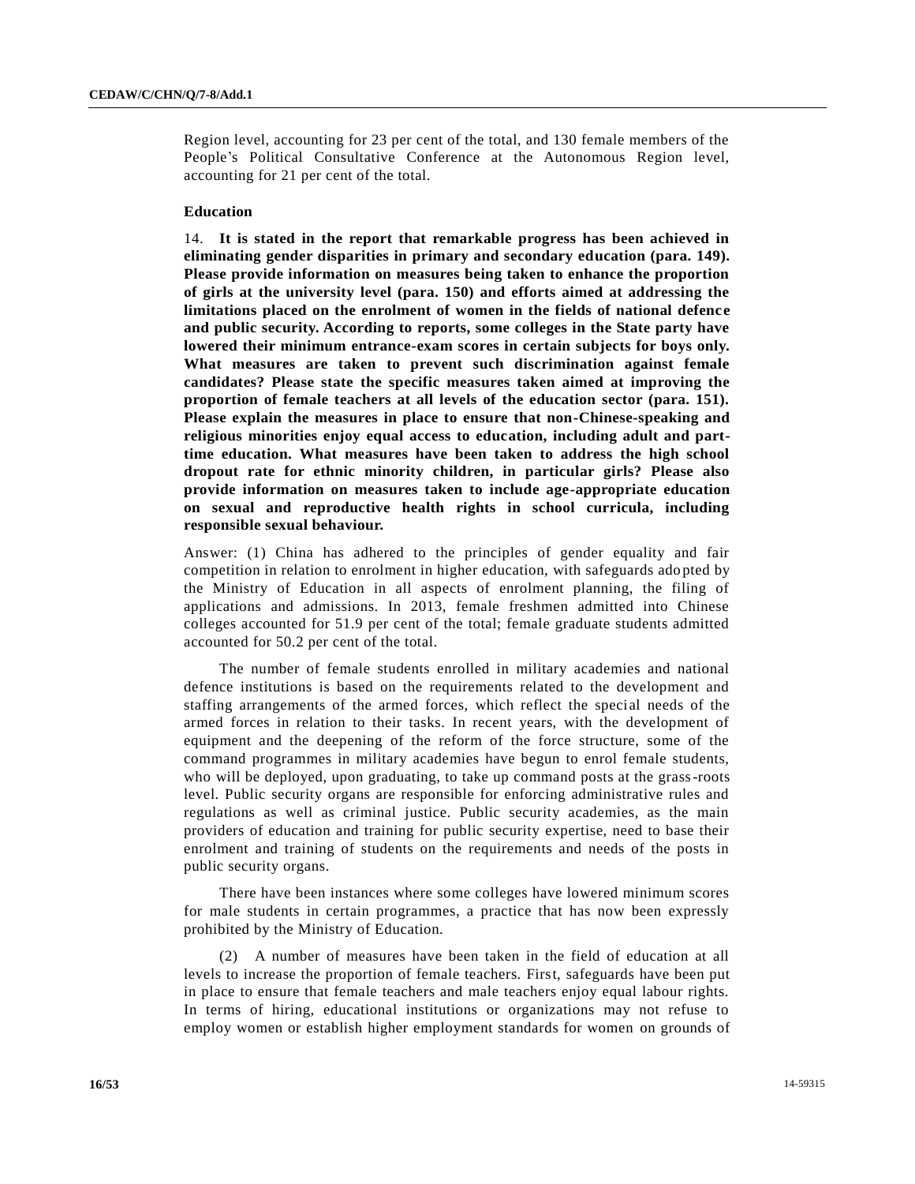Region level, accounting for 23 per cent of the total, and 130 female members of the People's Political Consultative Conference at the Autonomous Region level, accounting for 21 per cent of the total.

**Education**

14. **It is stated in the report that remarkable progress has been achieved in eliminating gender disparities in primary and secondary education (para. 149). Please provide information on measures being taken to enhance the proportion of girls at the university level (para. 150) and efforts aimed at addressing the limitations placed on the enrolment of women in the fields of national defence and public security. According to reports, some colleges in the State party have lowered their minimum entrance-exam scores in certain subjects for boys only. What measures are taken to prevent such discrimination against female candidates? Please state the specific measures taken aimed at improving the proportion of female teachers at all levels of the education sector (para. 151). Please explain the measures in place to ensure that non-Chinese-speaking and religious minorities enjoy equal access to education, including adult and part-time education. What measures have been taken to address the high school dropout rate for ethnic minority children, in particular girls? Please also provide information on measures taken to include age-appropriate education on sexual and reproductive health rights in school curricula, including responsible sexual behaviour.**

Answer: (1) China has adhered to the principles of gender equality and fair competition in relation to enrolment in higher education, with safeguards adopted by the Ministry of Education in all aspects of enrolment planning, the filing of applications and admissions. In 2013, female freshmen admitted into Chinese colleges accounted for 51.9 per cent of the total; female graduate students admitted accounted for 50.2 per cent of the total.

The number of female students enrolled in military academies and national defence institutions is based on the requirements related to the development and staffing arrangements of the armed forces, which reflect the special needs of the armed forces in relation to their tasks. In recent years, with the development of equipment and the deepening of the reform of the force structure, some of the command programmes in military academies have begun to enrol female students, who will be deployed, upon graduating, to take up command posts at the grass-roots level. Public security organs are responsible for enforcing administrative rules and regulations as well as criminal justice. Public security academies, as the main providers of education and training for public security expertise, need to base their enrolment and training of students on the requirements and needs of the posts in public security organs.

There have been instances where some colleges have lowered minimum scores for male students in certain programmes, a practice that has now been expressly prohibited by the Ministry of Education.

(2) A number of measures have been taken in the field of education at all levels to increase the proportion of female teachers. First, safeguards have been put in place to ensure that female teachers and male teachers enjoy equal labour rights. In terms of hiring, educational institutions or organizations may not refuse to employ women or establish higher employment standards for women on grounds of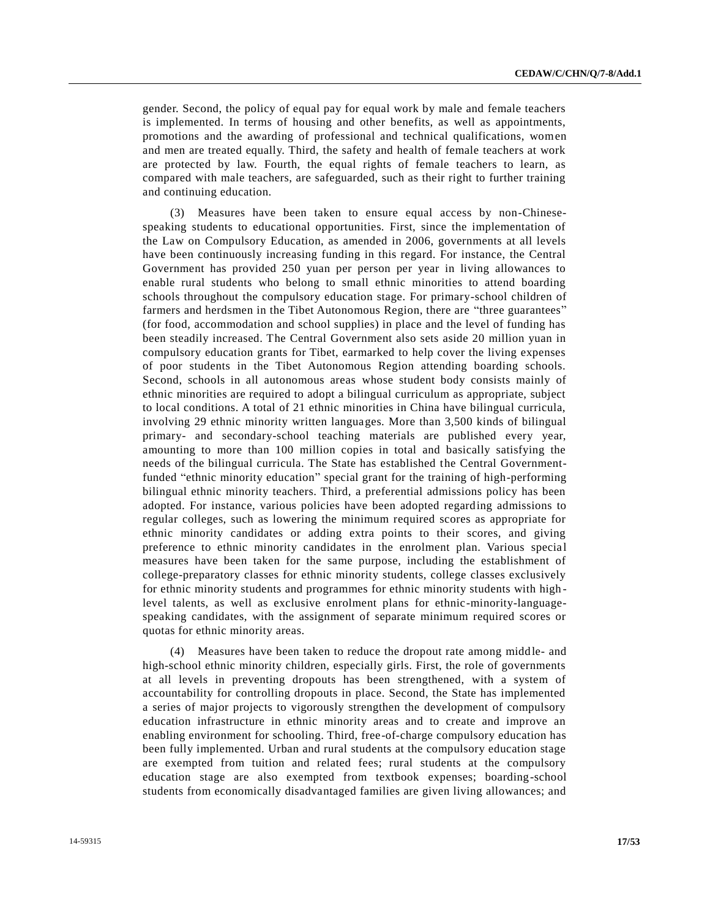gender. Second, the policy of equal pay for equal work by male and female teachers is implemented. In terms of housing and other benefits, as well as appointments, promotions and the awarding of professional and technical qualifications, women and men are treated equally. Third, the safety and health of female teachers at work are protected by law. Fourth, the equal rights of female teachers to learn, as compared with male teachers, are safeguarded, such as their right to further training and continuing education.

(3) Measures have been taken to ensure equal access by non-Chinese-speaking students to educational opportunities. First, since the implementation of the Law on Compulsory Education, as amended in 2006, governments at all levels have been continuously increasing funding in this regard. For instance, the Central Government has provided 250 yuan per person per year in living allowances to enable rural students who belong to small ethnic minorities to attend boarding schools throughout the compulsory education stage. For primary-school children of farmers and herdsmen in the Tibet Autonomous Region, there are "three guarantees" (for food, accommodation and school supplies) in place and the level of funding has been steadily increased. The Central Government also sets aside 20 million yuan in compulsory education grants for Tibet, earmarked to help cover the living expenses of poor students in the Tibet Autonomous Region attending boarding schools. Second, schools in all autonomous areas whose student body consists mainly of ethnic minorities are required to adopt a bilingual curriculum as appropriate, subject to local conditions. A total of 21 ethnic minorities in China have bilingual curricula, involving 29 ethnic minority written languages. More than 3,500 kinds of bilingual primary- and secondary-school teaching materials are published every year, amounting to more than 100 million copies in total and basically satisfying the needs of the bilingual curricula. The State has established the Central Government-funded "ethnic minority education" special grant for the training of high-performing bilingual ethnic minority teachers. Third, a preferential admissions policy has been adopted. For instance, various policies have been adopted regarding admissions to regular colleges, such as lowering the minimum required scores as appropriate for ethnic minority candidates or adding extra points to their scores, and giving preference to ethnic minority candidates in the enrolment plan. Various special measures have been taken for the same purpose, including the establishment of college-preparatory classes for ethnic minority students, college classes exclusively for ethnic minority students and programmes for ethnic minority students with high-level talents, as well as exclusive enrolment plans for ethnic-minority-language-speaking candidates, with the assignment of separate minimum required scores or quotas for ethnic minority areas.

(4) Measures have been taken to reduce the dropout rate among middle- and high-school ethnic minority children, especially girls. First, the role of governments at all levels in preventing dropouts has been strengthened, with a system of accountability for controlling dropouts in place. Second, the State has implemented a series of major projects to vigorously strengthen the development of compulsory education infrastructure in ethnic minority areas and to create and improve an enabling environment for schooling. Third, free-of-charge compulsory education has been fully implemented. Urban and rural students at the compulsory education stage are exempted from tuition and related fees; rural students at the compulsory education stage are also exempted from textbook expenses; boarding-school students from economically disadvantaged families are given living allowances; and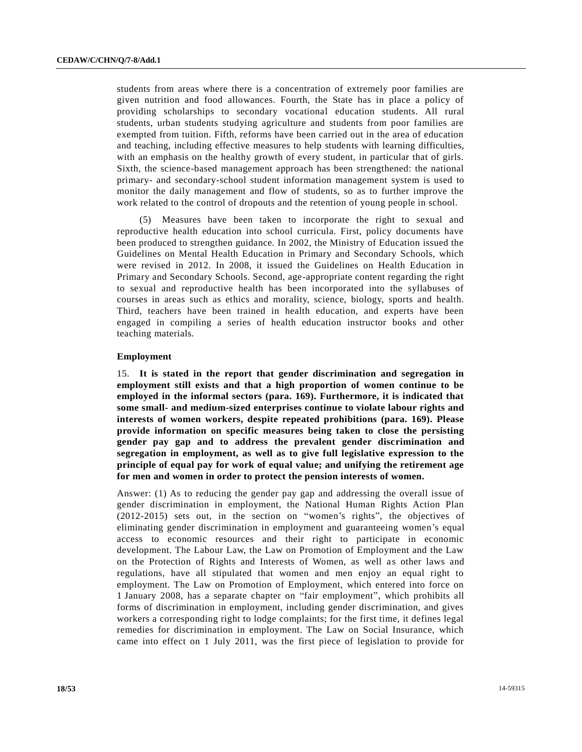students from areas where there is a concentration of extremely poor families are given nutrition and food allowances. Fourth, the State has in place a policy of providing scholarships to secondary vocational education students. All rural students, urban students studying agriculture and students from poor families are exempted from tuition. Fifth, reforms have been carried out in the area of education and teaching, including effective measures to help students with learning difficulties, with an emphasis on the healthy growth of every student, in particular that of girls. Sixth, the science-based management approach has been strengthened: the national primary- and secondary-school student information management system is used to monitor the daily management and flow of students, so as to further improve the work related to the control of dropouts and the retention of young people in school.

(5) Measures have been taken to incorporate the right to sexual and reproductive health education into school curricula. First, policy documents have been produced to strengthen guidance. In 2002, the Ministry of Education issued the Guidelines on Mental Health Education in Primary and Secondary Schools, which were revised in 2012. In 2008, it issued the Guidelines on Health Education in Primary and Secondary Schools. Second, age-appropriate content regarding the right to sexual and reproductive health has been incorporated into the syllabuses of courses in areas such as ethics and morality, science, biology, sports and health. Third, teachers have been trained in health education, and experts have been engaged in compiling a series of health education instructor books and other teaching materials.

### Employment

15. **It is stated in the report that gender discrimination and segregation in employment still exists and that a high proportion of women continue to be employed in the informal sectors (para. 169). Furthermore, it is indicated that some small- and medium-sized enterprises continue to violate labour rights and interests of women workers, despite repeated prohibitions (para. 169). Please provide information on specific measures being taken to close the persisting gender pay gap and to address the prevalent gender discrimination and segregation in employment, as well as to give full legislative expression to the principle of equal pay for work of equal value; and unifying the retirement age for men and women in order to protect the pension interests of women.**

Answer: (1) As to reducing the gender pay gap and addressing the overall issue of gender discrimination in employment, the National Human Rights Action Plan (2012-2015) sets out, in the section on "women's rights", the objectives of eliminating gender discrimination in employment and guaranteeing women's equal access to economic resources and their right to participate in economic development. The Labour Law, the Law on Promotion of Employment and the Law on the Protection of Rights and Interests of Women, as well as other laws and regulations, have all stipulated that women and men enjoy an equal right to employment. The Law on Promotion of Employment, which entered into force on 1 January 2008, has a separate chapter on "fair employment", which prohibits all forms of discrimination in employment, including gender discrimination, and gives workers a corresponding right to lodge complaints; for the first time, it defines legal remedies for discrimination in employment. The Law on Social Insurance, which came into effect on 1 July 2011, was the first piece of legislation to provide for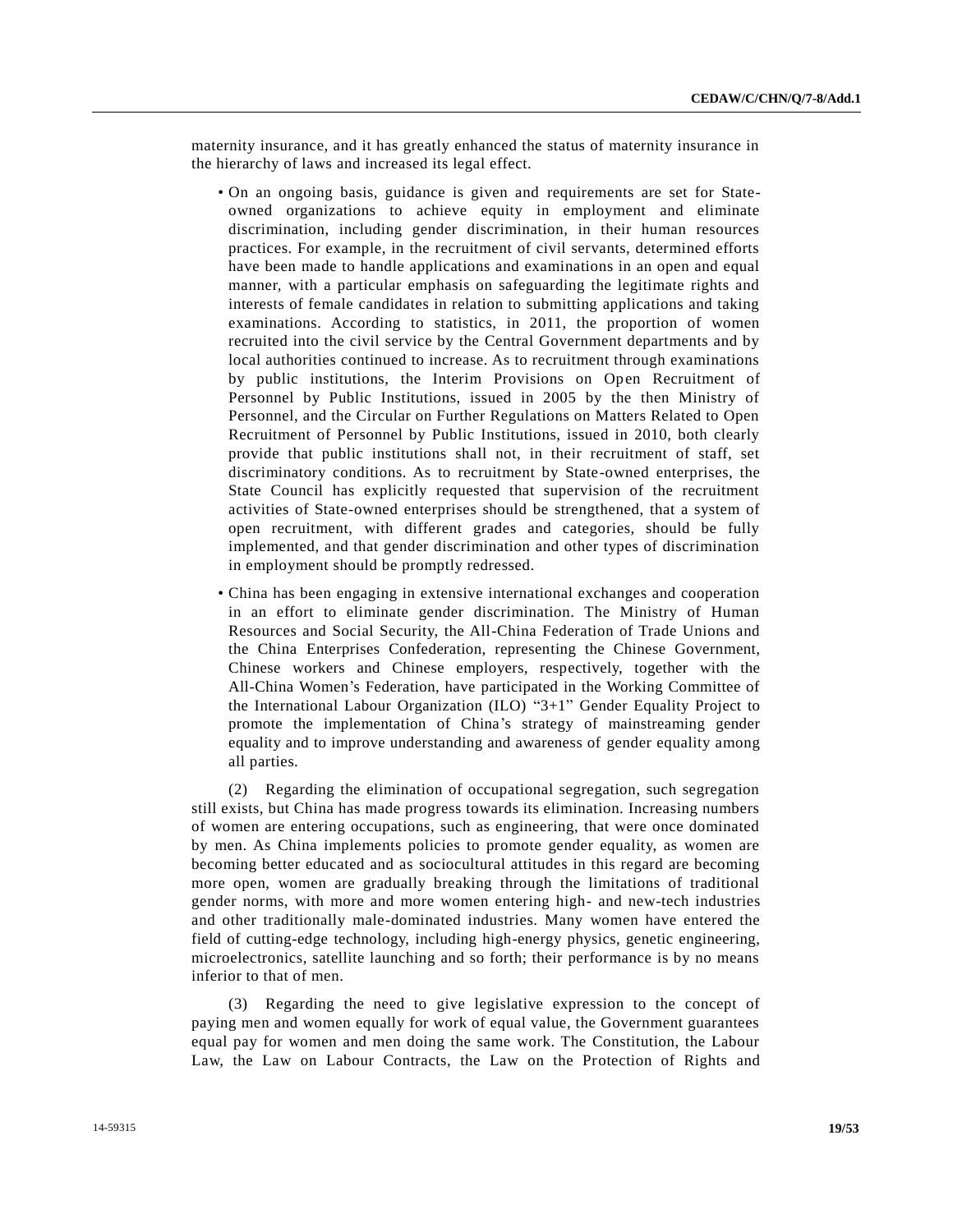maternity insurance, and it has greatly enhanced the status of maternity insurance in the hierarchy of laws and increased its legal effect.

- On an ongoing basis, guidance is given and requirements are set for State-owned organizations to achieve equity in employment and eliminate discrimination, including gender discrimination, in their human resources practices. For example, in the recruitment of civil servants, determined efforts have been made to handle applications and examinations in an open and equal manner, with a particular emphasis on safeguarding the legitimate rights and interests of female candidates in relation to submitting applications and taking examinations. According to statistics, in 2011, the proportion of women recruited into the civil service by the Central Government departments and by local authorities continued to increase. As to recruitment through examinations by public institutions, the Interim Provisions on Open Recruitment of Personnel by Public Institutions, issued in 2005 by the then Ministry of Personnel, and the Circular on Further Regulations on Matters Related to Open Recruitment of Personnel by Public Institutions, issued in 2010, both clearly provide that public institutions shall not, in their recruitment of staff, set discriminatory conditions. As to recruitment by State-owned enterprises, the State Council has explicitly requested that supervision of the recruitment activities of State-owned enterprises should be strengthened, that a system of open recruitment, with different grades and categories, should be fully implemented, and that gender discrimination and other types of discrimination in employment should be promptly redressed.

- China has been engaging in extensive international exchanges and cooperation in an effort to eliminate gender discrimination. The Ministry of Human Resources and Social Security, the All-China Federation of Trade Unions and the China Enterprises Confederation, representing the Chinese Government, Chinese workers and Chinese employers, respectively, together with the All-China Women's Federation, have participated in the Working Committee of the International Labour Organization (ILO) "3+1" Gender Equality Project to promote the implementation of China's strategy of mainstreaming gender equality and to improve understanding and awareness of gender equality among all parties.

(2) Regarding the elimination of occupational segregation, such segregation still exists, but China has made progress towards its elimination. Increasing numbers of women are entering occupations, such as engineering, that were once dominated by men. As China implements policies to promote gender equality, as women are becoming better educated and as sociocultural attitudes in this regard are becoming more open, women are gradually breaking through the limitations of traditional gender norms, with more and more women entering high- and new-tech industries and other traditionally male-dominated industries. Many women have entered the field of cutting-edge technology, including high-energy physics, genetic engineering, microelectronics, satellite launching and so forth; their performance is by no means inferior to that of men.

(3) Regarding the need to give legislative expression to the concept of paying men and women equally for work of equal value, the Government guarantees equal pay for women and men doing the same work. The Constitution, the Labour Law, the Law on Labour Contracts, the Law on the Protection of Rights and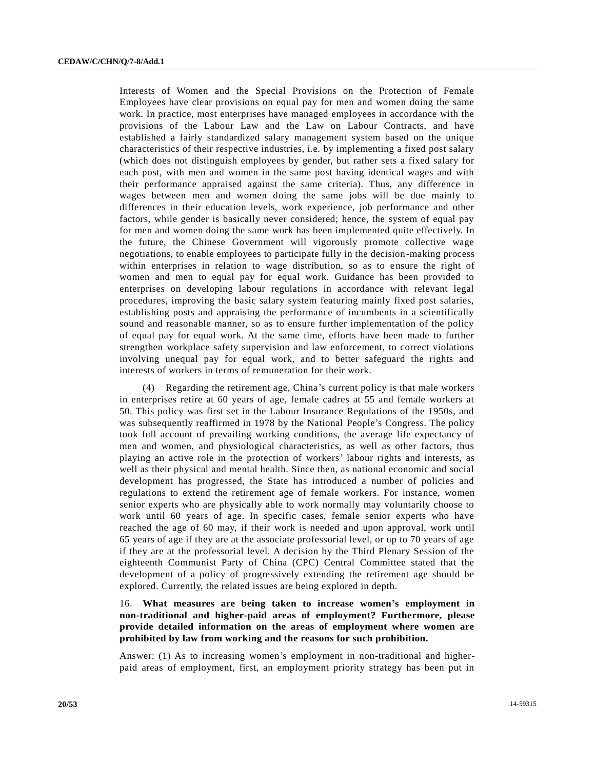Interests of Women and the Special Provisions on the Protection of Female Employees have clear provisions on equal pay for men and women doing the same work. In practice, most enterprises have managed employees in accordance with the provisions of the Labour Law and the Law on Labour Contracts, and have established a fairly standardized salary management system based on the unique characteristics of their respective industries, i.e. by implementing a fixed post salary (which does not distinguish employees by gender, but rather sets a fixed salary for each post, with men and women in the same post having identical wages and with their performance appraised against the same criteria). Thus, any difference in wages between men and women doing the same jobs will be due mainly to differences in their education levels, work experience, job performance and other factors, while gender is basically never considered; hence, the system of equal pay for men and women doing the same work has been implemented quite effectively. In the future, the Chinese Government will vigorously promote collective wage negotiations, to enable employees to participate fully in the decision-making process within enterprises in relation to wage distribution, so as to ensure the right of women and men to equal pay for equal work. Guidance has been provided to enterprises on developing labour regulations in accordance with relevant legal procedures, improving the basic salary system featuring mainly fixed post salaries, establishing posts and appraising the performance of incumbents in a scientifically sound and reasonable manner, so as to ensure further implementation of the policy of equal pay for equal work. At the same time, efforts have been made to further strengthen workplace safety supervision and law enforcement, to correct violations involving unequal pay for equal work, and to better safeguard the rights and interests of workers in terms of remuneration for their work.

(4) Regarding the retirement age, China's current policy is that male workers in enterprises retire at 60 years of age, female cadres at 55 and female workers at 50. This policy was first set in the Labour Insurance Regulations of the 1950s, and was subsequently reaffirmed in 1978 by the National People's Congress. The policy took full account of prevailing working conditions, the average life expectancy of men and women, and physiological characteristics, as well as other factors, thus playing an active role in the protection of workers' labour rights and interests, as well as their physical and mental health. Since then, as national economic and social development has progressed, the State has introduced a number of policies and regulations to extend the retirement age of female workers. For instance, women senior experts who are physically able to work normally may voluntarily choose to work until 60 years of age. In specific cases, female senior experts who have reached the age of 60 may, if their work is needed and upon approval, work until 65 years of age if they are at the associate professorial level, or up to 70 years of age if they are at the professorial level. A decision by the Third Plenary Session of the eighteenth Communist Party of China (CPC) Central Committee stated that the development of a policy of progressively extending the retirement age should be explored. Currently, the related issues are being explored in depth.

16. **What measures are being taken to increase women's employment in non-traditional and higher-paid areas of employment? Furthermore, please provide detailed information on the areas of employment where women are prohibited by law from working and the reasons for such prohibition.**

Answer: (1) As to increasing women's employment in non-traditional and higher-paid areas of employment, first, an employment priority strategy has been put in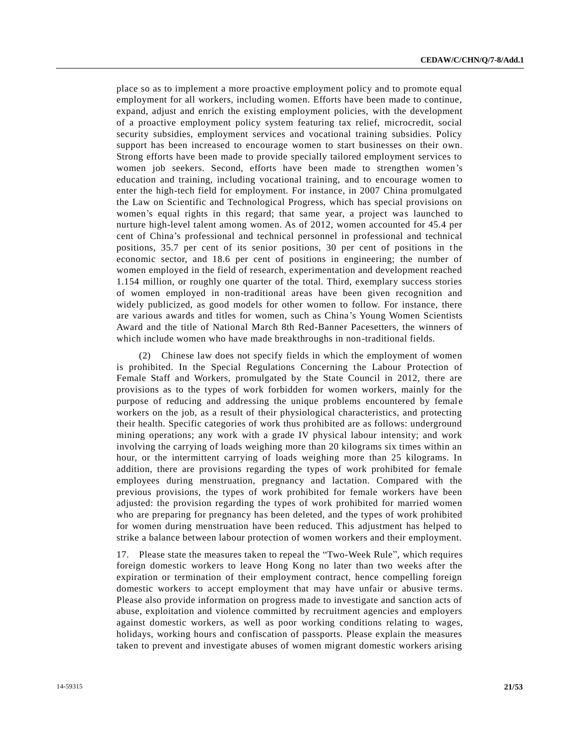place so as to implement a more proactive employment policy and to promote equal employment for all workers, including women. Efforts have been made to continue, expand, adjust and enrich the existing employment policies, with the development of a proactive employment policy system featuring tax relief, microcredit, social security subsidies, employment services and vocational training subsidies. Policy support has been increased to encourage women to start businesses on their own. Strong efforts have been made to provide specially tailored employment services to women job seekers. Second, efforts have been made to strengthen women's education and training, including vocational training, and to encourage women to enter the high-tech field for employment. For instance, in 2007 China promulgated the Law on Scientific and Technological Progress, which has special provisions on women's equal rights in this regard; that same year, a project was launched to nurture high-level talent among women. As of 2012, women accounted for 45.4 per cent of China's professional and technical personnel in professional and technical positions, 35.7 per cent of its senior positions, 30 per cent of positions in the economic sector, and 18.6 per cent of positions in engineering; the number of women employed in the field of research, experimentation and development reached 1.154 million, or roughly one quarter of the total. Third, exemplary success stories of women employed in non-traditional areas have been given recognition and widely publicized, as good models for other women to follow. For instance, there are various awards and titles for women, such as China's Young Women Scientists Award and the title of National March 8th Red-Banner Pacesetters, the winners of which include women who have made breakthroughs in non-traditional fields.

(2) Chinese law does not specify fields in which the employment of women is prohibited. In the Special Regulations Concerning the Labour Protection of Female Staff and Workers, promulgated by the State Council in 2012, there are provisions as to the types of work forbidden for women workers, mainly for the purpose of reducing and addressing the unique problems encountered by female workers on the job, as a result of their physiological characteristics, and protecting their health. Specific categories of work thus prohibited are as follows: underground mining operations; any work with a grade IV physical labour intensity; and work involving the carrying of loads weighing more than 20 kilograms six times within an hour, or the intermittent carrying of loads weighing more than 25 kilograms. In addition, there are provisions regarding the types of work prohibited for female employees during menstruation, pregnancy and lactation. Compared with the previous provisions, the types of work prohibited for female workers have been adjusted: the provision regarding the types of work prohibited for married women who are preparing for pregnancy has been deleted, and the types of work prohibited for women during menstruation have been reduced. This adjustment has helped to strike a balance between labour protection of women workers and their employment.

17. Please state the measures taken to repeal the "Two-Week Rule", which requires foreign domestic workers to leave Hong Kong no later than two weeks after the expiration or termination of their employment contract, hence compelling foreign domestic workers to accept employment that may have unfair or abusive terms. Please also provide information on progress made to investigate and sanction acts of abuse, exploitation and violence committed by recruitment agencies and employers against domestic workers, as well as poor working conditions relating to wages, holidays, working hours and confiscation of passports. Please explain the measures taken to prevent and investigate abuses of women migrant domestic workers arising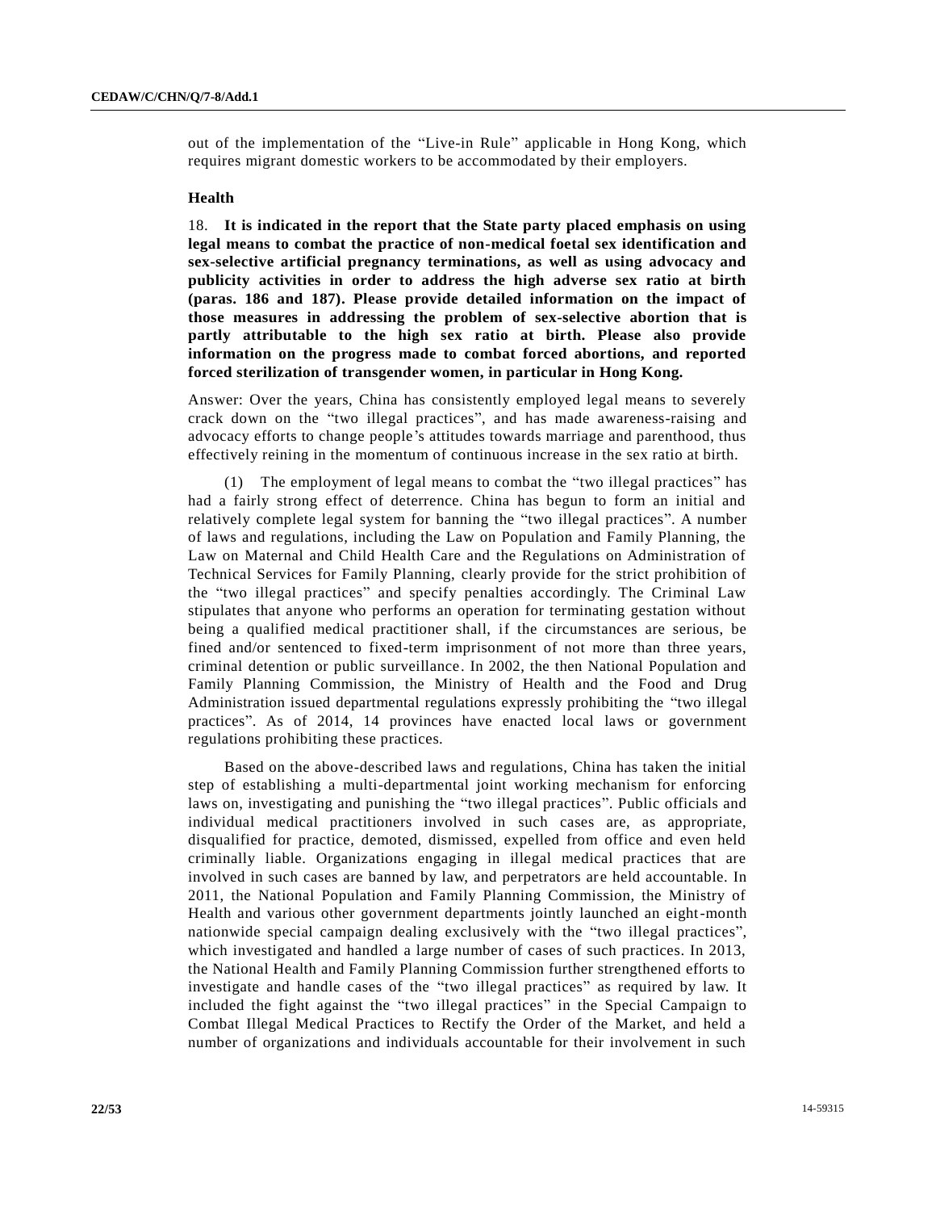out of the implementation of the "Live-in Rule" applicable in Hong Kong, which requires migrant domestic workers to be accommodated by their employers.

### Health

18. **It is indicated in the report that the State party placed emphasis on using legal means to combat the practice of non-medical foetal sex identification and sex-selective artificial pregnancy terminations, as well as using advocacy and publicity activities in order to address the high adverse sex ratio at birth (paras. 186 and 187). Please provide detailed information on the impact of those measures in addressing the problem of sex-selective abortion that is partly attributable to the high sex ratio at birth. Please also provide information on the progress made to combat forced abortions, and reported forced sterilization of transgender women, in particular in Hong Kong.**

Answer: Over the years, China has consistently employed legal means to severely crack down on the "two illegal practices", and has made awareness-raising and advocacy efforts to change people's attitudes towards marriage and parenthood, thus effectively reining in the momentum of continuous increase in the sex ratio at birth.

(1) The employment of legal means to combat the "two illegal practices" has had a fairly strong effect of deterrence. China has begun to form an initial and relatively complete legal system for banning the "two illegal practices". A number of laws and regulations, including the Law on Population and Family Planning, the Law on Maternal and Child Health Care and the Regulations on Administration of Technical Services for Family Planning, clearly provide for the strict prohibition of the "two illegal practices" and specify penalties accordingly. The Criminal Law stipulates that anyone who performs an operation for terminating gestation without being a qualified medical practitioner shall, if the circumstances are serious, be fined and/or sentenced to fixed-term imprisonment of not more than three years, criminal detention or public surveillance. In 2002, the then National Population and Family Planning Commission, the Ministry of Health and the Food and Drug Administration issued departmental regulations expressly prohibiting the "two illegal practices". As of 2014, 14 provinces have enacted local laws or government regulations prohibiting these practices.

Based on the above-described laws and regulations, China has taken the initial step of establishing a multi-departmental joint working mechanism for enforcing laws on, investigating and punishing the "two illegal practices". Public officials and individual medical practitioners involved in such cases are, as appropriate, disqualified for practice, demoted, dismissed, expelled from office and even held criminally liable. Organizations engaging in illegal medical practices that are involved in such cases are banned by law, and perpetrators are held accountable. In 2011, the National Population and Family Planning Commission, the Ministry of Health and various other government departments jointly launched an eight-month nationwide special campaign dealing exclusively with the "two illegal practices", which investigated and handled a large number of cases of such practices. In 2013, the National Health and Family Planning Commission further strengthened efforts to investigate and handle cases of the "two illegal practices" as required by law. It included the fight against the "two illegal practices" in the Special Campaign to Combat Illegal Medical Practices to Rectify the Order of the Market, and held a number of organizations and individuals accountable for their involvement in such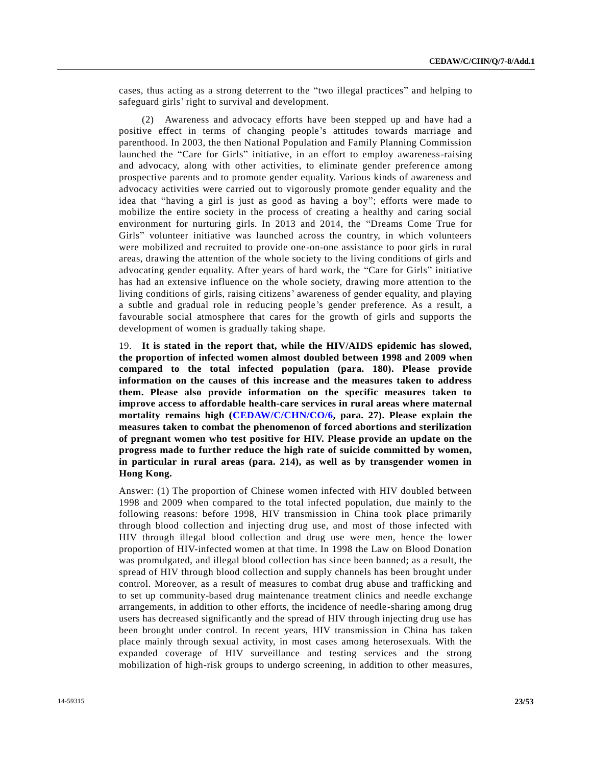cases, thus acting as a strong deterrent to the "two illegal practices" and helping to safeguard girls' right to survival and development.

(2) Awareness and advocacy efforts have been stepped up and have had a positive effect in terms of changing people's attitudes towards marriage and parenthood. In 2003, the then National Population and Family Planning Commission launched the "Care for Girls" initiative, in an effort to employ awareness-raising and advocacy, along with other activities, to eliminate gender preference among prospective parents and to promote gender equality. Various kinds of awareness and advocacy activities were carried out to vigorously promote gender equality and the idea that "having a girl is just as good as having a boy"; efforts were made to mobilize the entire society in the process of creating a healthy and caring social environment for nurturing girls. In 2013 and 2014, the "Dreams Come True for Girls" volunteer initiative was launched across the country, in which volunteers were mobilized and recruited to provide one-on-one assistance to poor girls in rural areas, drawing the attention of the whole society to the living conditions of girls and advocating gender equality. After years of hard work, the "Care for Girls" initiative has had an extensive influence on the whole society, drawing more attention to the living conditions of girls, raising citizens' awareness of gender equality, and playing a subtle and gradual role in reducing people's gender preference. As a result, a favourable social atmosphere that cares for the growth of girls and supports the development of women is gradually taking shape.

19. **It is stated in the report that, while the HIV/AIDS epidemic has slowed, the proportion of infected women almost doubled between 1998 and 2009 when compared to the total infected population (para. 180). Please provide information on the causes of this increase and the measures taken to address them. Please also provide information on the specific measures taken to improve access to affordable health-care services in rural areas where maternal mortality remains high (CEDAW/C/CHN/CO/6, para. 27). Please explain the measures taken to combat the phenomenon of forced abortions and sterilization of pregnant women who test positive for HIV. Please provide an update on the progress made to further reduce the high rate of suicide committed by women, in particular in rural areas (para. 214), as well as by transgender women in Hong Kong.**

Answer: (1) The proportion of Chinese women infected with HIV doubled between 1998 and 2009 when compared to the total infected population, due mainly to the following reasons: before 1998, HIV transmission in China took place primarily through blood collection and injecting drug use, and most of those infected with HIV through illegal blood collection and drug use were men, hence the lower proportion of HIV-infected women at that time. In 1998 the Law on Blood Donation was promulgated, and illegal blood collection has since been banned; as a result, the spread of HIV through blood collection and supply channels has been brought under control. Moreover, as a result of measures to combat drug abuse and trafficking and to set up community-based drug maintenance treatment clinics and needle exchange arrangements, in addition to other efforts, the incidence of needle-sharing among drug users has decreased significantly and the spread of HIV through injecting drug use has been brought under control. In recent years, HIV transmission in China has taken place mainly through sexual activity, in most cases among heterosexuals. With the expanded coverage of HIV surveillance and testing services and the strong mobilization of high-risk groups to undergo screening, in addition to other measures,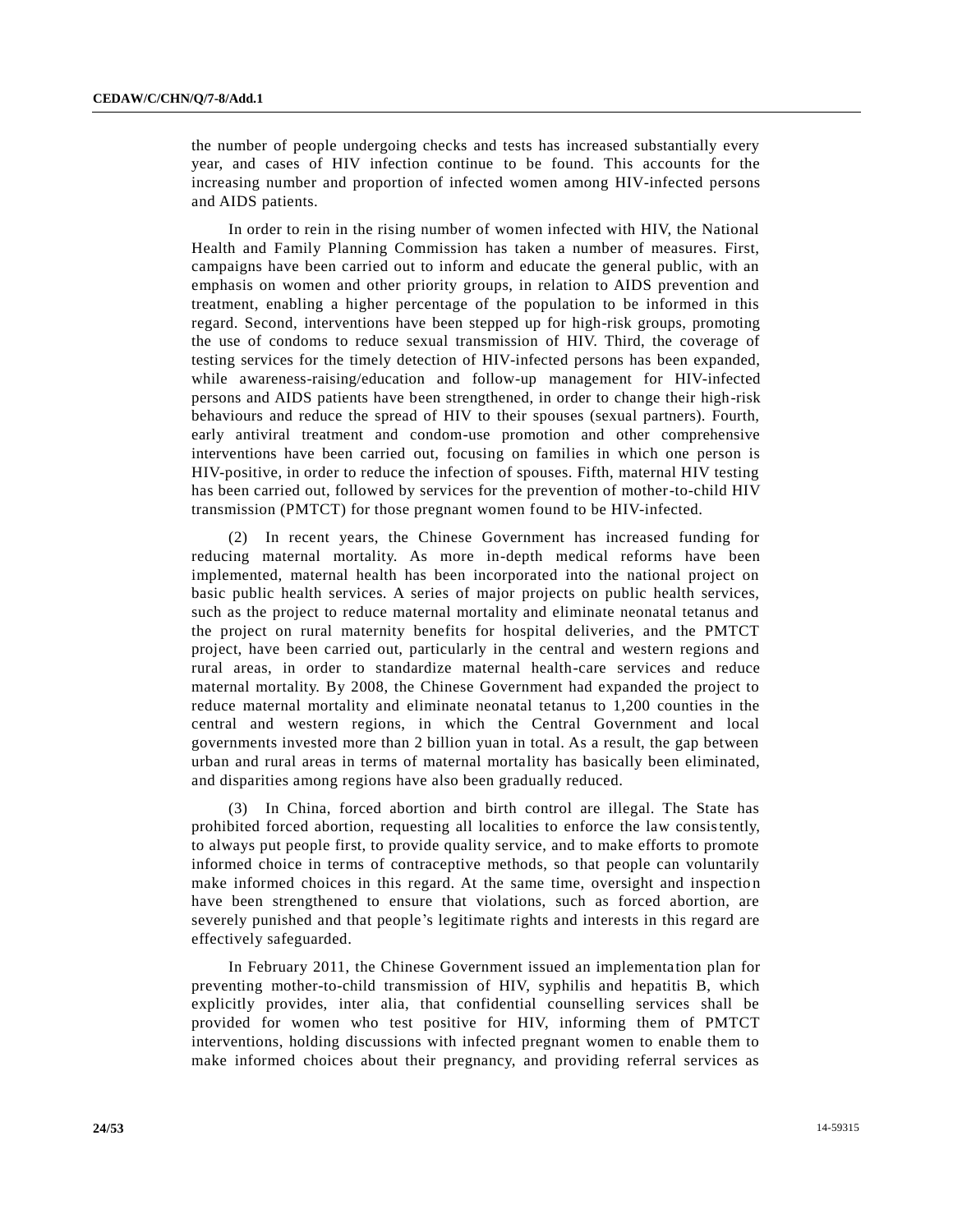the number of people undergoing checks and tests has increased substantially every year, and cases of HIV infection continue to be found. This accounts for the increasing number and proportion of infected women among HIV-infected persons and AIDS patients.

In order to rein in the rising number of women infected with HIV, the National Health and Family Planning Commission has taken a number of measures. First, campaigns have been carried out to inform and educate the general public, with an emphasis on women and other priority groups, in relation to AIDS prevention and treatment, enabling a higher percentage of the population to be informed in this regard. Second, interventions have been stepped up for high-risk groups, promoting the use of condoms to reduce sexual transmission of HIV. Third, the coverage of testing services for the timely detection of HIV-infected persons has been expanded, while awareness-raising/education and follow-up management for HIV-infected persons and AIDS patients have been strengthened, in order to change their high-risk behaviours and reduce the spread of HIV to their spouses (sexual partners). Fourth, early antiviral treatment and condom-use promotion and other comprehensive interventions have been carried out, focusing on families in which one person is HIV-positive, in order to reduce the infection of spouses. Fifth, maternal HIV testing has been carried out, followed by services for the prevention of mother-to-child HIV transmission (PMTCT) for those pregnant women found to be HIV-infected.

(2) In recent years, the Chinese Government has increased funding for reducing maternal mortality. As more in-depth medical reforms have been implemented, maternal health has been incorporated into the national project on basic public health services. A series of major projects on public health services, such as the project to reduce maternal mortality and eliminate neonatal tetanus and the project on rural maternity benefits for hospital deliveries, and the PMTCT project, have been carried out, particularly in the central and western regions and rural areas, in order to standardize maternal health-care services and reduce maternal mortality. By 2008, the Chinese Government had expanded the project to reduce maternal mortality and eliminate neonatal tetanus to 1,200 counties in the central and western regions, in which the Central Government and local governments invested more than 2 billion yuan in total. As a result, the gap between urban and rural areas in terms of maternal mortality has basically been eliminated, and disparities among regions have also been gradually reduced.

(3) In China, forced abortion and birth control are illegal. The State has prohibited forced abortion, requesting all localities to enforce the law consistently, to always put people first, to provide quality service, and to make efforts to promote informed choice in terms of contraceptive methods, so that people can voluntarily make informed choices in this regard. At the same time, oversight and inspection have been strengthened to ensure that violations, such as forced abortion, are severely punished and that people's legitimate rights and interests in this regard are effectively safeguarded.

In February 2011, the Chinese Government issued an implementation plan for preventing mother-to-child transmission of HIV, syphilis and hepatitis B, which explicitly provides, inter alia, that confidential counselling services shall be provided for women who test positive for HIV, informing them of PMTCT interventions, holding discussions with infected pregnant women to enable them to make informed choices about their pregnancy, and providing referral services as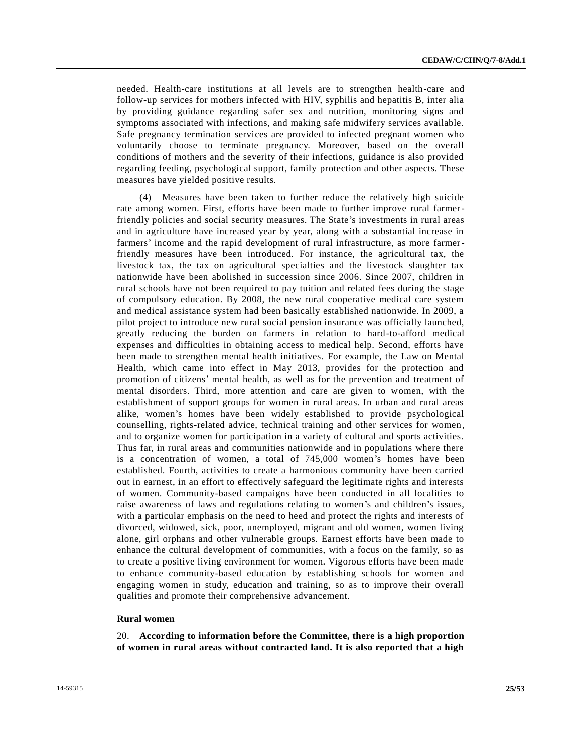needed. Health-care institutions at all levels are to strengthen health-care and follow-up services for mothers infected with HIV, syphilis and hepatitis B, inter alia by providing guidance regarding safer sex and nutrition, monitoring signs and symptoms associated with infections, and making safe midwifery services available. Safe pregnancy termination services are provided to infected pregnant women who voluntarily choose to terminate pregnancy. Moreover, based on the overall conditions of mothers and the severity of their infections, guidance is also provided regarding feeding, psychological support, family protection and other aspects. These measures have yielded positive results.

(4) Measures have been taken to further reduce the relatively high suicide rate among women. First, efforts have been made to further improve rural farmer-friendly policies and social security measures. The State's investments in rural areas and in agriculture have increased year by year, along with a substantial increase in farmers' income and the rapid development of rural infrastructure, as more farmer-friendly measures have been introduced. For instance, the agricultural tax, the livestock tax, the tax on agricultural specialties and the livestock slaughter tax nationwide have been abolished in succession since 2006. Since 2007, children in rural schools have not been required to pay tuition and related fees during the stage of compulsory education. By 2008, the new rural cooperative medical care system and medical assistance system had been basically established nationwide. In 2009, a pilot project to introduce new rural social pension insurance was officially launched, greatly reducing the burden on farmers in relation to hard-to-afford medical expenses and difficulties in obtaining access to medical help. Second, efforts have been made to strengthen mental health initiatives. For example, the Law on Mental Health, which came into effect in May 2013, provides for the protection and promotion of citizens' mental health, as well as for the prevention and treatment of mental disorders. Third, more attention and care are given to women, with the establishment of support groups for women in rural areas. In urban and rural areas alike, women's homes have been widely established to provide psychological counselling, rights-related advice, technical training and other services for women, and to organize women for participation in a variety of cultural and sports activities. Thus far, in rural areas and communities nationwide and in populations where there is a concentration of women, a total of 745,000 women's homes have been established. Fourth, activities to create a harmonious community have been carried out in earnest, in an effort to effectively safeguard the legitimate rights and interests of women. Community-based campaigns have been conducted in all localities to raise awareness of laws and regulations relating to women's and children's issues, with a particular emphasis on the need to heed and protect the rights and interests of divorced, widowed, sick, poor, unemployed, migrant and old women, women living alone, girl orphans and other vulnerable groups. Earnest efforts have been made to enhance the cultural development of communities, with a focus on the family, so as to create a positive living environment for women. Vigorous efforts have been made to enhance community-based education by establishing schools for women and engaging women in study, education and training, so as to improve their overall qualities and promote their comprehensive advancement.

### Rural women

20. **According to information before the Committee, there is a high proportion of women in rural areas without contracted land. It is also reported that a high**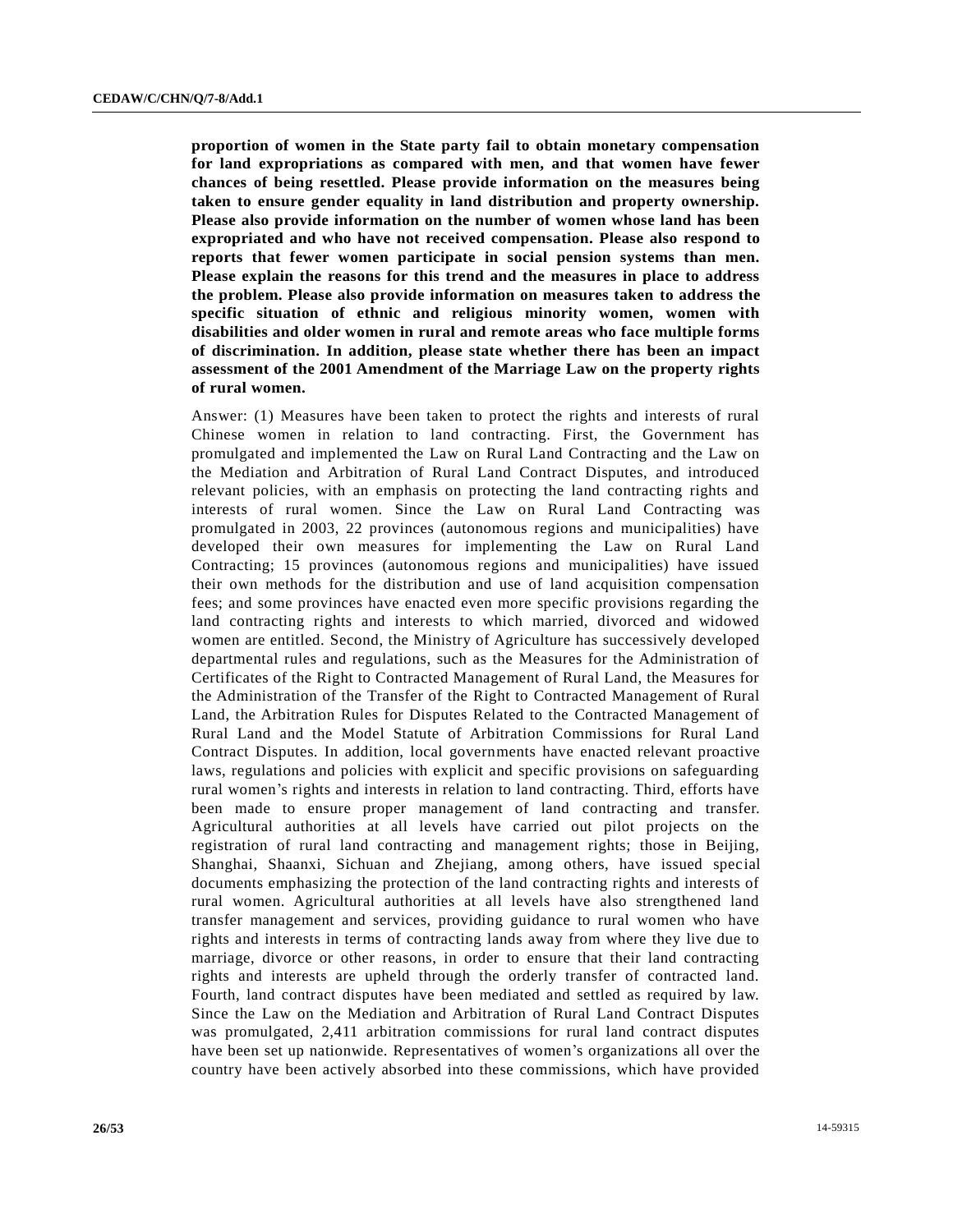**proportion of women in the State party fail to obtain monetary compensation for land expropriations as compared with men, and that women have fewer chances of being resettled. Please provide information on the measures being taken to ensure gender equality in land distribution and property ownership. Please also provide information on the number of women whose land has been expropriated and who have not received compensation. Please also respond to reports that fewer women participate in social pension systems than men. Please explain the reasons for this trend and the measures in place to address the problem. Please also provide information on measures taken to address the specific situation of ethnic and religious minority women, women with disabilities and older women in rural and remote areas who face multiple forms of discrimination. In addition, please state whether there has been an impact assessment of the 2001 Amendment of the Marriage Law on the property rights of rural women.**

Answer: (1) Measures have been taken to protect the rights and interests of rural Chinese women in relation to land contracting. First, the Government has promulgated and implemented the Law on Rural Land Contracting and the Law on the Mediation and Arbitration of Rural Land Contract Disputes, and introduced relevant policies, with an emphasis on protecting the land contracting rights and interests of rural women. Since the Law on Rural Land Contracting was promulgated in 2003, 22 provinces (autonomous regions and municipalities) have developed their own measures for implementing the Law on Rural Land Contracting; 15 provinces (autonomous regions and municipalities) have issued their own methods for the distribution and use of land acquisition compensation fees; and some provinces have enacted even more specific provisions regarding the land contracting rights and interests to which married, divorced and widowed women are entitled. Second, the Ministry of Agriculture has successively developed departmental rules and regulations, such as the Measures for the Administration of Certificates of the Right to Contracted Management of Rural Land, the Measures for the Administration of the Transfer of the Right to Contracted Management of Rural Land, the Arbitration Rules for Disputes Related to the Contracted Management of Rural Land and the Model Statute of Arbitration Commissions for Rural Land Contract Disputes. In addition, local governments have enacted relevant proactive laws, regulations and policies with explicit and specific provisions on safeguarding rural women's rights and interests in relation to land contracting. Third, efforts have been made to ensure proper management of land contracting and transfer. Agricultural authorities at all levels have carried out pilot projects on the registration of rural land contracting and management rights; those in Beijing, Shanghai, Shaanxi, Sichuan and Zhejiang, among others, have issued special documents emphasizing the protection of the land contracting rights and interests of rural women. Agricultural authorities at all levels have also strengthened land transfer management and services, providing guidance to rural women who have rights and interests in terms of contracting lands away from where they live due to marriage, divorce or other reasons, in order to ensure that their land contracting rights and interests are upheld through the orderly transfer of contracted land. Fourth, land contract disputes have been mediated and settled as required by law. Since the Law on the Mediation and Arbitration of Rural Land Contract Disputes was promulgated, 2,411 arbitration commissions for rural land contract disputes have been set up nationwide. Representatives of women's organizations all over the country have been actively absorbed into these commissions, which have provided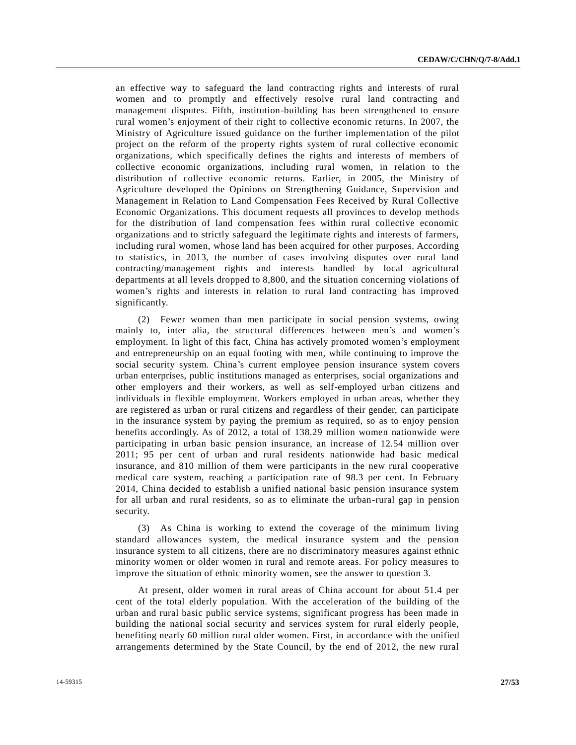an effective way to safeguard the land contracting rights and interests of rural women and to promptly and effectively resolve rural land contracting and management disputes. Fifth, institution-building has been strengthened to ensure rural women's enjoyment of their right to collective economic returns. In 2007, the Ministry of Agriculture issued guidance on the further implementation of the pilot project on the reform of the property rights system of rural collective economic organizations, which specifically defines the rights and interests of members of collective economic organizations, including rural women, in relation to the distribution of collective economic returns. Earlier, in 2005, the Ministry of Agriculture developed the Opinions on Strengthening Guidance, Supervision and Management in Relation to Land Compensation Fees Received by Rural Collective Economic Organizations. This document requests all provinces to develop methods for the distribution of land compensation fees within rural collective economic organizations and to strictly safeguard the legitimate rights and interests of farmers, including rural women, whose land has been acquired for other purposes. According to statistics, in 2013, the number of cases involving disputes over rural land contracting/management rights and interests handled by local agricultural departments at all levels dropped to 8,800, and the situation concerning violations of women's rights and interests in relation to rural land contracting has improved significantly.

(2) Fewer women than men participate in social pension systems, owing mainly to, inter alia, the structural differences between men's and women's employment. In light of this fact, China has actively promoted women's employment and entrepreneurship on an equal footing with men, while continuing to improve the social security system. China's current employee pension insurance system covers urban enterprises, public institutions managed as enterprises, social organizations and other employers and their workers, as well as self-employed urban citizens and individuals in flexible employment. Workers employed in urban areas, whether they are registered as urban or rural citizens and regardless of their gender, can participate in the insurance system by paying the premium as required, so as to enjoy pension benefits accordingly. As of 2012, a total of 138.29 million women nationwide were participating in urban basic pension insurance, an increase of 12.54 million over 2011; 95 per cent of urban and rural residents nationwide had basic medical insurance, and 810 million of them were participants in the new rural cooperative medical care system, reaching a participation rate of 98.3 per cent. In February 2014, China decided to establish a unified national basic pension insurance system for all urban and rural residents, so as to eliminate the urban-rural gap in pension security.

(3) As China is working to extend the coverage of the minimum living standard allowances system, the medical insurance system and the pension insurance system to all citizens, there are no discriminatory measures against ethnic minority women or older women in rural and remote areas. For policy measures to improve the situation of ethnic minority women, see the answer to question 3.

At present, older women in rural areas of China account for about 51.4 per cent of the total elderly population. With the acceleration of the building of the urban and rural basic public service systems, significant progress has been made in building the national social security and services system for rural elderly people, benefiting nearly 60 million rural older women. First, in accordance with the unified arrangements determined by the State Council, by the end of 2012, the new rural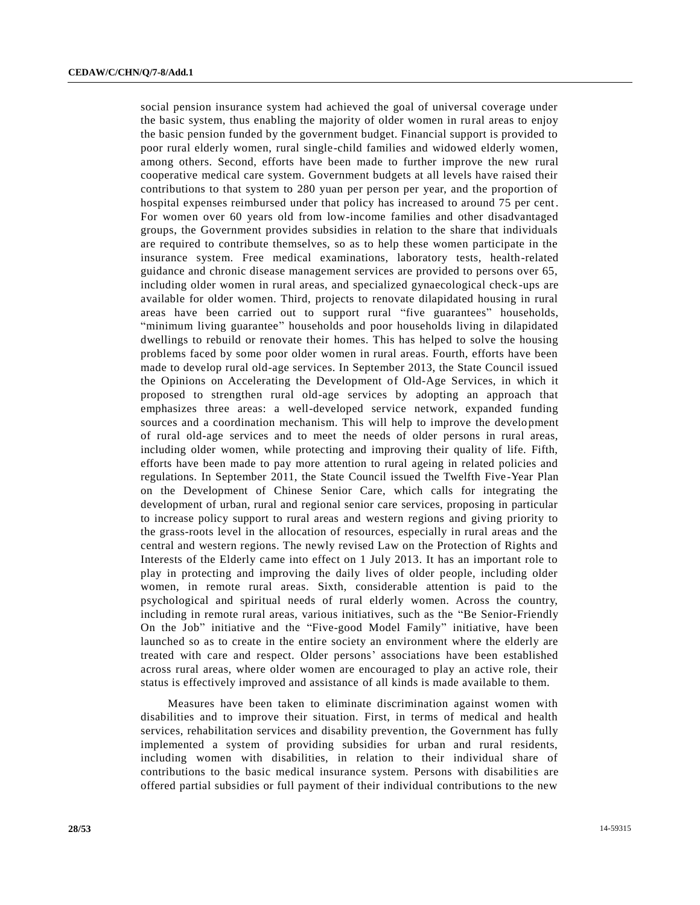social pension insurance system had achieved the goal of universal coverage under the basic system, thus enabling the majority of older women in rural areas to enjoy the basic pension funded by the government budget. Financial support is provided to poor rural elderly women, rural single-child families and widowed elderly women, among others. Second, efforts have been made to further improve the new rural cooperative medical care system. Government budgets at all levels have raised their contributions to that system to 280 yuan per person per year, and the proportion of hospital expenses reimbursed under that policy has increased to around 75 per cent. For women over 60 years old from low-income families and other disadvantaged groups, the Government provides subsidies in relation to the share that individuals are required to contribute themselves, so as to help these women participate in the insurance system. Free medical examinations, laboratory tests, health-related guidance and chronic disease management services are provided to persons over 65, including older women in rural areas, and specialized gynaecological check-ups are available for older women. Third, projects to renovate dilapidated housing in rural areas have been carried out to support rural "five guarantees" households, "minimum living guarantee" households and poor households living in dilapidated dwellings to rebuild or renovate their homes. This has helped to solve the housing problems faced by some poor older women in rural areas. Fourth, efforts have been made to develop rural old-age services. In September 2013, the State Council issued the Opinions on Accelerating the Development of Old-Age Services, in which it proposed to strengthen rural old-age services by adopting an approach that emphasizes three areas: a well-developed service network, expanded funding sources and a coordination mechanism. This will help to improve the development of rural old-age services and to meet the needs of older persons in rural areas, including older women, while protecting and improving their quality of life. Fifth, efforts have been made to pay more attention to rural ageing in related policies and regulations. In September 2011, the State Council issued the Twelfth Five-Year Plan on the Development of Chinese Senior Care, which calls for integrating the development of urban, rural and regional senior care services, proposing in particular to increase policy support to rural areas and western regions and giving priority to the grass-roots level in the allocation of resources, especially in rural areas and the central and western regions. The newly revised Law on the Protection of Rights and Interests of the Elderly came into effect on 1 July 2013. It has an important role to play in protecting and improving the daily lives of older people, including older women, in remote rural areas. Sixth, considerable attention is paid to the psychological and spiritual needs of rural elderly women. Across the country, including in remote rural areas, various initiatives, such as the "Be Senior-Friendly On the Job" initiative and the "Five-good Model Family" initiative, have been launched so as to create in the entire society an environment where the elderly are treated with care and respect. Older persons' associations have been established across rural areas, where older women are encouraged to play an active role, their status is effectively improved and assistance of all kinds is made available to them.

Measures have been taken to eliminate discrimination against women with disabilities and to improve their situation. First, in terms of medical and health services, rehabilitation services and disability prevention, the Government has fully implemented a system of providing subsidies for urban and rural residents, including women with disabilities, in relation to their individual share of contributions to the basic medical insurance system. Persons with disabilities are offered partial subsidies or full payment of their individual contributions to the new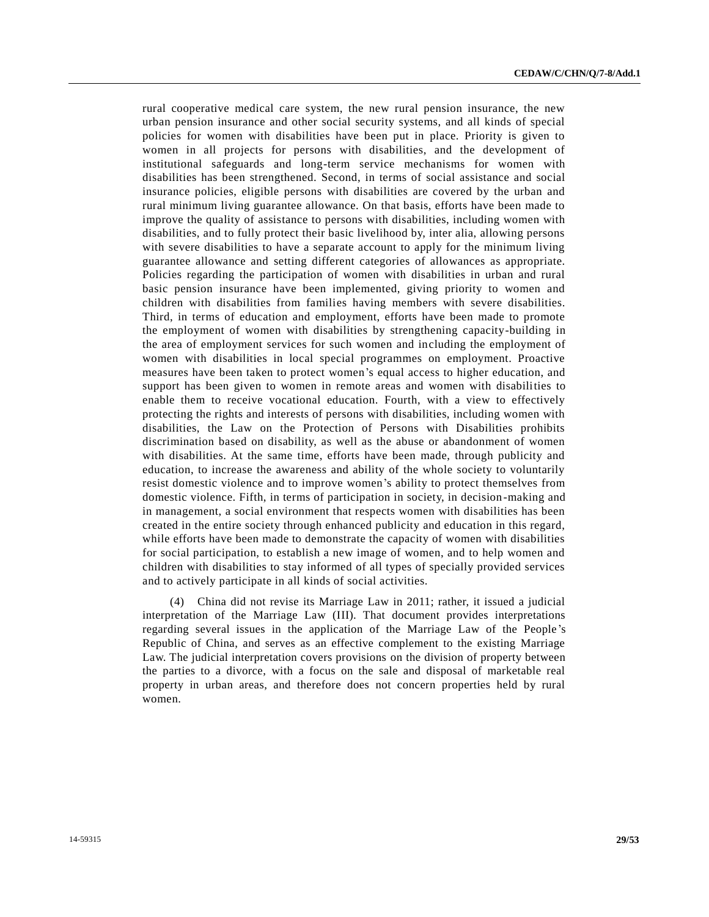rural cooperative medical care system, the new rural pension insurance, the new urban pension insurance and other social security systems, and all kinds of special policies for women with disabilities have been put in place. Priority is given to women in all projects for persons with disabilities, and the development of institutional safeguards and long-term service mechanisms for women with disabilities has been strengthened. Second, in terms of social assistance and social insurance policies, eligible persons with disabilities are covered by the urban and rural minimum living guarantee allowance. On that basis, efforts have been made to improve the quality of assistance to persons with disabilities, including women with disabilities, and to fully protect their basic livelihood by, inter alia, allowing persons with severe disabilities to have a separate account to apply for the minimum living guarantee allowance and setting different categories of allowances as appropriate. Policies regarding the participation of women with disabilities in urban and rural basic pension insurance have been implemented, giving priority to women and children with disabilities from families having members with severe disabilities. Third, in terms of education and employment, efforts have been made to promote the employment of women with disabilities by strengthening capacity-building in the area of employment services for such women and including the employment of women with disabilities in local special programmes on employment. Proactive measures have been taken to protect women's equal access to higher education, and support has been given to women in remote areas and women with disabilities to enable them to receive vocational education. Fourth, with a view to effectively protecting the rights and interests of persons with disabilities, including women with disabilities, the Law on the Protection of Persons with Disabilities prohibits discrimination based on disability, as well as the abuse or abandonment of women with disabilities. At the same time, efforts have been made, through publicity and education, to increase the awareness and ability of the whole society to voluntarily resist domestic violence and to improve women's ability to protect themselves from domestic violence. Fifth, in terms of participation in society, in decision-making and in management, a social environment that respects women with disabilities has been created in the entire society through enhanced publicity and education in this regard, while efforts have been made to demonstrate the capacity of women with disabilities for social participation, to establish a new image of women, and to help women and children with disabilities to stay informed of all types of specially provided services and to actively participate in all kinds of social activities.

(4) China did not revise its Marriage Law in 2011; rather, it issued a judicial interpretation of the Marriage Law (III). That document provides interpretations regarding several issues in the application of the Marriage Law of the People's Republic of China, and serves as an effective complement to the existing Marriage Law. The judicial interpretation covers provisions on the division of property between the parties to a divorce, with a focus on the sale and disposal of marketable real property in urban areas, and therefore does not concern properties held by rural women.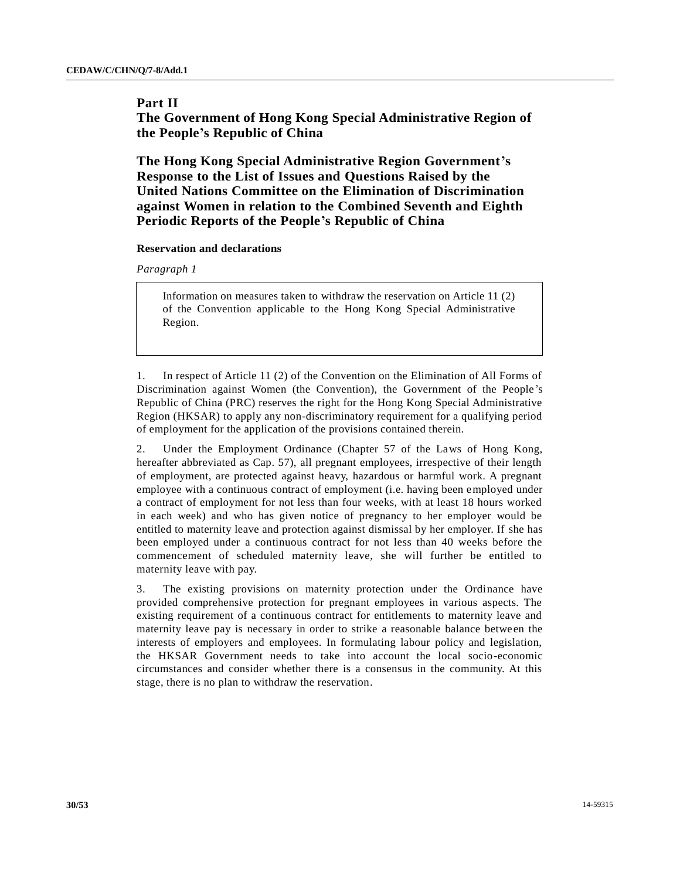# Part II
# The Government of Hong Kong Special Administrative Region of the People's Republic of China

## The Hong Kong Special Administrative Region Government's Response to the List of Issues and Questions Raised by the United Nations Committee on the Elimination of Discrimination against Women in relation to the Combined Seventh and Eighth Periodic Reports of the People's Republic of China

### Reservation and declarations

*Paragraph 1*

> Information on measures taken to withdraw the reservation on Article 11 (2) of the Convention applicable to the Hong Kong Special Administrative Region.

1. In respect of Article 11 (2) of the Convention on the Elimination of All Forms of Discrimination against Women (the Convention), the Government of the People's Republic of China (PRC) reserves the right for the Hong Kong Special Administrative Region (HKSAR) to apply any non-discriminatory requirement for a qualifying period of employment for the application of the provisions contained therein.

2. Under the Employment Ordinance (Chapter 57 of the Laws of Hong Kong, hereafter abbreviated as Cap. 57), all pregnant employees, irrespective of their length of employment, are protected against heavy, hazardous or harmful work. A pregnant employee with a continuous contract of employment (i.e. having been employed under a contract of employment for not less than four weeks, with at least 18 hours worked in each week) and who has given notice of pregnancy to her employer would be entitled to maternity leave and protection against dismissal by her employer. If she has been employed under a continuous contract for not less than 40 weeks before the commencement of scheduled maternity leave, she will further be entitled to maternity leave with pay.

3. The existing provisions on maternity protection under the Ordinance have provided comprehensive protection for pregnant employees in various aspects. The existing requirement of a continuous contract for entitlements to maternity leave and maternity leave pay is necessary in order to strike a reasonable balance between the interests of employers and employees. In formulating labour policy and legislation, the HKSAR Government needs to take into account the local socio-economic circumstances and consider whether there is a consensus in the community. At this stage, there is no plan to withdraw the reservation.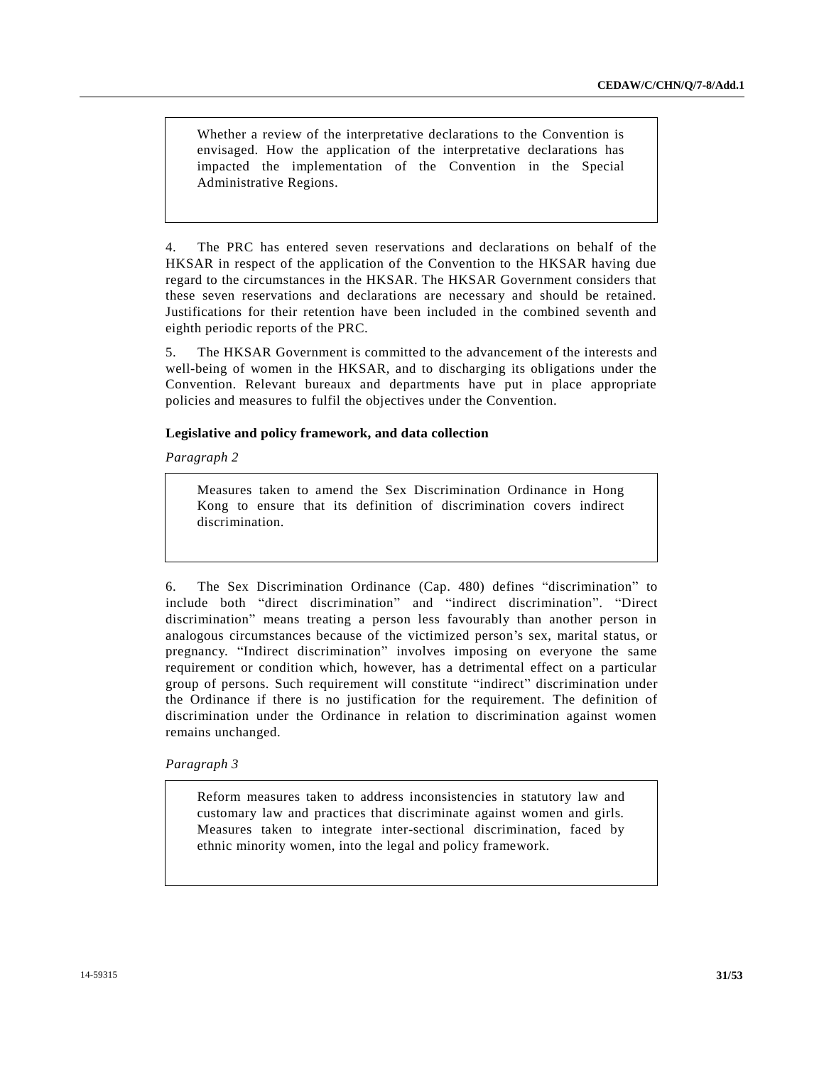> Whether a review of the interpretative declarations to the Convention is envisaged. How the application of the interpretative declarations has impacted the implementation of the Convention in the Special Administrative Regions.

4. The PRC has entered seven reservations and declarations on behalf of the HKSAR in respect of the application of the Convention to the HKSAR having due regard to the circumstances in the HKSAR. The HKSAR Government considers that these seven reservations and declarations are necessary and should be retained. Justifications for their retention have been included in the combined seventh and eighth periodic reports of the PRC.

5. The HKSAR Government is committed to the advancement of the interests and well-being of women in the HKSAR, and to discharging its obligations under the Convention. Relevant bureaux and departments have put in place appropriate policies and measures to fulfil the objectives under the Convention.

**Legislative and policy framework, and data collection**

*Paragraph 2*

> Measures taken to amend the Sex Discrimination Ordinance in Hong Kong to ensure that its definition of discrimination covers indirect discrimination.

6. The Sex Discrimination Ordinance (Cap. 480) defines "discrimination" to include both "direct discrimination" and "indirect discrimination". "Direct discrimination" means treating a person less favourably than another person in analogous circumstances because of the victimized person's sex, marital status, or pregnancy. "Indirect discrimination" involves imposing on everyone the same requirement or condition which, however, has a detrimental effect on a particular group of persons. Such requirement will constitute "indirect" discrimination under the Ordinance if there is no justification for the requirement. The definition of discrimination under the Ordinance in relation to discrimination against women remains unchanged.

*Paragraph 3*

> Reform measures taken to address inconsistencies in statutory law and customary law and practices that discriminate against women and girls. Measures taken to integrate inter-sectional discrimination, faced by ethnic minority women, into the legal and policy framework.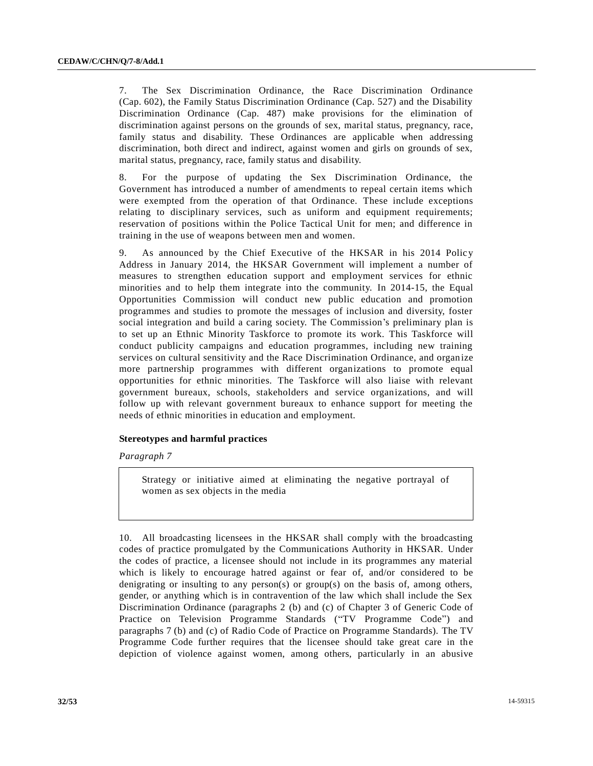7. The Sex Discrimination Ordinance, the Race Discrimination Ordinance (Cap. 602), the Family Status Discrimination Ordinance (Cap. 527) and the Disability Discrimination Ordinance (Cap. 487) make provisions for the elimination of discrimination against persons on the grounds of sex, marital status, pregnancy, race, family status and disability. These Ordinances are applicable when addressing discrimination, both direct and indirect, against women and girls on grounds of sex, marital status, pregnancy, race, family status and disability.

8. For the purpose of updating the Sex Discrimination Ordinance, the Government has introduced a number of amendments to repeal certain items which were exempted from the operation of that Ordinance. These include exceptions relating to disciplinary services, such as uniform and equipment requirements; reservation of positions within the Police Tactical Unit for men; and difference in training in the use of weapons between men and women.

9. As announced by the Chief Executive of the HKSAR in his 2014 Policy Address in January 2014, the HKSAR Government will implement a number of measures to strengthen education support and employment services for ethnic minorities and to help them integrate into the community. In 2014-15, the Equal Opportunities Commission will conduct new public education and promotion programmes and studies to promote the messages of inclusion and diversity, foster social integration and build a caring society. The Commission's preliminary plan is to set up an Ethnic Minority Taskforce to promote its work. This Taskforce will conduct publicity campaigns and education programmes, including new training services on cultural sensitivity and the Race Discrimination Ordinance, and organize more partnership programmes with different organizations to promote equal opportunities for ethnic minorities. The Taskforce will also liaise with relevant government bureaux, schools, stakeholders and service organizations, and will follow up with relevant government bureaux to enhance support for meeting the needs of ethnic minorities in education and employment.

### Stereotypes and harmful practices

*Paragraph 7*

> Strategy or initiative aimed at eliminating the negative portrayal of women as sex objects in the media

10. All broadcasting licensees in the HKSAR shall comply with the broadcasting codes of practice promulgated by the Communications Authority in HKSAR. Under the codes of practice, a licensee should not include in its programmes any material which is likely to encourage hatred against or fear of, and/or considered to be denigrating or insulting to any person(s) or group(s) on the basis of, among others, gender, or anything which is in contravention of the law which shall include the Sex Discrimination Ordinance (paragraphs 2 (b) and (c) of Chapter 3 of Generic Code of Practice on Television Programme Standards ("TV Programme Code") and paragraphs 7 (b) and (c) of Radio Code of Practice on Programme Standards). The TV Programme Code further requires that the licensee should take great care in the depiction of violence against women, among others, particularly in an abusive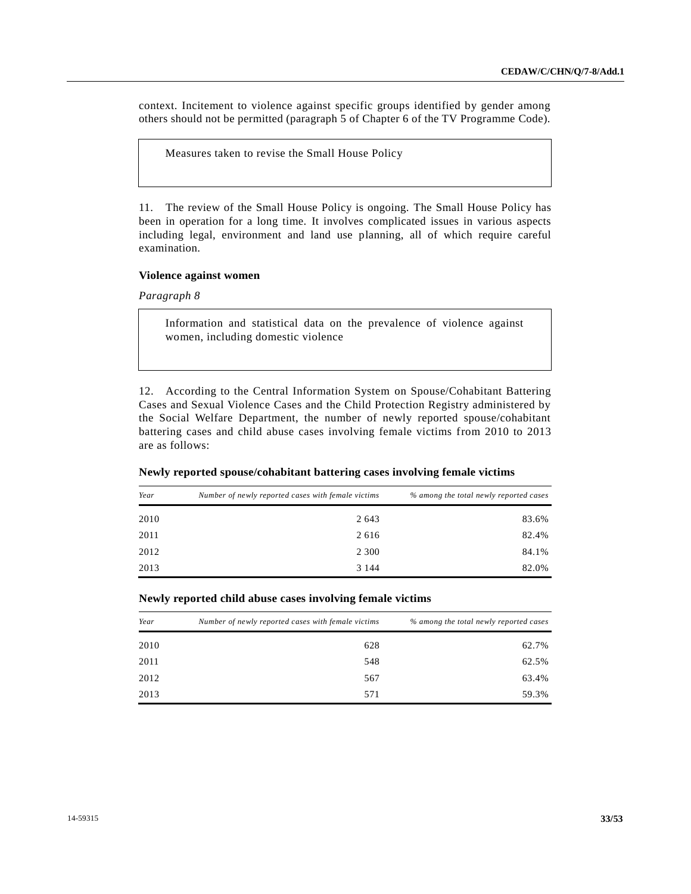context. Incitement to violence against specific groups identified by gender among others should not be permitted (paragraph 5 of Chapter 6 of the TV Programme Code).

> Measures taken to revise the Small House Policy

11. The review of the Small House Policy is ongoing. The Small House Policy has been in operation for a long time. It involves complicated issues in various aspects including legal, environment and land use planning, all of which require careful examination.

**Violence against women**

*Paragraph 8*

> Information and statistical data on the prevalence of violence against women, including domestic violence

12. According to the Central Information System on Spouse/Cohabitant Battering Cases and Sexual Violence Cases and the Child Protection Registry administered by the Social Welfare Department, the number of newly reported spouse/cohabitant battering cases and child abuse cases involving female victims from 2010 to 2013 are as follows:

**Newly reported spouse/cohabitant battering cases involving female victims**

| *Year* | *Number of newly reported cases with female victims* | *% among the total newly reported cases* |
|---|---:|---:|
| 2010 | 2 643 | 83.6% |
| 2011 | 2 616 | 82.4% |
| 2012 | 2 300 | 84.1% |
| 2013 | 3 144 | 82.0% |

**Newly reported child abuse cases involving female victims**

| *Year* | *Number of newly reported cases with female victims* | *% among the total newly reported cases* |
|---|---:|---:|
| 2010 | 628 | 62.7% |
| 2011 | 548 | 62.5% |
| 2012 | 567 | 63.4% |
| 2013 | 571 | 59.3% |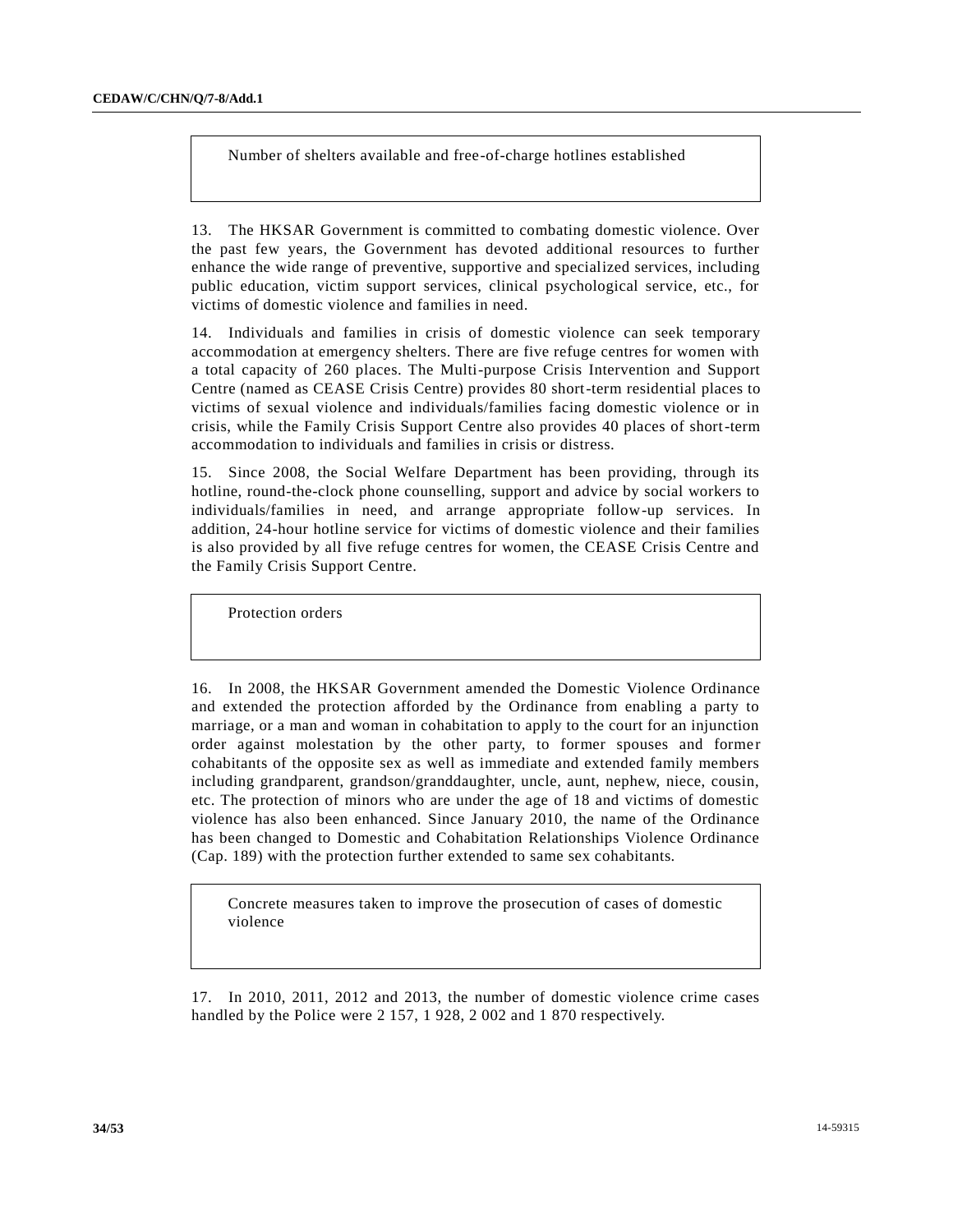Number of shelters available and free-of-charge hotlines established

13. The HKSAR Government is committed to combating domestic violence. Over the past few years, the Government has devoted additional resources to further enhance the wide range of preventive, supportive and specialized services, including public education, victim support services, clinical psychological service, etc., for victims of domestic violence and families in need.

14. Individuals and families in crisis of domestic violence can seek temporary accommodation at emergency shelters. There are five refuge centres for women with a total capacity of 260 places. The Multi-purpose Crisis Intervention and Support Centre (named as CEASE Crisis Centre) provides 80 short-term residential places to victims of sexual violence and individuals/families facing domestic violence or in crisis, while the Family Crisis Support Centre also provides 40 places of short-term accommodation to individuals and families in crisis or distress.

15. Since 2008, the Social Welfare Department has been providing, through its hotline, round-the-clock phone counselling, support and advice by social workers to individuals/families in need, and arrange appropriate follow-up services. In addition, 24-hour hotline service for victims of domestic violence and their families is also provided by all five refuge centres for women, the CEASE Crisis Centre and the Family Crisis Support Centre.

Protection orders

16. In 2008, the HKSAR Government amended the Domestic Violence Ordinance and extended the protection afforded by the Ordinance from enabling a party to marriage, or a man and woman in cohabitation to apply to the court for an injunction order against molestation by the other party, to former spouses and former cohabitants of the opposite sex as well as immediate and extended family members including grandparent, grandson/granddaughter, uncle, aunt, nephew, niece, cousin, etc. The protection of minors who are under the age of 18 and victims of domestic violence has also been enhanced. Since January 2010, the name of the Ordinance has been changed to Domestic and Cohabitation Relationships Violence Ordinance (Cap. 189) with the protection further extended to same sex cohabitants.

Concrete measures taken to improve the prosecution of cases of domestic violence

17. In 2010, 2011, 2012 and 2013, the number of domestic violence crime cases handled by the Police were 2 157, 1 928, 2 002 and 1 870 respectively.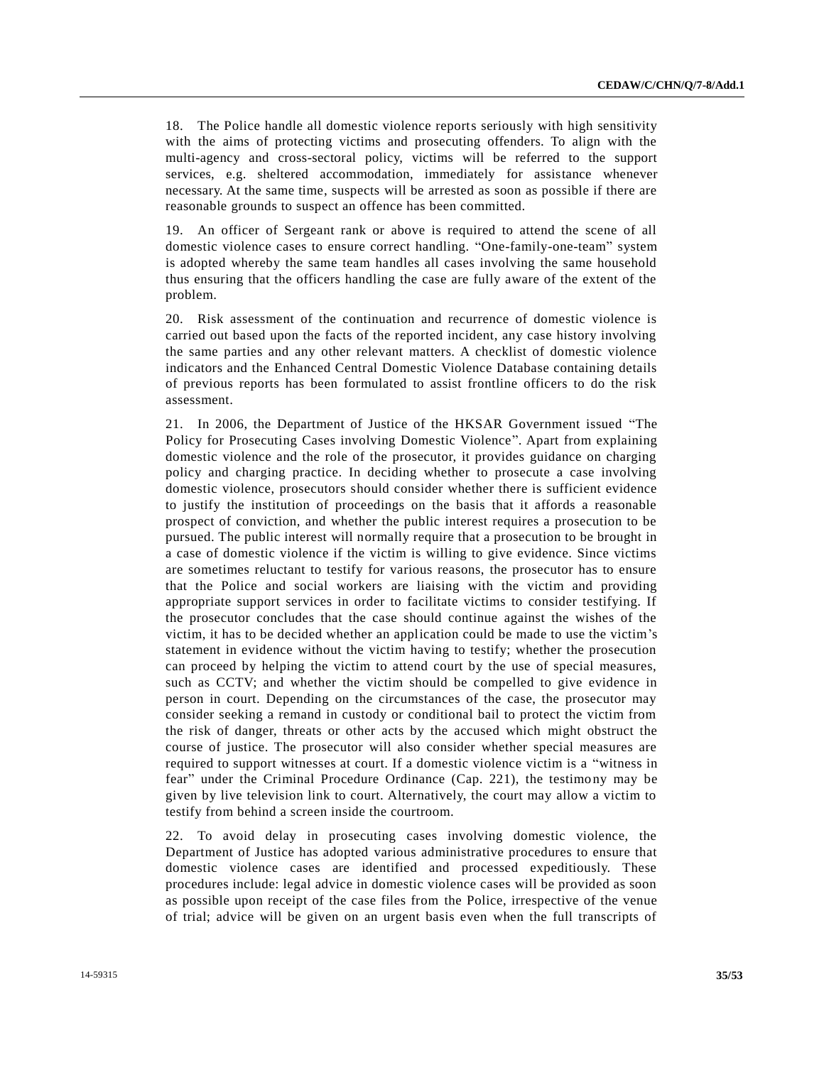18. The Police handle all domestic violence reports seriously with high sensitivity with the aims of protecting victims and prosecuting offenders. To align with the multi-agency and cross-sectoral policy, victims will be referred to the support services, e.g. sheltered accommodation, immediately for assistance whenever necessary. At the same time, suspects will be arrested as soon as possible if there are reasonable grounds to suspect an offence has been committed.

19. An officer of Sergeant rank or above is required to attend the scene of all domestic violence cases to ensure correct handling. "One-family-one-team" system is adopted whereby the same team handles all cases involving the same household thus ensuring that the officers handling the case are fully aware of the extent of the problem.

20. Risk assessment of the continuation and recurrence of domestic violence is carried out based upon the facts of the reported incident, any case history involving the same parties and any other relevant matters. A checklist of domestic violence indicators and the Enhanced Central Domestic Violence Database containing details of previous reports has been formulated to assist frontline officers to do the risk assessment.

21. In 2006, the Department of Justice of the HKSAR Government issued "The Policy for Prosecuting Cases involving Domestic Violence". Apart from explaining domestic violence and the role of the prosecutor, it provides guidance on charging policy and charging practice. In deciding whether to prosecute a case involving domestic violence, prosecutors should consider whether there is sufficient evidence to justify the institution of proceedings on the basis that it affords a reasonable prospect of conviction, and whether the public interest requires a prosecution to be pursued. The public interest will normally require that a prosecution to be brought in a case of domestic violence if the victim is willing to give evidence. Since victims are sometimes reluctant to testify for various reasons, the prosecutor has to ensure that the Police and social workers are liaising with the victim and providing appropriate support services in order to facilitate victims to consider testifying. If the prosecutor concludes that the case should continue against the wishes of the victim, it has to be decided whether an application could be made to use the victim's statement in evidence without the victim having to testify; whether the prosecution can proceed by helping the victim to attend court by the use of special measures, such as CCTV; and whether the victim should be compelled to give evidence in person in court. Depending on the circumstances of the case, the prosecutor may consider seeking a remand in custody or conditional bail to protect the victim from the risk of danger, threats or other acts by the accused which might obstruct the course of justice. The prosecutor will also consider whether special measures are required to support witnesses at court. If a domestic violence victim is a "witness in fear" under the Criminal Procedure Ordinance (Cap. 221), the testimony may be given by live television link to court. Alternatively, the court may allow a victim to testify from behind a screen inside the courtroom.

22. To avoid delay in prosecuting cases involving domestic violence, the Department of Justice has adopted various administrative procedures to ensure that domestic violence cases are identified and processed expeditiously. These procedures include: legal advice in domestic violence cases will be provided as soon as possible upon receipt of the case files from the Police, irrespective of the venue of trial; advice will be given on an urgent basis even when the full transcripts of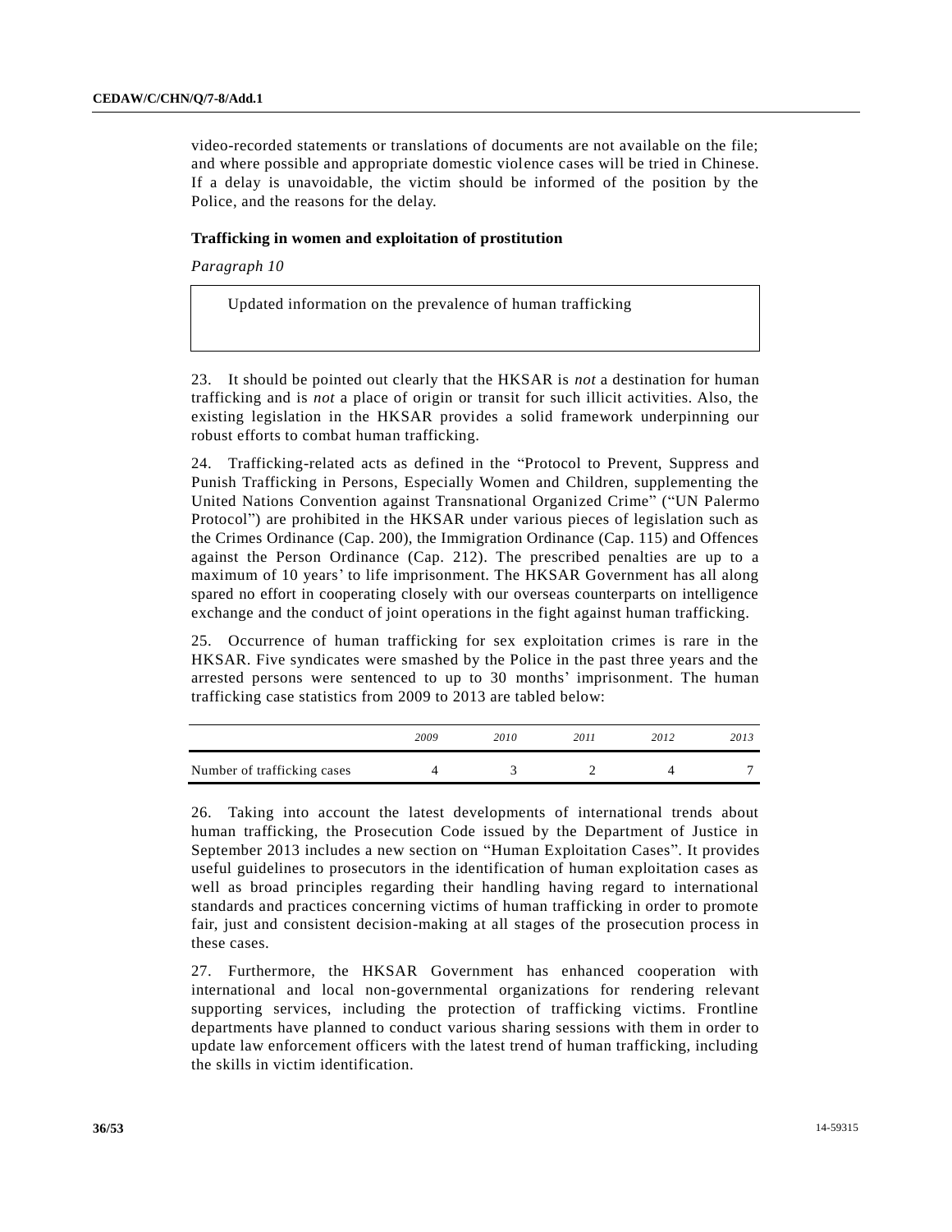video-recorded statements or translations of documents are not available on the file; and where possible and appropriate domestic violence cases will be tried in Chinese. If a delay is unavoidable, the victim should be informed of the position by the Police, and the reasons for the delay.

### Trafficking in women and exploitation of prostitution

*Paragraph 10*

> Updated information on the prevalence of human trafficking

23. It should be pointed out clearly that the HKSAR is *not* a destination for human trafficking and is *not* a place of origin or transit for such illicit activities. Also, the existing legislation in the HKSAR provides a solid framework underpinning our robust efforts to combat human trafficking.

24. Trafficking-related acts as defined in the "Protocol to Prevent, Suppress and Punish Trafficking in Persons, Especially Women and Children, supplementing the United Nations Convention against Transnational Organized Crime" ("UN Palermo Protocol") are prohibited in the HKSAR under various pieces of legislation such as the Crimes Ordinance (Cap. 200), the Immigration Ordinance (Cap. 115) and Offences against the Person Ordinance (Cap. 212). The prescribed penalties are up to a maximum of 10 years' to life imprisonment. The HKSAR Government has all along spared no effort in cooperating closely with our overseas counterparts on intelligence exchange and the conduct of joint operations in the fight against human trafficking.

25. Occurrence of human trafficking for sex exploitation crimes is rare in the HKSAR. Five syndicates were smashed by the Police in the past three years and the arrested persons were sentenced to up to 30 months' imprisonment. The human trafficking case statistics from 2009 to 2013 are tabled below:

| | *2009* | *2010* | *2011* | *2012* | *2013* |
|---|---|---|---|---|---|
| Number of trafficking cases | 4 | 3 | 2 | 4 | 7 |

26. Taking into account the latest developments of international trends about human trafficking, the Prosecution Code issued by the Department of Justice in September 2013 includes a new section on "Human Exploitation Cases". It provides useful guidelines to prosecutors in the identification of human exploitation cases as well as broad principles regarding their handling having regard to international standards and practices concerning victims of human trafficking in order to promote fair, just and consistent decision-making at all stages of the prosecution process in these cases.

27. Furthermore, the HKSAR Government has enhanced cooperation with international and local non-governmental organizations for rendering relevant supporting services, including the protection of trafficking victims. Frontline departments have planned to conduct various sharing sessions with them in order to update law enforcement officers with the latest trend of human trafficking, including the skills in victim identification.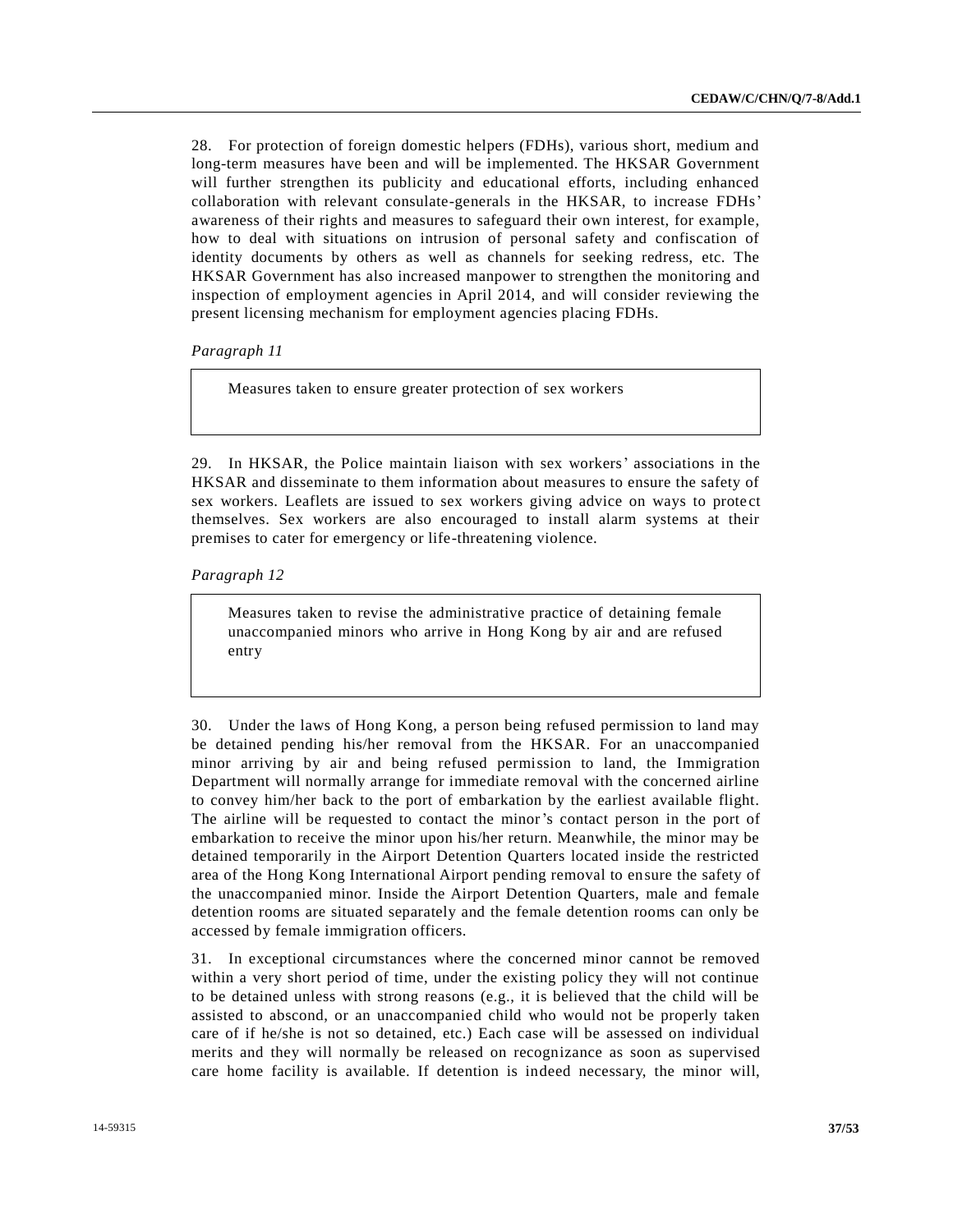28. For protection of foreign domestic helpers (FDHs), various short, medium and long-term measures have been and will be implemented. The HKSAR Government will further strengthen its publicity and educational efforts, including enhanced collaboration with relevant consulate-generals in the HKSAR, to increase FDHs' awareness of their rights and measures to safeguard their own interest, for example, how to deal with situations on intrusion of personal safety and confiscation of identity documents by others as well as channels for seeking redress, etc. The HKSAR Government has also increased manpower to strengthen the monitoring and inspection of employment agencies in April 2014, and will consider reviewing the present licensing mechanism for employment agencies placing FDHs.

*Paragraph 11*

> Measures taken to ensure greater protection of sex workers

29. In HKSAR, the Police maintain liaison with sex workers' associations in the HKSAR and disseminate to them information about measures to ensure the safety of sex workers. Leaflets are issued to sex workers giving advice on ways to protect themselves. Sex workers are also encouraged to install alarm systems at their premises to cater for emergency or life-threatening violence.

*Paragraph 12*

> Measures taken to revise the administrative practice of detaining female unaccompanied minors who arrive in Hong Kong by air and are refused entry

30. Under the laws of Hong Kong, a person being refused permission to land may be detained pending his/her removal from the HKSAR. For an unaccompanied minor arriving by air and being refused permission to land, the Immigration Department will normally arrange for immediate removal with the concerned airline to convey him/her back to the port of embarkation by the earliest available flight. The airline will be requested to contact the minor's contact person in the port of embarkation to receive the minor upon his/her return. Meanwhile, the minor may be detained temporarily in the Airport Detention Quarters located inside the restricted area of the Hong Kong International Airport pending removal to ensure the safety of the unaccompanied minor. Inside the Airport Detention Quarters, male and female detention rooms are situated separately and the female detention rooms can only be accessed by female immigration officers.

31. In exceptional circumstances where the concerned minor cannot be removed within a very short period of time, under the existing policy they will not continue to be detained unless with strong reasons (e.g., it is believed that the child will be assisted to abscond, or an unaccompanied child who would not be properly taken care of if he/she is not so detained, etc.) Each case will be assessed on individual merits and they will normally be released on recognizance as soon as supervised care home facility is available. If detention is indeed necessary, the minor will,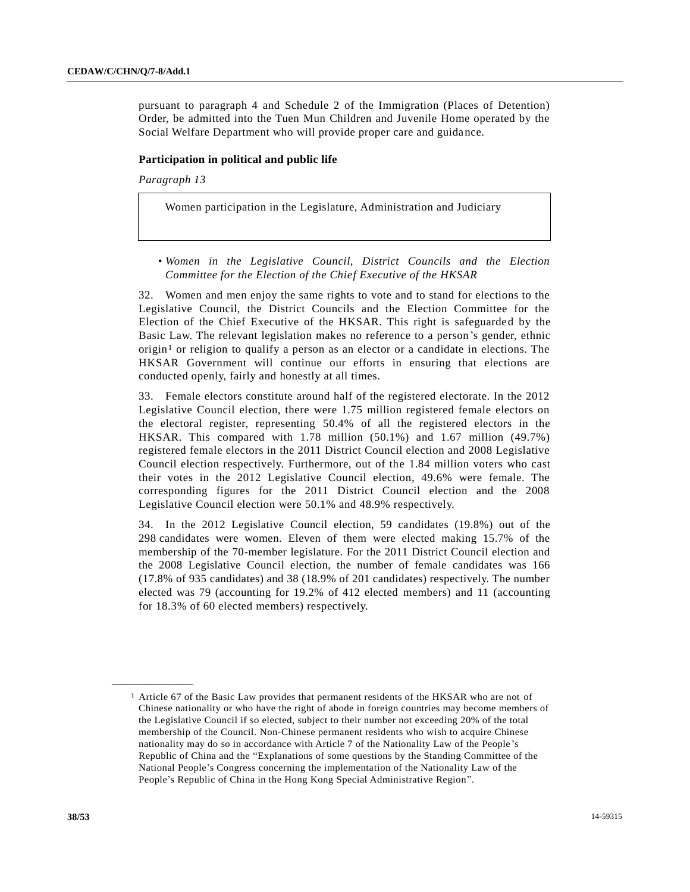pursuant to paragraph 4 and Schedule 2 of the Immigration (Places of Detention) Order, be admitted into the Tuen Mun Children and Juvenile Home operated by the Social Welfare Department who will provide proper care and guidance.

**Participation in political and public life**

*Paragraph 13*

| Women participation in the Legislature, Administration and Judiciary |
|---|

- *Women in the Legislative Council, District Councils and the Election Committee for the Election of the Chief Executive of the HKSAR*

32. Women and men enjoy the same rights to vote and to stand for elections to the Legislative Council, the District Councils and the Election Committee for the Election of the Chief Executive of the HKSAR. This right is safeguarded by the Basic Law. The relevant legislation makes no reference to a person's gender, ethnic origin[1] or religion to qualify a person as an elector or a candidate in elections. The HKSAR Government will continue our efforts in ensuring that elections are conducted openly, fairly and honestly at all times.

33. Female electors constitute around half of the registered electorate. In the 2012 Legislative Council election, there were 1.75 million registered female electors on the electoral register, representing 50.4% of all the registered electors in the HKSAR. This compared with 1.78 million (50.1%) and 1.67 million (49.7%) registered female electors in the 2011 District Council election and 2008 Legislative Council election respectively. Furthermore, out of the 1.84 million voters who cast their votes in the 2012 Legislative Council election, 49.6% were female. The corresponding figures for the 2011 District Council election and the 2008 Legislative Council election were 50.1% and 48.9% respectively.

34. In the 2012 Legislative Council election, 59 candidates (19.8%) out of the 298 candidates were women. Eleven of them were elected making 15.7% of the membership of the 70-member legislature. For the 2011 District Council election and the 2008 Legislative Council election, the number of female candidates was 166 (17.8% of 935 candidates) and 38 (18.9% of 201 candidates) respectively. The number elected was 79 (accounting for 19.2% of 412 elected members) and 11 (accounting for 18.3% of 60 elected members) respectively.

---

[1] Article 67 of the Basic Law provides that permanent residents of the HKSAR who are not of Chinese nationality or who have the right of abode in foreign countries may become members of the Legislative Council if so elected, subject to their number not exceeding 20% of the total membership of the Council. Non-Chinese permanent residents who wish to acquire Chinese nationality may do so in accordance with Article 7 of the Nationality Law of the People's Republic of China and the "Explanations of some questions by the Standing Committee of the National People's Congress concerning the implementation of the Nationality Law of the People's Republic of China in the Hong Kong Special Administrative Region".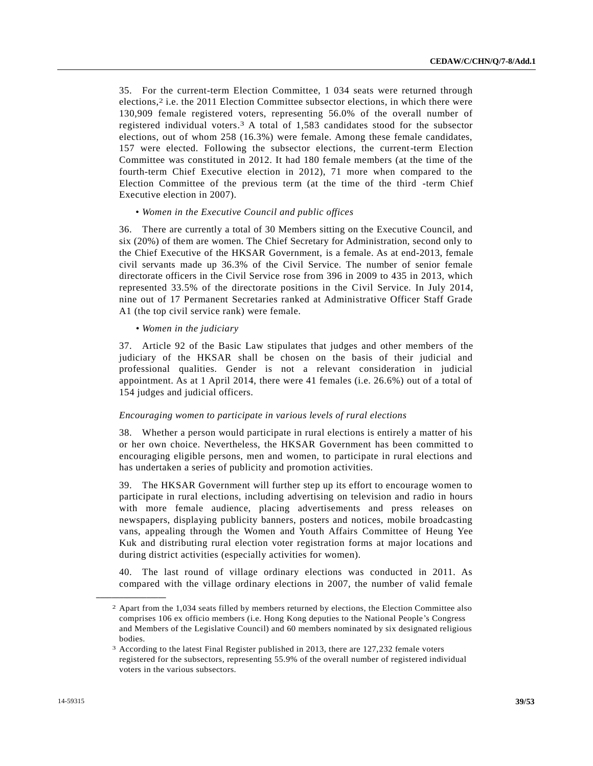35. For the current-term Election Committee, 1 034 seats were returned through elections,[2] i.e. the 2011 Election Committee subsector elections, in which there were 130,909 female registered voters, representing 56.0% of the overall number of registered individual voters.[3] A total of 1,583 candidates stood for the subsector elections, out of whom 258 (16.3%) were female. Among these female candidates, 157 were elected. Following the subsector elections, the current-term Election Committee was constituted in 2012. It had 180 female members (at the time of the fourth-term Chief Executive election in 2012), 71 more when compared to the Election Committee of the previous term (at the time of the third -term Chief Executive election in 2007).

• *Women in the Executive Council and public offices*

36. There are currently a total of 30 Members sitting on the Executive Council, and six (20%) of them are women. The Chief Secretary for Administration, second only to the Chief Executive of the HKSAR Government, is a female. As at end-2013, female civil servants made up 36.3% of the Civil Service. The number of senior female directorate officers in the Civil Service rose from 396 in 2009 to 435 in 2013, which represented 33.5% of the directorate positions in the Civil Service. In July 2014, nine out of 17 Permanent Secretaries ranked at Administrative Officer Staff Grade A1 (the top civil service rank) were female.

• *Women in the judiciary*

37. Article 92 of the Basic Law stipulates that judges and other members of the judiciary of the HKSAR shall be chosen on the basis of their judicial and professional qualities. Gender is not a relevant consideration in judicial appointment. As at 1 April 2014, there were 41 females (i.e. 26.6%) out of a total of 154 judges and judicial officers.

*Encouraging women to participate in various levels of rural elections*

38. Whether a person would participate in rural elections is entirely a matter of his or her own choice. Nevertheless, the HKSAR Government has been committed to encouraging eligible persons, men and women, to participate in rural elections and has undertaken a series of publicity and promotion activities.

39. The HKSAR Government will further step up its effort to encourage women to participate in rural elections, including advertising on television and radio in hours with more female audience, placing advertisements and press releases on newspapers, displaying publicity banners, posters and notices, mobile broadcasting vans, appealing through the Women and Youth Affairs Committee of Heung Yee Kuk and distributing rural election voter registration forms at major locations and during district activities (especially activities for women).

40. The last round of village ordinary elections was conducted in 2011. As compared with the village ordinary elections in 2007, the number of valid female

---

[2] Apart from the 1,034 seats filled by members returned by elections, the Election Committee also comprises 106 ex officio members (i.e. Hong Kong deputies to the National People's Congress and Members of the Legislative Council) and 60 members nominated by six designated religious bodies.

[3] According to the latest Final Register published in 2013, there are 127,232 female voters registered for the subsectors, representing 55.9% of the overall number of registered individual voters in the various subsectors.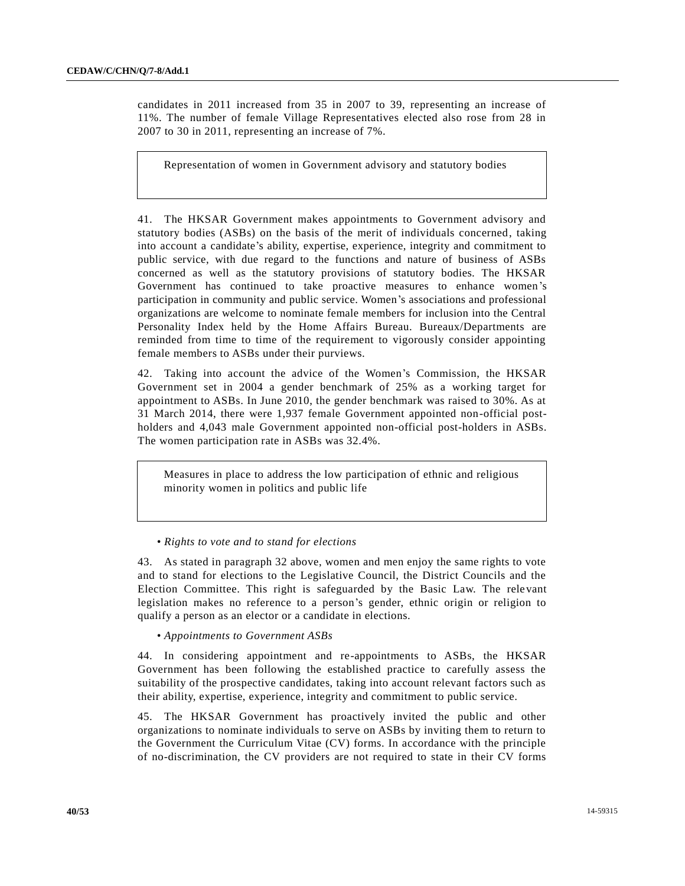candidates in 2011 increased from 35 in 2007 to 39, representing an increase of 11%. The number of female Village Representatives elected also rose from 28 in 2007 to 30 in 2011, representing an increase of 7%.

### Representation of women in Government advisory and statutory bodies

41. The HKSAR Government makes appointments to Government advisory and statutory bodies (ASBs) on the basis of the merit of individuals concerned, taking into account a candidate's ability, expertise, experience, integrity and commitment to public service, with due regard to the functions and nature of business of ASBs concerned as well as the statutory provisions of statutory bodies. The HKSAR Government has continued to take proactive measures to enhance women's participation in community and public service. Women's associations and professional organizations are welcome to nominate female members for inclusion into the Central Personality Index held by the Home Affairs Bureau. Bureaux/Departments are reminded from time to time of the requirement to vigorously consider appointing female members to ASBs under their purviews.

42. Taking into account the advice of the Women's Commission, the HKSAR Government set in 2004 a gender benchmark of 25% as a working target for appointment to ASBs. In June 2010, the gender benchmark was raised to 30%. As at 31 March 2014, there were 1,937 female Government appointed non-official post-holders and 4,043 male Government appointed non-official post-holders in ASBs. The women participation rate in ASBs was 32.4%.

### Measures in place to address the low participation of ethnic and religious minority women in politics and public life

- *Rights to vote and to stand for elections*

43. As stated in paragraph 32 above, women and men enjoy the same rights to vote and to stand for elections to the Legislative Council, the District Councils and the Election Committee. This right is safeguarded by the Basic Law. The relevant legislation makes no reference to a person's gender, ethnic origin or religion to qualify a person as an elector or a candidate in elections.

- *Appointments to Government ASBs*

44. In considering appointment and re-appointments to ASBs, the HKSAR Government has been following the established practice to carefully assess the suitability of the prospective candidates, taking into account relevant factors such as their ability, expertise, experience, integrity and commitment to public service.

45. The HKSAR Government has proactively invited the public and other organizations to nominate individuals to serve on ASBs by inviting them to return to the Government the Curriculum Vitae (CV) forms. In accordance with the principle of no-discrimination, the CV providers are not required to state in their CV forms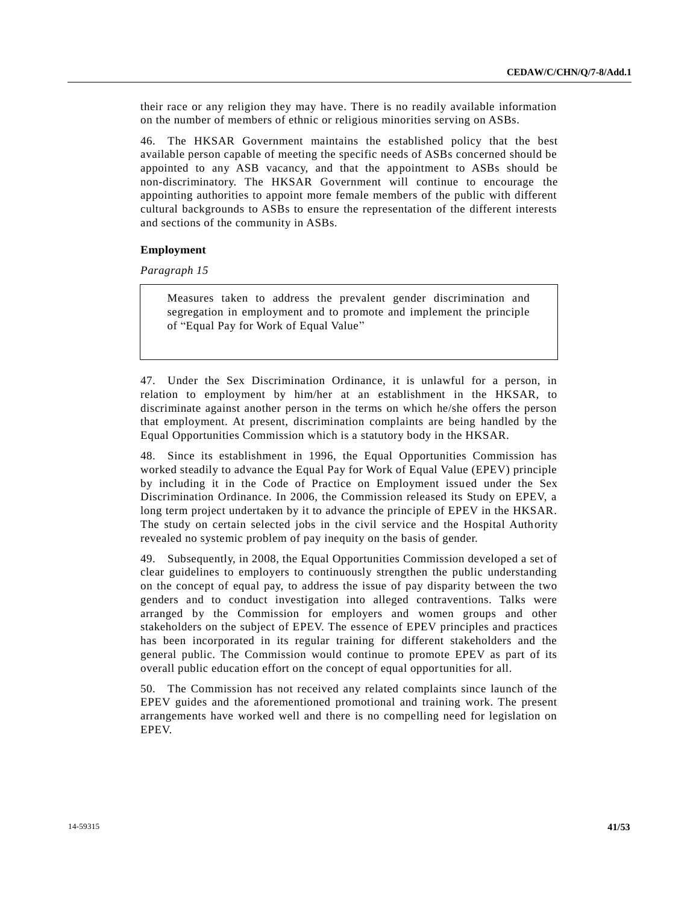their race or any religion they may have. There is no readily available information on the number of members of ethnic or religious minorities serving on ASBs.

46. The HKSAR Government maintains the established policy that the best available person capable of meeting the specific needs of ASBs concerned should be appointed to any ASB vacancy, and that the appointment to ASBs should be non-discriminatory. The HKSAR Government will continue to encourage the appointing authorities to appoint more female members of the public with different cultural backgrounds to ASBs to ensure the representation of the different interests and sections of the community in ASBs.

**Employment**

*Paragraph 15*

> Measures taken to address the prevalent gender discrimination and segregation in employment and to promote and implement the principle of "Equal Pay for Work of Equal Value"

47. Under the Sex Discrimination Ordinance, it is unlawful for a person, in relation to employment by him/her at an establishment in the HKSAR, to discriminate against another person in the terms on which he/she offers the person that employment. At present, discrimination complaints are being handled by the Equal Opportunities Commission which is a statutory body in the HKSAR.

48. Since its establishment in 1996, the Equal Opportunities Commission has worked steadily to advance the Equal Pay for Work of Equal Value (EPEV) principle by including it in the Code of Practice on Employment issued under the Sex Discrimination Ordinance. In 2006, the Commission released its Study on EPEV, a long term project undertaken by it to advance the principle of EPEV in the HKSAR. The study on certain selected jobs in the civil service and the Hospital Authority revealed no systemic problem of pay inequity on the basis of gender.

49. Subsequently, in 2008, the Equal Opportunities Commission developed a set of clear guidelines to employers to continuously strengthen the public understanding on the concept of equal pay, to address the issue of pay disparity between the two genders and to conduct investigation into alleged contraventions. Talks were arranged by the Commission for employers and women groups and other stakeholders on the subject of EPEV. The essence of EPEV principles and practices has been incorporated in its regular training for different stakeholders and the general public. The Commission would continue to promote EPEV as part of its overall public education effort on the concept of equal opportunities for all.

50. The Commission has not received any related complaints since launch of the EPEV guides and the aforementioned promotional and training work. The present arrangements have worked well and there is no compelling need for legislation on EPEV.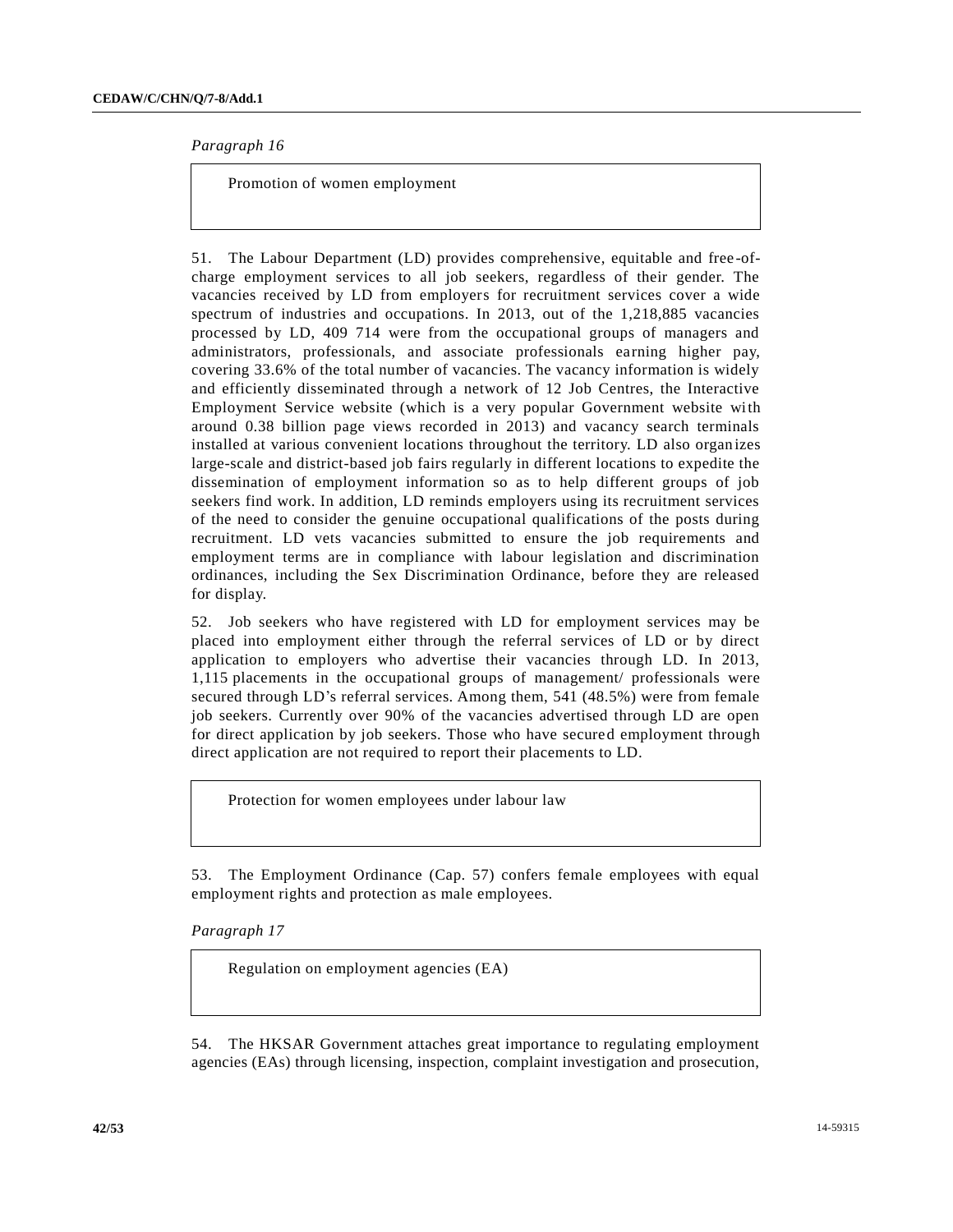*Paragraph 16*

Promotion of women employment

51. The Labour Department (LD) provides comprehensive, equitable and free-of-charge employment services to all job seekers, regardless of their gender. The vacancies received by LD from employers for recruitment services cover a wide spectrum of industries and occupations. In 2013, out of the 1,218,885 vacancies processed by LD, 409 714 were from the occupational groups of managers and administrators, professionals, and associate professionals earning higher pay, covering 33.6% of the total number of vacancies. The vacancy information is widely and efficiently disseminated through a network of 12 Job Centres, the Interactive Employment Service website (which is a very popular Government website with around 0.38 billion page views recorded in 2013) and vacancy search terminals installed at various convenient locations throughout the territory. LD also organizes large-scale and district-based job fairs regularly in different locations to expedite the dissemination of employment information so as to help different groups of job seekers find work. In addition, LD reminds employers using its recruitment services of the need to consider the genuine occupational qualifications of the posts during recruitment. LD vets vacancies submitted to ensure the job requirements and employment terms are in compliance with labour legislation and discrimination ordinances, including the Sex Discrimination Ordinance, before they are released for display.

52. Job seekers who have registered with LD for employment services may be placed into employment either through the referral services of LD or by direct application to employers who advertise their vacancies through LD. In 2013, 1,115 placements in the occupational groups of management/ professionals were secured through LD's referral services. Among them, 541 (48.5%) were from female job seekers. Currently over 90% of the vacancies advertised through LD are open for direct application by job seekers. Those who have secured employment through direct application are not required to report their placements to LD.

Protection for women employees under labour law

53. The Employment Ordinance (Cap. 57) confers female employees with equal employment rights and protection as male employees.

*Paragraph 17*

Regulation on employment agencies (EA)

54. The HKSAR Government attaches great importance to regulating employment agencies (EAs) through licensing, inspection, complaint investigation and prosecution,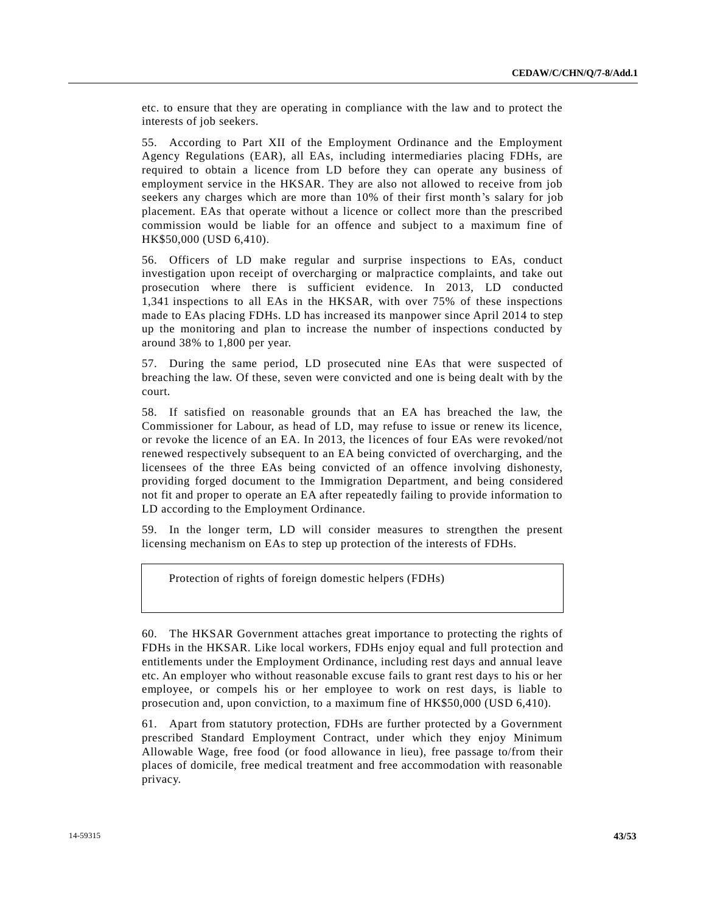etc. to ensure that they are operating in compliance with the law and to protect the interests of job seekers.

55. According to Part XII of the Employment Ordinance and the Employment Agency Regulations (EAR), all EAs, including intermediaries placing FDHs, are required to obtain a licence from LD before they can operate any business of employment service in the HKSAR. They are also not allowed to receive from job seekers any charges which are more than 10% of their first month's salary for job placement. EAs that operate without a licence or collect more than the prescribed commission would be liable for an offence and subject to a maximum fine of HK$50,000 (USD 6,410).

56. Officers of LD make regular and surprise inspections to EAs, conduct investigation upon receipt of overcharging or malpractice complaints, and take out prosecution where there is sufficient evidence. In 2013, LD conducted 1,341 inspections to all EAs in the HKSAR, with over 75% of these inspections made to EAs placing FDHs. LD has increased its manpower since April 2014 to step up the monitoring and plan to increase the number of inspections conducted by around 38% to 1,800 per year.

57. During the same period, LD prosecuted nine EAs that were suspected of breaching the law. Of these, seven were convicted and one is being dealt with by the court.

58. If satisfied on reasonable grounds that an EA has breached the law, the Commissioner for Labour, as head of LD, may refuse to issue or renew its licence, or revoke the licence of an EA. In 2013, the licences of four EAs were revoked/not renewed respectively subsequent to an EA being convicted of overcharging, and the licensees of the three EAs being convicted of an offence involving dishonesty, providing forged document to the Immigration Department, and being considered not fit and proper to operate an EA after repeatedly failing to provide information to LD according to the Employment Ordinance.

59. In the longer term, LD will consider measures to strengthen the present licensing mechanism on EAs to step up protection of the interests of FDHs.

| Protection of rights of foreign domestic helpers (FDHs) |
| --- |

60. The HKSAR Government attaches great importance to protecting the rights of FDHs in the HKSAR. Like local workers, FDHs enjoy equal and full protection and entitlements under the Employment Ordinance, including rest days and annual leave etc. An employer who without reasonable excuse fails to grant rest days to his or her employee, or compels his or her employee to work on rest days, is liable to prosecution and, upon conviction, to a maximum fine of HK$50,000 (USD 6,410).

61. Apart from statutory protection, FDHs are further protected by a Government prescribed Standard Employment Contract, under which they enjoy Minimum Allowable Wage, free food (or food allowance in lieu), free passage to/from their places of domicile, free medical treatment and free accommodation with reasonable privacy.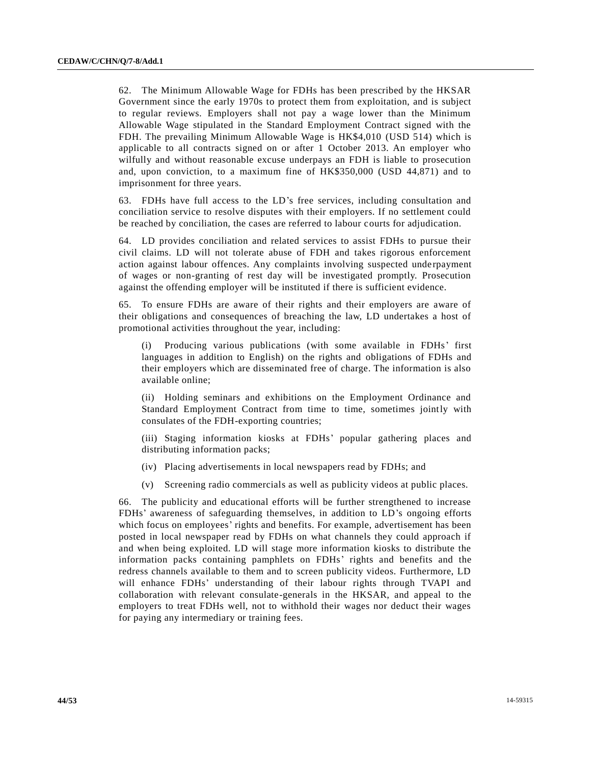62. The Minimum Allowable Wage for FDHs has been prescribed by the HKSAR Government since the early 1970s to protect them from exploitation, and is subject to regular reviews. Employers shall not pay a wage lower than the Minimum Allowable Wage stipulated in the Standard Employment Contract signed with the FDH. The prevailing Minimum Allowable Wage is HK$4,010 (USD 514) which is applicable to all contracts signed on or after 1 October 2013. An employer who wilfully and without reasonable excuse underpays an FDH is liable to prosecution and, upon conviction, to a maximum fine of HK$350,000 (USD 44,871) and to imprisonment for three years.

63. FDHs have full access to the LD's free services, including consultation and conciliation service to resolve disputes with their employers. If no settlement could be reached by conciliation, the cases are referred to labour courts for adjudication.

64. LD provides conciliation and related services to assist FDHs to pursue their civil claims. LD will not tolerate abuse of FDH and takes rigorous enforcement action against labour offences. Any complaints involving suspected underpayment of wages or non-granting of rest day will be investigated promptly. Prosecution against the offending employer will be instituted if there is sufficient evidence.

65. To ensure FDHs are aware of their rights and their employers are aware of their obligations and consequences of breaching the law, LD undertakes a host of promotional activities throughout the year, including:

(i) Producing various publications (with some available in FDHs' first languages in addition to English) on the rights and obligations of FDHs and their employers which are disseminated free of charge. The information is also available online;

(ii) Holding seminars and exhibitions on the Employment Ordinance and Standard Employment Contract from time to time, sometimes jointly with consulates of the FDH-exporting countries;

(iii) Staging information kiosks at FDHs' popular gathering places and distributing information packs;

(iv) Placing advertisements in local newspapers read by FDHs; and

(v) Screening radio commercials as well as publicity videos at public places.

66. The publicity and educational efforts will be further strengthened to increase FDHs' awareness of safeguarding themselves, in addition to LD's ongoing efforts which focus on employees' rights and benefits. For example, advertisement has been posted in local newspaper read by FDHs on what channels they could approach if and when being exploited. LD will stage more information kiosks to distribute the information packs containing pamphlets on FDHs' rights and benefits and the redress channels available to them and to screen publicity videos. Furthermore, LD will enhance FDHs' understanding of their labour rights through TVAPI and collaboration with relevant consulate-generals in the HKSAR, and appeal to the employers to treat FDHs well, not to withhold their wages nor deduct their wages for paying any intermediary or training fees.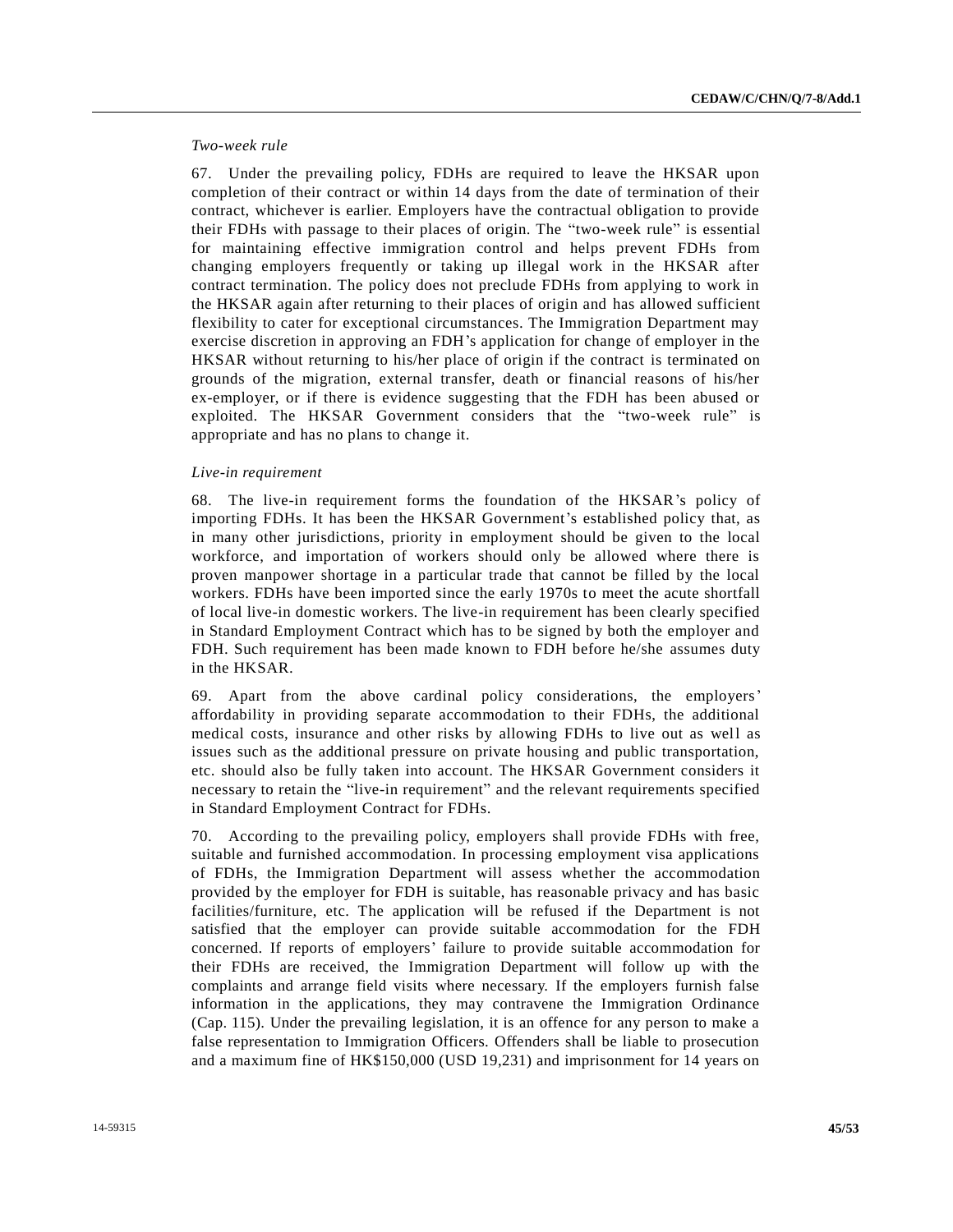*Two-week rule*

67. Under the prevailing policy, FDHs are required to leave the HKSAR upon completion of their contract or within 14 days from the date of termination of their contract, whichever is earlier. Employers have the contractual obligation to provide their FDHs with passage to their places of origin. The "two-week rule" is essential for maintaining effective immigration control and helps prevent FDHs from changing employers frequently or taking up illegal work in the HKSAR after contract termination. The policy does not preclude FDHs from applying to work in the HKSAR again after returning to their places of origin and has allowed sufficient flexibility to cater for exceptional circumstances. The Immigration Department may exercise discretion in approving an FDH's application for change of employer in the HKSAR without returning to his/her place of origin if the contract is terminated on grounds of the migration, external transfer, death or financial reasons of his/her ex-employer, or if there is evidence suggesting that the FDH has been abused or exploited. The HKSAR Government considers that the "two-week rule" is appropriate and has no plans to change it.

*Live-in requirement*

68. The live-in requirement forms the foundation of the HKSAR's policy of importing FDHs. It has been the HKSAR Government's established policy that, as in many other jurisdictions, priority in employment should be given to the local workforce, and importation of workers should only be allowed where there is proven manpower shortage in a particular trade that cannot be filled by the local workers. FDHs have been imported since the early 1970s to meet the acute shortfall of local live-in domestic workers. The live-in requirement has been clearly specified in Standard Employment Contract which has to be signed by both the employer and FDH. Such requirement has been made known to FDH before he/she assumes duty in the HKSAR.

69. Apart from the above cardinal policy considerations, the employers' affordability in providing separate accommodation to their FDHs, the additional medical costs, insurance and other risks by allowing FDHs to live out as well as issues such as the additional pressure on private housing and public transportation, etc. should also be fully taken into account. The HKSAR Government considers it necessary to retain the "live-in requirement" and the relevant requirements specified in Standard Employment Contract for FDHs.

70. According to the prevailing policy, employers shall provide FDHs with free, suitable and furnished accommodation. In processing employment visa applications of FDHs, the Immigration Department will assess whether the accommodation provided by the employer for FDH is suitable, has reasonable privacy and has basic facilities/furniture, etc. The application will be refused if the Department is not satisfied that the employer can provide suitable accommodation for the FDH concerned. If reports of employers' failure to provide suitable accommodation for their FDHs are received, the Immigration Department will follow up with the complaints and arrange field visits where necessary. If the employers furnish false information in the applications, they may contravene the Immigration Ordinance (Cap. 115). Under the prevailing legislation, it is an offence for any person to make a false representation to Immigration Officers. Offenders shall be liable to prosecution and a maximum fine of HK$150,000 (USD 19,231) and imprisonment for 14 years on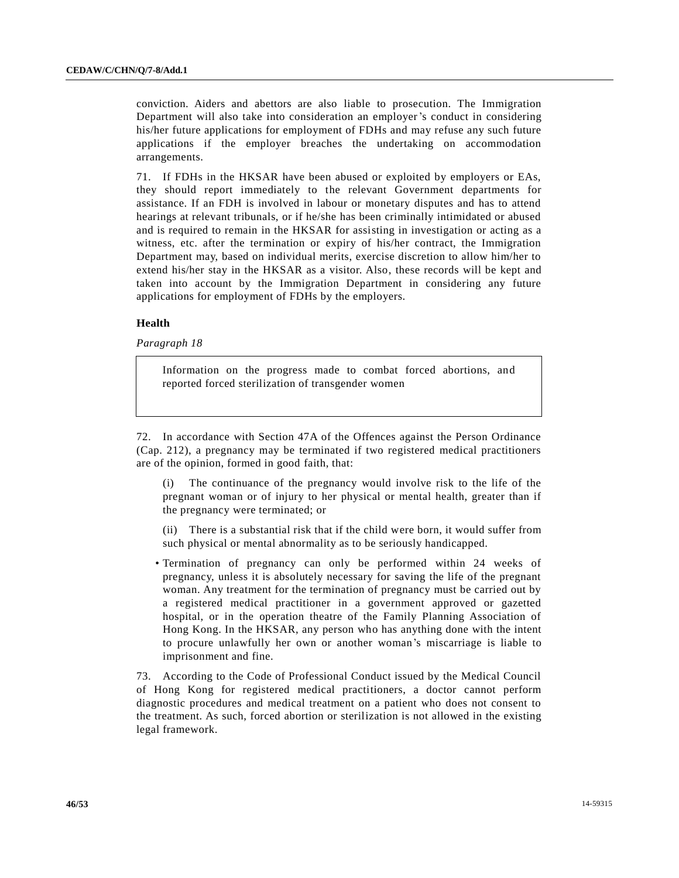conviction. Aiders and abettors are also liable to prosecution. The Immigration Department will also take into consideration an employer's conduct in considering his/her future applications for employment of FDHs and may refuse any such future applications if the employer breaches the undertaking on accommodation arrangements.

71. If FDHs in the HKSAR have been abused or exploited by employers or EAs, they should report immediately to the relevant Government departments for assistance. If an FDH is involved in labour or monetary disputes and has to attend hearings at relevant tribunals, or if he/she has been criminally intimidated or abused and is required to remain in the HKSAR for assisting in investigation or acting as a witness, etc. after the termination or expiry of his/her contract, the Immigration Department may, based on individual merits, exercise discretion to allow him/her to extend his/her stay in the HKSAR as a visitor. Also, these records will be kept and taken into account by the Immigration Department in considering any future applications for employment of FDHs by the employers.

### Health

*Paragraph 18*

> Information on the progress made to combat forced abortions, and reported forced sterilization of transgender women

72. In accordance with Section 47A of the Offences against the Person Ordinance (Cap. 212), a pregnancy may be terminated if two registered medical practitioners are of the opinion, formed in good faith, that:

(i) The continuance of the pregnancy would involve risk to the life of the pregnant woman or of injury to her physical or mental health, greater than if the pregnancy were terminated; or

(ii) There is a substantial risk that if the child were born, it would suffer from such physical or mental abnormality as to be seriously handicapped.

- Termination of pregnancy can only be performed within 24 weeks of pregnancy, unless it is absolutely necessary for saving the life of the pregnant woman. Any treatment for the termination of pregnancy must be carried out by a registered medical practitioner in a government approved or gazetted hospital, or in the operation theatre of the Family Planning Association of Hong Kong. In the HKSAR, any person who has anything done with the intent to procure unlawfully her own or another woman's miscarriage is liable to imprisonment and fine.

73. According to the Code of Professional Conduct issued by the Medical Council of Hong Kong for registered medical practitioners, a doctor cannot perform diagnostic procedures and medical treatment on a patient who does not consent to the treatment. As such, forced abortion or sterilization is not allowed in the existing legal framework.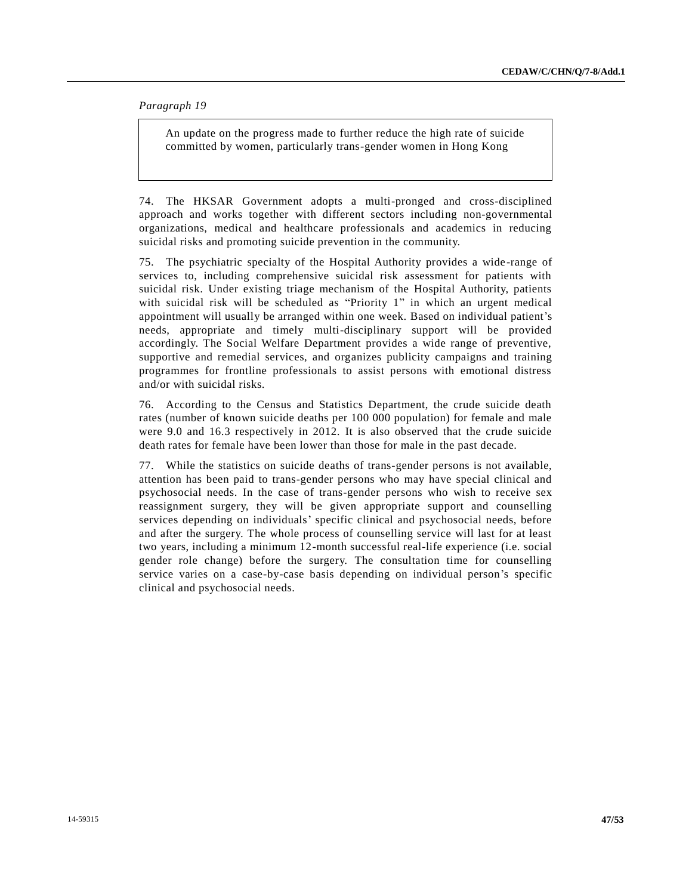*Paragraph 19*

> An update on the progress made to further reduce the high rate of suicide committed by women, particularly trans-gender women in Hong Kong

74. The HKSAR Government adopts a multi-pronged and cross-disciplined approach and works together with different sectors including non-governmental organizations, medical and healthcare professionals and academics in reducing suicidal risks and promoting suicide prevention in the community.

75. The psychiatric specialty of the Hospital Authority provides a wide-range of services to, including comprehensive suicidal risk assessment for patients with suicidal risk. Under existing triage mechanism of the Hospital Authority, patients with suicidal risk will be scheduled as "Priority 1" in which an urgent medical appointment will usually be arranged within one week. Based on individual patient's needs, appropriate and timely multi-disciplinary support will be provided accordingly. The Social Welfare Department provides a wide range of preventive, supportive and remedial services, and organizes publicity campaigns and training programmes for frontline professionals to assist persons with emotional distress and/or with suicidal risks.

76. According to the Census and Statistics Department, the crude suicide death rates (number of known suicide deaths per 100 000 population) for female and male were 9.0 and 16.3 respectively in 2012. It is also observed that the crude suicide death rates for female have been lower than those for male in the past decade.

77. While the statistics on suicide deaths of trans-gender persons is not available, attention has been paid to trans-gender persons who may have special clinical and psychosocial needs. In the case of trans-gender persons who wish to receive sex reassignment surgery, they will be given appropriate support and counselling services depending on individuals' specific clinical and psychosocial needs, before and after the surgery. The whole process of counselling service will last for at least two years, including a minimum 12-month successful real-life experience (i.e. social gender role change) before the surgery. The consultation time for counselling service varies on a case-by-case basis depending on individual person's specific clinical and psychosocial needs.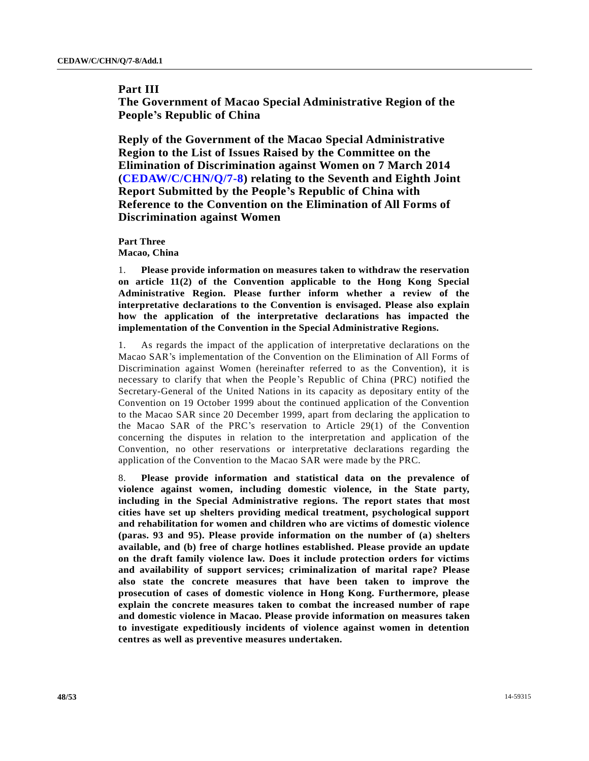## Part III
## The Government of Macao Special Administrative Region of the People's Republic of China

## Reply of the Government of the Macao Special Administrative Region to the List of Issues Raised by the Committee on the Elimination of Discrimination against Women on 7 March 2014 (CEDAW/C/CHN/Q/7-8) relating to the Seventh and Eighth Joint Report Submitted by the People's Republic of China with Reference to the Convention on the Elimination of All Forms of Discrimination against Women

**Part Three**
**Macao, China**

1. **Please provide information on measures taken to withdraw the reservation on article 11(2) of the Convention applicable to the Hong Kong Special Administrative Region. Please further inform whether a review of the interpretative declarations to the Convention is envisaged. Please also explain how the application of the interpretative declarations has impacted the implementation of the Convention in the Special Administrative Regions.**

1. As regards the impact of the application of interpretative declarations on the Macao SAR's implementation of the Convention on the Elimination of All Forms of Discrimination against Women (hereinafter referred to as the Convention), it is necessary to clarify that when the People's Republic of China (PRC) notified the Secretary-General of the United Nations in its capacity as depositary entity of the Convention on 19 October 1999 about the continued application of the Convention to the Macao SAR since 20 December 1999, apart from declaring the application to the Macao SAR of the PRC's reservation to Article 29(1) of the Convention concerning the disputes in relation to the interpretation and application of the Convention, no other reservations or interpretative declarations regarding the application of the Convention to the Macao SAR were made by the PRC.

8. **Please provide information and statistical data on the prevalence of violence against women, including domestic violence, in the State party, including in the Special Administrative regions. The report states that most cities have set up shelters providing medical treatment, psychological support and rehabilitation for women and children who are victims of domestic violence (paras. 93 and 95). Please provide information on the number of (a) shelters available, and (b) free of charge hotlines established. Please provide an update on the draft family violence law. Does it include protection orders for victims and availability of support services; criminalization of marital rape? Please also state the concrete measures that have been taken to improve the prosecution of cases of domestic violence in Hong Kong. Furthermore, please explain the concrete measures taken to combat the increased number of rape and domestic violence in Macao. Please provide information on measures taken to investigate expeditiously incidents of violence against women in detention centres as well as preventive measures undertaken.**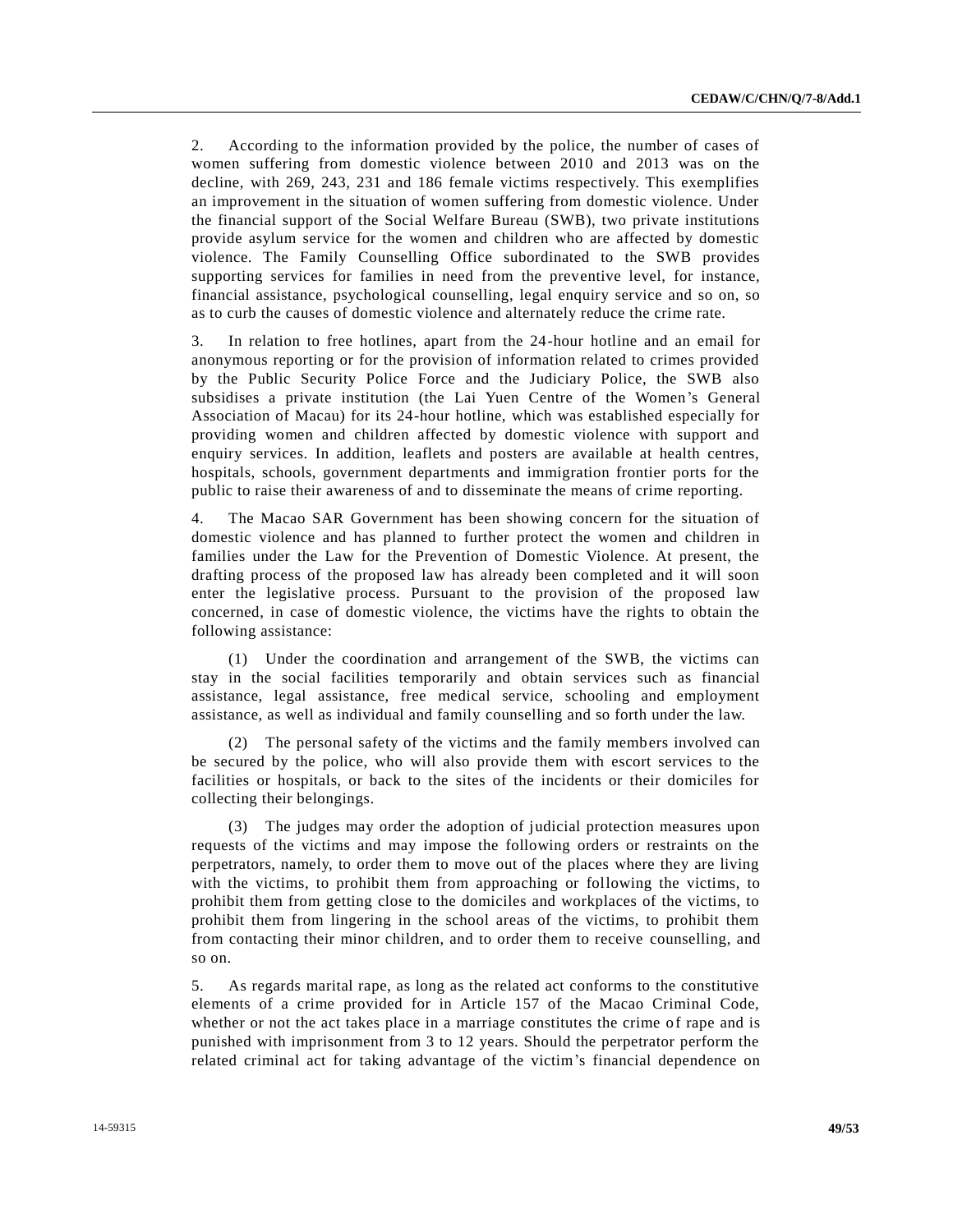2. According to the information provided by the police, the number of cases of women suffering from domestic violence between 2010 and 2013 was on the decline, with 269, 243, 231 and 186 female victims respectively. This exemplifies an improvement in the situation of women suffering from domestic violence. Under the financial support of the Social Welfare Bureau (SWB), two private institutions provide asylum service for the women and children who are affected by domestic violence. The Family Counselling Office subordinated to the SWB provides supporting services for families in need from the preventive level, for instance, financial assistance, psychological counselling, legal enquiry service and so on, so as to curb the causes of domestic violence and alternately reduce the crime rate.

3. In relation to free hotlines, apart from the 24-hour hotline and an email for anonymous reporting or for the provision of information related to crimes provided by the Public Security Police Force and the Judiciary Police, the SWB also subsidises a private institution (the Lai Yuen Centre of the Women's General Association of Macau) for its 24-hour hotline, which was established especially for providing women and children affected by domestic violence with support and enquiry services. In addition, leaflets and posters are available at health centres, hospitals, schools, government departments and immigration frontier ports for the public to raise their awareness of and to disseminate the means of crime reporting.

4. The Macao SAR Government has been showing concern for the situation of domestic violence and has planned to further protect the women and children in families under the Law for the Prevention of Domestic Violence. At present, the drafting process of the proposed law has already been completed and it will soon enter the legislative process. Pursuant to the provision of the proposed law concerned, in case of domestic violence, the victims have the rights to obtain the following assistance:

(1) Under the coordination and arrangement of the SWB, the victims can stay in the social facilities temporarily and obtain services such as financial assistance, legal assistance, free medical service, schooling and employment assistance, as well as individual and family counselling and so forth under the law.

(2) The personal safety of the victims and the family members involved can be secured by the police, who will also provide them with escort services to the facilities or hospitals, or back to the sites of the incidents or their domiciles for collecting their belongings.

(3) The judges may order the adoption of judicial protection measures upon requests of the victims and may impose the following orders or restraints on the perpetrators, namely, to order them to move out of the places where they are living with the victims, to prohibit them from approaching or following the victims, to prohibit them from getting close to the domiciles and workplaces of the victims, to prohibit them from lingering in the school areas of the victims, to prohibit them from contacting their minor children, and to order them to receive counselling, and so on.

5. As regards marital rape, as long as the related act conforms to the constitutive elements of a crime provided for in Article 157 of the Macao Criminal Code, whether or not the act takes place in a marriage constitutes the crime of rape and is punished with imprisonment from 3 to 12 years. Should the perpetrator perform the related criminal act for taking advantage of the victim's financial dependence on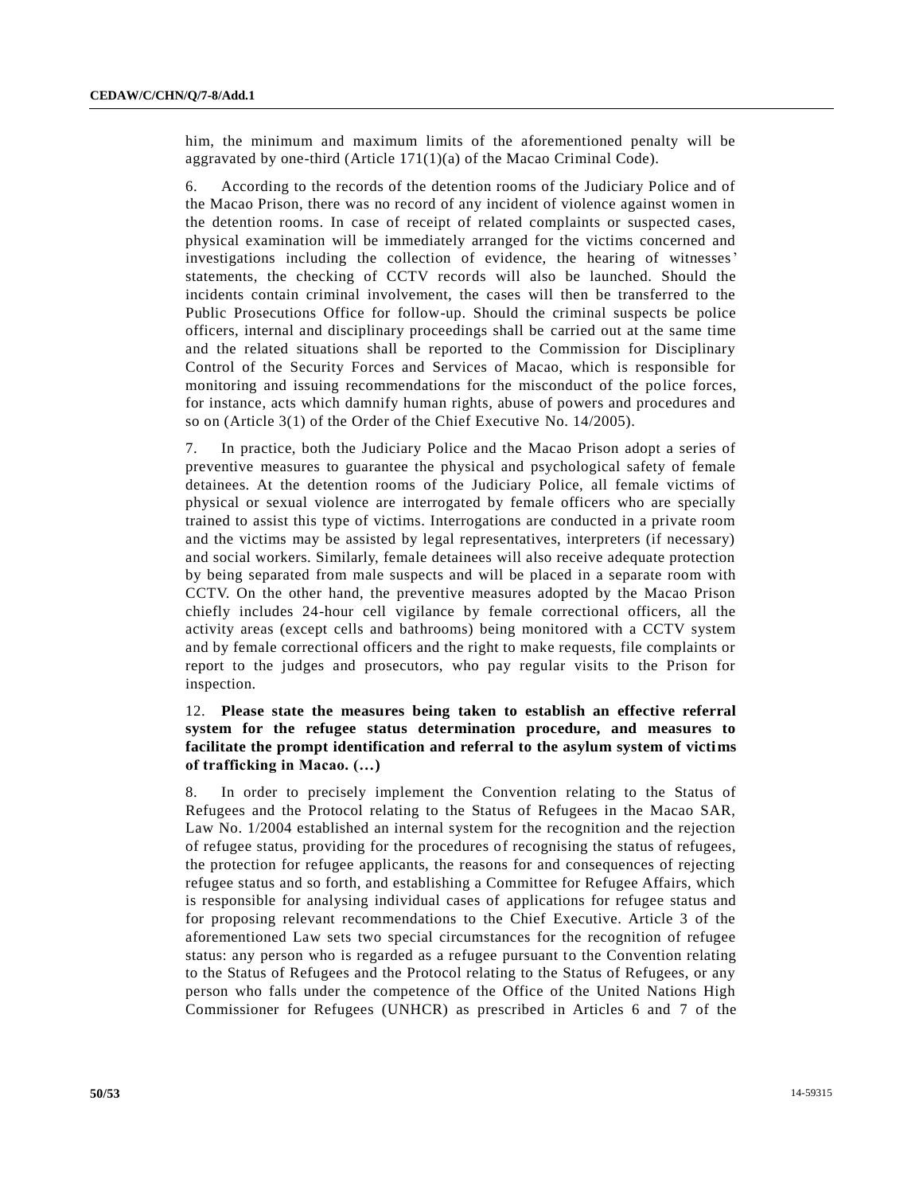him, the minimum and maximum limits of the aforementioned penalty will be aggravated by one-third (Article 171(1)(a) of the Macao Criminal Code).

6. According to the records of the detention rooms of the Judiciary Police and of the Macao Prison, there was no record of any incident of violence against women in the detention rooms. In case of receipt of related complaints or suspected cases, physical examination will be immediately arranged for the victims concerned and investigations including the collection of evidence, the hearing of witnesses' statements, the checking of CCTV records will also be launched. Should the incidents contain criminal involvement, the cases will then be transferred to the Public Prosecutions Office for follow-up. Should the criminal suspects be police officers, internal and disciplinary proceedings shall be carried out at the same time and the related situations shall be reported to the Commission for Disciplinary Control of the Security Forces and Services of Macao, which is responsible for monitoring and issuing recommendations for the misconduct of the police forces, for instance, acts which damnify human rights, abuse of powers and procedures and so on (Article 3(1) of the Order of the Chief Executive No. 14/2005).

7. In practice, both the Judiciary Police and the Macao Prison adopt a series of preventive measures to guarantee the physical and psychological safety of female detainees. At the detention rooms of the Judiciary Police, all female victims of physical or sexual violence are interrogated by female officers who are specially trained to assist this type of victims. Interrogations are conducted in a private room and the victims may be assisted by legal representatives, interpreters (if necessary) and social workers. Similarly, female detainees will also receive adequate protection by being separated from male suspects and will be placed in a separate room with CCTV. On the other hand, the preventive measures adopted by the Macao Prison chiefly includes 24-hour cell vigilance by female correctional officers, all the activity areas (except cells and bathrooms) being monitored with a CCTV system and by female correctional officers and the right to make requests, file complaints or report to the judges and prosecutors, who pay regular visits to the Prison for inspection.

12. **Please state the measures being taken to establish an effective referral system for the refugee status determination procedure, and measures to facilitate the prompt identification and referral to the asylum system of victims of trafficking in Macao. (…)**

8. In order to precisely implement the Convention relating to the Status of Refugees and the Protocol relating to the Status of Refugees in the Macao SAR, Law No. 1/2004 established an internal system for the recognition and the rejection of refugee status, providing for the procedures of recognising the status of refugees, the protection for refugee applicants, the reasons for and consequences of rejecting refugee status and so forth, and establishing a Committee for Refugee Affairs, which is responsible for analysing individual cases of applications for refugee status and for proposing relevant recommendations to the Chief Executive. Article 3 of the aforementioned Law sets two special circumstances for the recognition of refugee status: any person who is regarded as a refugee pursuant to the Convention relating to the Status of Refugees and the Protocol relating to the Status of Refugees, or any person who falls under the competence of the Office of the United Nations High Commissioner for Refugees (UNHCR) as prescribed in Articles 6 and 7 of the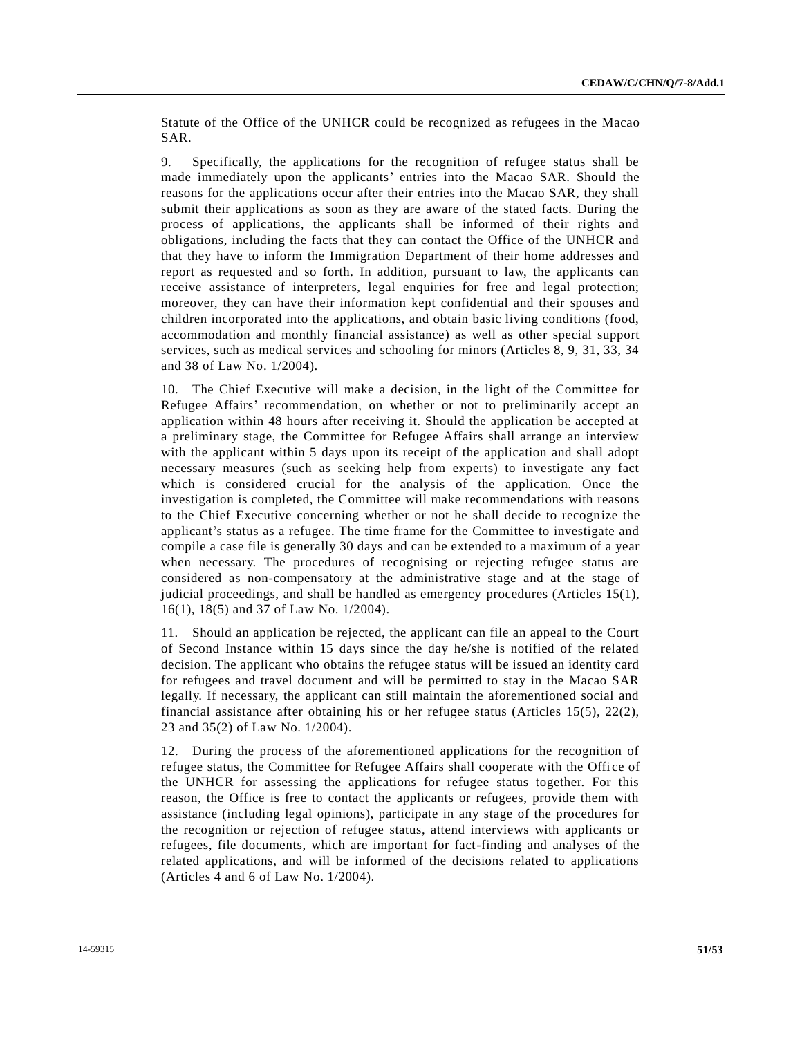Statute of the Office of the UNHCR could be recognized as refugees in the Macao SAR.

9. Specifically, the applications for the recognition of refugee status shall be made immediately upon the applicants' entries into the Macao SAR. Should the reasons for the applications occur after their entries into the Macao SAR, they shall submit their applications as soon as they are aware of the stated facts. During the process of applications, the applicants shall be informed of their rights and obligations, including the facts that they can contact the Office of the UNHCR and that they have to inform the Immigration Department of their home addresses and report as requested and so forth. In addition, pursuant to law, the applicants can receive assistance of interpreters, legal enquiries for free and legal protection; moreover, they can have their information kept confidential and their spouses and children incorporated into the applications, and obtain basic living conditions (food, accommodation and monthly financial assistance) as well as other special support services, such as medical services and schooling for minors (Articles 8, 9, 31, 33, 34 and 38 of Law No. 1/2004).

10. The Chief Executive will make a decision, in the light of the Committee for Refugee Affairs' recommendation, on whether or not to preliminarily accept an application within 48 hours after receiving it. Should the application be accepted at a preliminary stage, the Committee for Refugee Affairs shall arrange an interview with the applicant within 5 days upon its receipt of the application and shall adopt necessary measures (such as seeking help from experts) to investigate any fact which is considered crucial for the analysis of the application. Once the investigation is completed, the Committee will make recommendations with reasons to the Chief Executive concerning whether or not he shall decide to recognize the applicant's status as a refugee. The time frame for the Committee to investigate and compile a case file is generally 30 days and can be extended to a maximum of a year when necessary. The procedures of recognising or rejecting refugee status are considered as non-compensatory at the administrative stage and at the stage of judicial proceedings, and shall be handled as emergency procedures (Articles 15(1), 16(1), 18(5) and 37 of Law No. 1/2004).

11. Should an application be rejected, the applicant can file an appeal to the Court of Second Instance within 15 days since the day he/she is notified of the related decision. The applicant who obtains the refugee status will be issued an identity card for refugees and travel document and will be permitted to stay in the Macao SAR legally. If necessary, the applicant can still maintain the aforementioned social and financial assistance after obtaining his or her refugee status (Articles 15(5), 22(2), 23 and 35(2) of Law No. 1/2004).

12. During the process of the aforementioned applications for the recognition of refugee status, the Committee for Refugee Affairs shall cooperate with the Office of the UNHCR for assessing the applications for refugee status together. For this reason, the Office is free to contact the applicants or refugees, provide them with assistance (including legal opinions), participate in any stage of the procedures for the recognition or rejection of refugee status, attend interviews with applicants or refugees, file documents, which are important for fact-finding and analyses of the related applications, and will be informed of the decisions related to applications (Articles 4 and 6 of Law No. 1/2004).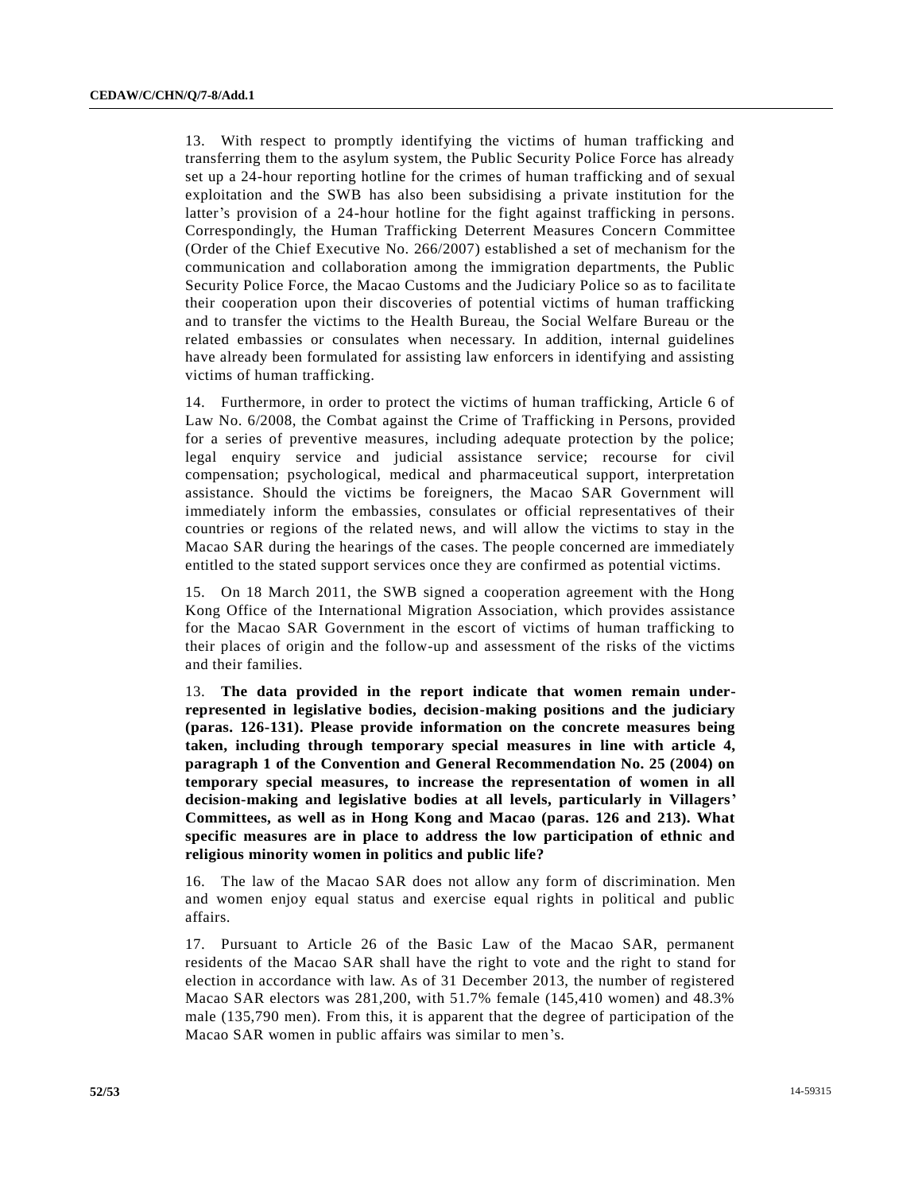13. With respect to promptly identifying the victims of human trafficking and transferring them to the asylum system, the Public Security Police Force has already set up a 24-hour reporting hotline for the crimes of human trafficking and of sexual exploitation and the SWB has also been subsidising a private institution for the latter's provision of a 24-hour hotline for the fight against trafficking in persons. Correspondingly, the Human Trafficking Deterrent Measures Concern Committee (Order of the Chief Executive No. 266/2007) established a set of mechanism for the communication and collaboration among the immigration departments, the Public Security Police Force, the Macao Customs and the Judiciary Police so as to facilitate their cooperation upon their discoveries of potential victims of human trafficking and to transfer the victims to the Health Bureau, the Social Welfare Bureau or the related embassies or consulates when necessary. In addition, internal guidelines have already been formulated for assisting law enforcers in identifying and assisting victims of human trafficking.

14. Furthermore, in order to protect the victims of human trafficking, Article 6 of Law No. 6/2008, the Combat against the Crime of Trafficking in Persons, provided for a series of preventive measures, including adequate protection by the police; legal enquiry service and judicial assistance service; recourse for civil compensation; psychological, medical and pharmaceutical support, interpretation assistance. Should the victims be foreigners, the Macao SAR Government will immediately inform the embassies, consulates or official representatives of their countries or regions of the related news, and will allow the victims to stay in the Macao SAR during the hearings of the cases. The people concerned are immediately entitled to the stated support services once they are confirmed as potential victims.

15. On 18 March 2011, the SWB signed a cooperation agreement with the Hong Kong Office of the International Migration Association, which provides assistance for the Macao SAR Government in the escort of victims of human trafficking to their places of origin and the follow-up and assessment of the risks of the victims and their families.

13. **The data provided in the report indicate that women remain under-represented in legislative bodies, decision-making positions and the judiciary (paras. 126-131). Please provide information on the concrete measures being taken, including through temporary special measures in line with article 4, paragraph 1 of the Convention and General Recommendation No. 25 (2004) on temporary special measures, to increase the representation of women in all decision-making and legislative bodies at all levels, particularly in Villagers' Committees, as well as in Hong Kong and Macao (paras. 126 and 213). What specific measures are in place to address the low participation of ethnic and religious minority women in politics and public life?**

16. The law of the Macao SAR does not allow any form of discrimination. Men and women enjoy equal status and exercise equal rights in political and public affairs.

17. Pursuant to Article 26 of the Basic Law of the Macao SAR, permanent residents of the Macao SAR shall have the right to vote and the right to stand for election in accordance with law. As of 31 December 2013, the number of registered Macao SAR electors was 281,200, with 51.7% female (145,410 women) and 48.3% male (135,790 men). From this, it is apparent that the degree of participation of the Macao SAR women in public affairs was similar to men's.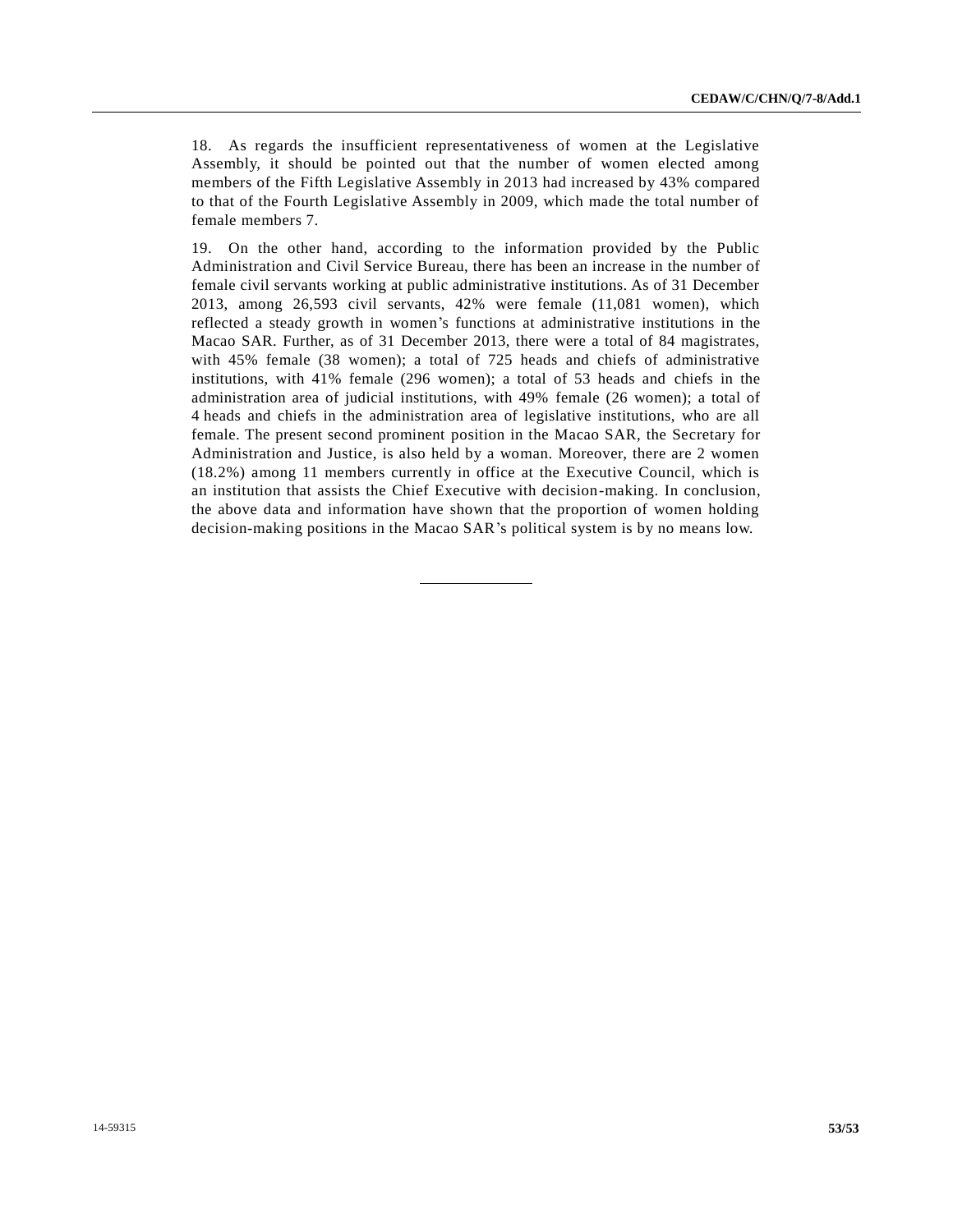18. As regards the insufficient representativeness of women at the Legislative Assembly, it should be pointed out that the number of women elected among members of the Fifth Legislative Assembly in 2013 had increased by 43% compared to that of the Fourth Legislative Assembly in 2009, which made the total number of female members 7.

19. On the other hand, according to the information provided by the Public Administration and Civil Service Bureau, there has been an increase in the number of female civil servants working at public administrative institutions. As of 31 December 2013, among 26,593 civil servants, 42% were female (11,081 women), which reflected a steady growth in women's functions at administrative institutions in the Macao SAR. Further, as of 31 December 2013, there were a total of 84 magistrates, with 45% female (38 women); a total of 725 heads and chiefs of administrative institutions, with 41% female (296 women); a total of 53 heads and chiefs in the administration area of judicial institutions, with 49% female (26 women); a total of 4 heads and chiefs in the administration area of legislative institutions, who are all female. The present second prominent position in the Macao SAR, the Secretary for Administration and Justice, is also held by a woman. Moreover, there are 2 women (18.2%) among 11 members currently in office at the Executive Council, which is an institution that assists the Chief Executive with decision-making. In conclusion, the above data and information have shown that the proportion of women holding decision-making positions in the Macao SAR's political system is by no means low.